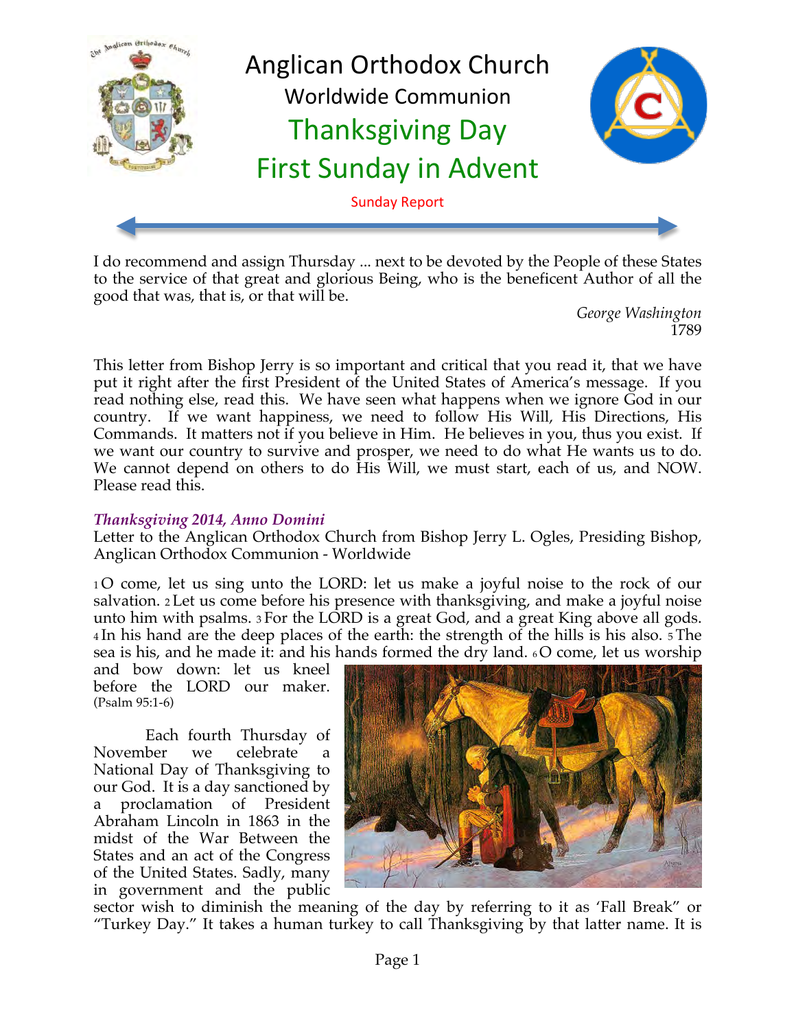# Anglican Orthodox Church

## Worldwide Communion

## Thanksgiving Day

## First Sunday in Advent

Sunday Report

I do recommend and assign Thursday ... next to be devoted by the People of these States to the service of that great and glorious Being, who is the beneficent Author of all the good that was, that is, or that will be.

*George Washington*
1789

This letter from Bishop Jerry is so important and critical that you read it, that we have put it right after the first President of the United States of America's message. If you read nothing else, read this. We have seen what happens when we ignore God in our country. If we want happiness, we need to follow His Will, His Directions, His Commands. It matters not if you believe in Him. He believes in you, thus you exist. If we want our country to survive and prosper, we need to do what He wants us to do. We cannot depend on others to do His Will, we must start, each of us, and NOW. Please read this.

***Thanksgiving 2014, Anno Domini***

Letter to the Anglican Orthodox Church from Bishop Jerry L. Ogles, Presiding Bishop, Anglican Orthodox Communion - Worldwide

1 O come, let us sing unto the LORD: let us make a joyful noise to the rock of our salvation. 2 Let us come before his presence with thanksgiving, and make a joyful noise unto him with psalms. 3 For the LORD is a great God, and a great King above all gods. 4 In his hand are the deep places of the earth: the strength of the hills is his also. 5 The sea is his, and he made it: and his hands formed the dry land. 6 O come, let us worship and bow down: let us kneel before the LORD our maker. (Psalm 95:1-6)

Each fourth Thursday of November we celebrate a National Day of Thanksgiving to our God. It is a day sanctioned by a proclamation of President Abraham Lincoln in 1863 in the midst of the War Between the States and an act of the Congress of the United States. Sadly, many in government and the public sector wish to diminish the meaning of the day by referring to it as 'Fall Break" or "Turkey Day." It takes a human turkey to call Thanksgiving by that latter name. It is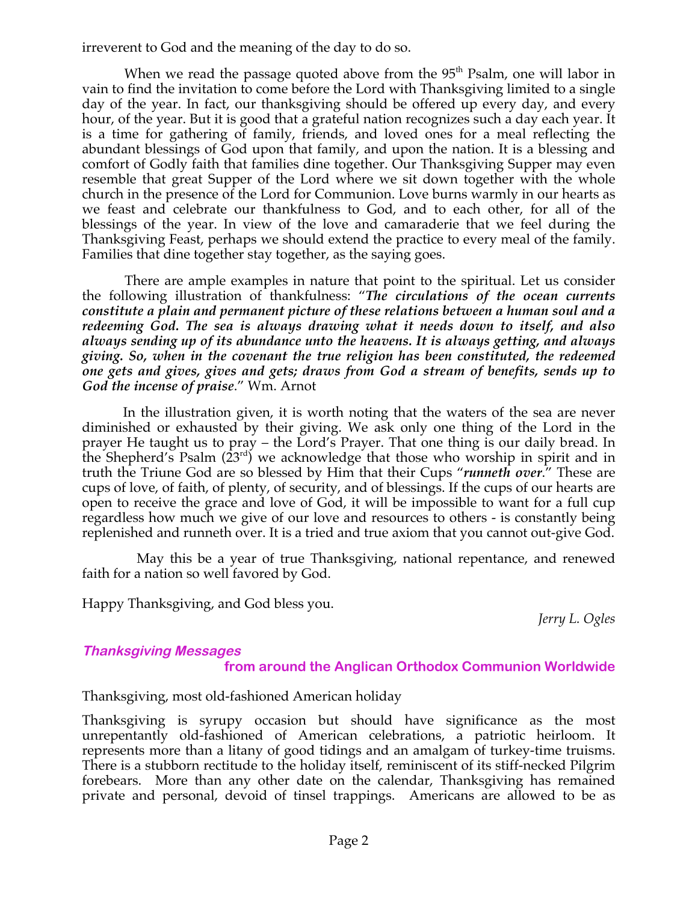irreverent to God and the meaning of the day to do so.

When we read the passage quoted above from the 95th Psalm, one will labor in vain to find the invitation to come before the Lord with Thanksgiving limited to a single day of the year. In fact, our thanksgiving should be offered up every day, and every hour, of the year. But it is good that a grateful nation recognizes such a day each year. It is a time for gathering of family, friends, and loved ones for a meal reflecting the abundant blessings of God upon that family, and upon the nation. It is a blessing and comfort of Godly faith that families dine together. Our Thanksgiving Supper may even resemble that great Supper of the Lord where we sit down together with the whole church in the presence of the Lord for Communion. Love burns warmly in our hearts as we feast and celebrate our thankfulness to God, and to each other, for all of the blessings of the year. In view of the love and camaraderie that we feel during the Thanksgiving Feast, perhaps we should extend the practice to every meal of the family. Families that dine together stay together, as the saying goes.

There are ample examples in nature that point to the spiritual. Let us consider the following illustration of thankfulness: "***The circulations of the ocean currents constitute a plain and permanent picture of these relations between a human soul and a redeeming God. The sea is always drawing what it needs down to itself, and also always sending up of its abundance unto the heavens. It is always getting, and always giving. So, when in the covenant the true religion has been constituted, the redeemed one gets and gives, gives and gets; draws from God a stream of benefits, sends up to God the incense of praise***." Wm. Arnot

In the illustration given, it is worth noting that the waters of the sea are never diminished or exhausted by their giving. We ask only one thing of the Lord in the prayer He taught us to pray – the Lord's Prayer. That one thing is our daily bread. In the Shepherd's Psalm (23rd) we acknowledge that those who worship in spirit and in truth the Triune God are so blessed by Him that their Cups "***runneth over***." These are cups of love, of faith, of plenty, of security, and of blessings. If the cups of our hearts are open to receive the grace and love of God, it will be impossible to want for a full cup regardless how much we give of our love and resources to others - is constantly being replenished and runneth over. It is a tried and true axiom that you cannot out-give God.

May this be a year of true Thanksgiving, national repentance, and renewed faith for a nation so well favored by God.

Happy Thanksgiving, and God bless you.

*Jerry L. Ogles*

## *Thanksgiving Messages* from around the Anglican Orthodox Communion Worldwide

Thanksgiving, most old-fashioned American holiday

Thanksgiving is syrupy occasion but should have significance as the most unrepentantly old-fashioned of American celebrations, a patriotic heirloom. It represents more than a litany of good tidings and an amalgam of turkey-time truisms. There is a stubborn rectitude to the holiday itself, reminiscent of its stiff-necked Pilgrim forebears. More than any other date on the calendar, Thanksgiving has remained private and personal, devoid of tinsel trappings. Americans are allowed to be as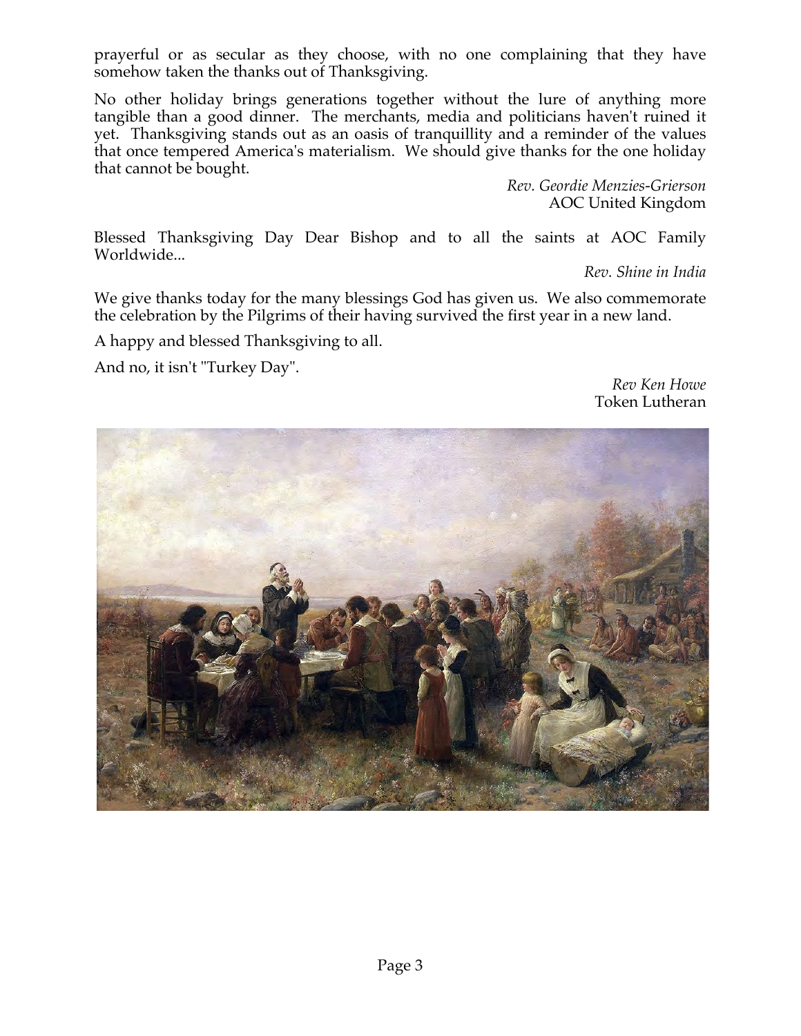prayerful or as secular as they choose, with no one complaining that they have somehow taken the thanks out of Thanksgiving.

No other holiday brings generations together without the lure of anything more tangible than a good dinner. The merchants, media and politicians haven't ruined it yet. Thanksgiving stands out as an oasis of tranquillity and a reminder of the values that once tempered America's materialism. We should give thanks for the one holiday that cannot be bought.

*Rev. Geordie Menzies-Grierson*
AOC United Kingdom

Blessed Thanksgiving Day Dear Bishop and to all the saints at AOC Family Worldwide...

*Rev. Shine in India*

We give thanks today for the many blessings God has given us. We also commemorate the celebration by the Pilgrims of their having survived the first year in a new land.

A happy and blessed Thanksgiving to all.

And no, it isn't "Turkey Day".

*Rev Ken Howe*
Token Lutheran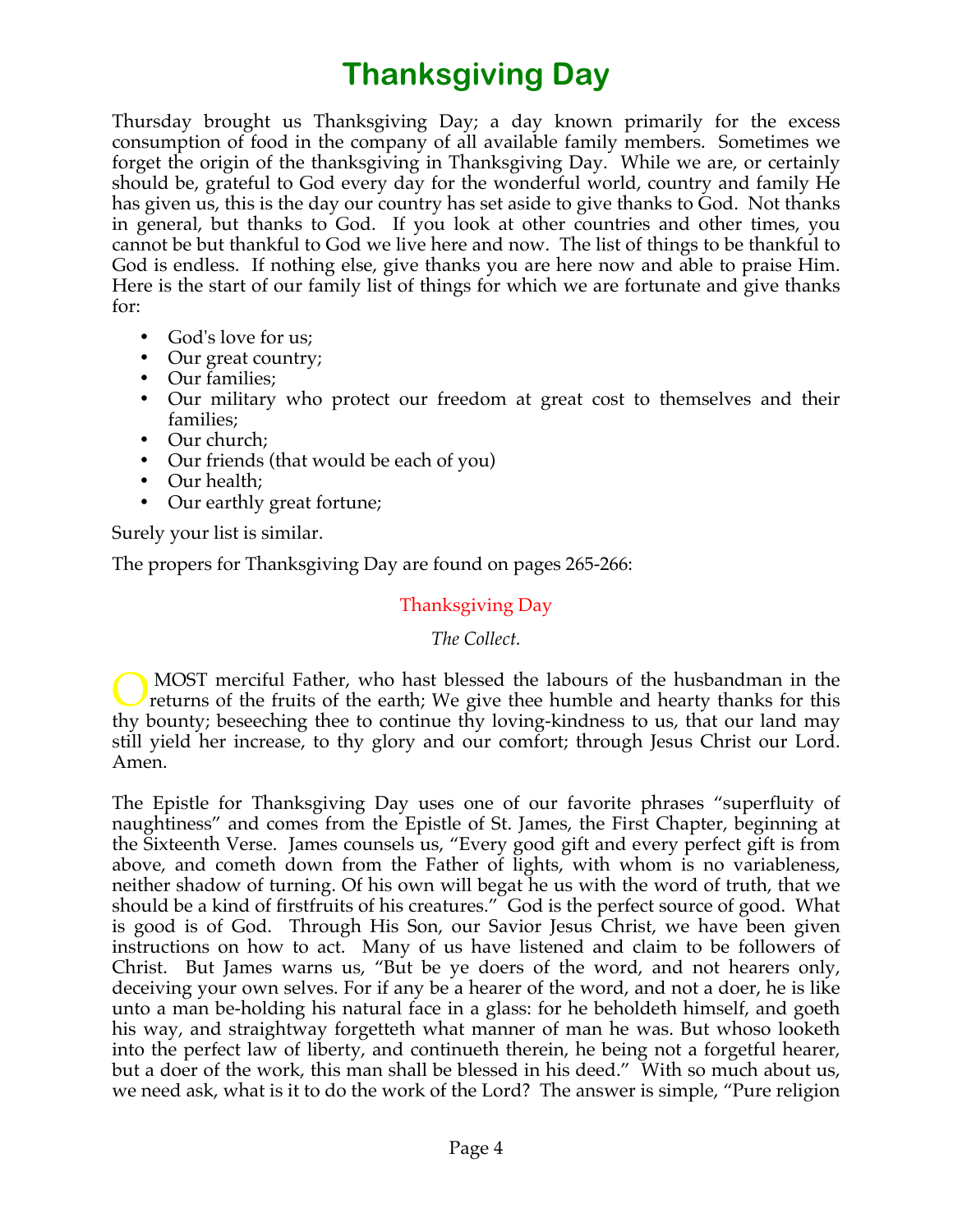# Thanksgiving Day

Thursday brought us Thanksgiving Day; a day known primarily for the excess consumption of food in the company of all available family members. Sometimes we forget the origin of the thanksgiving in Thanksgiving Day. While we are, or certainly should be, grateful to God every day for the wonderful world, country and family He has given us, this is the day our country has set aside to give thanks to God. Not thanks in general, but thanks to God. If you look at other countries and other times, you cannot be but thankful to God we live here and now. The list of things to be thankful to God is endless. If nothing else, give thanks you are here now and able to praise Him. Here is the start of our family list of things for which we are fortunate and give thanks for:

- God's love for us;
- Our great country;
- Our families;
- Our military who protect our freedom at great cost to themselves and their families;
- Our church;
- Our friends (that would be each of you)
- Our health;
- Our earthly great fortune;

Surely your list is similar.

The propers for Thanksgiving Day are found on pages 265-266:

### Thanksgiving Day

*The Collect.*

O MOST merciful Father, who hast blessed the labours of the husbandman in the returns of the fruits of the earth; We give thee humble and hearty thanks for this thy bounty; beseeching thee to continue thy loving-kindness to us, that our land may still yield her increase, to thy glory and our comfort; through Jesus Christ our Lord. Amen.

The Epistle for Thanksgiving Day uses one of our favorite phrases "superfluity of naughtiness" and comes from the Epistle of St. James, the First Chapter, beginning at the Sixteenth Verse. James counsels us, "Every good gift and every perfect gift is from above, and cometh down from the Father of lights, with whom is no variableness, neither shadow of turning. Of his own will begat he us with the word of truth, that we should be a kind of firstfruits of his creatures." God is the perfect source of good. What is good is of God. Through His Son, our Savior Jesus Christ, we have been given instructions on how to act. Many of us have listened and claim to be followers of Christ. But James warns us, "But be ye doers of the word, and not hearers only, deceiving your own selves. For if any be a hearer of the word, and not a doer, he is like unto a man be-holding his natural face in a glass: for he beholdeth himself, and goeth his way, and straightway forgetteth what manner of man he was. But whoso looketh into the perfect law of liberty, and continueth therein, he being not a forgetful hearer, but a doer of the work, this man shall be blessed in his deed." With so much about us, we need ask, what is it to do the work of the Lord? The answer is simple, "Pure religion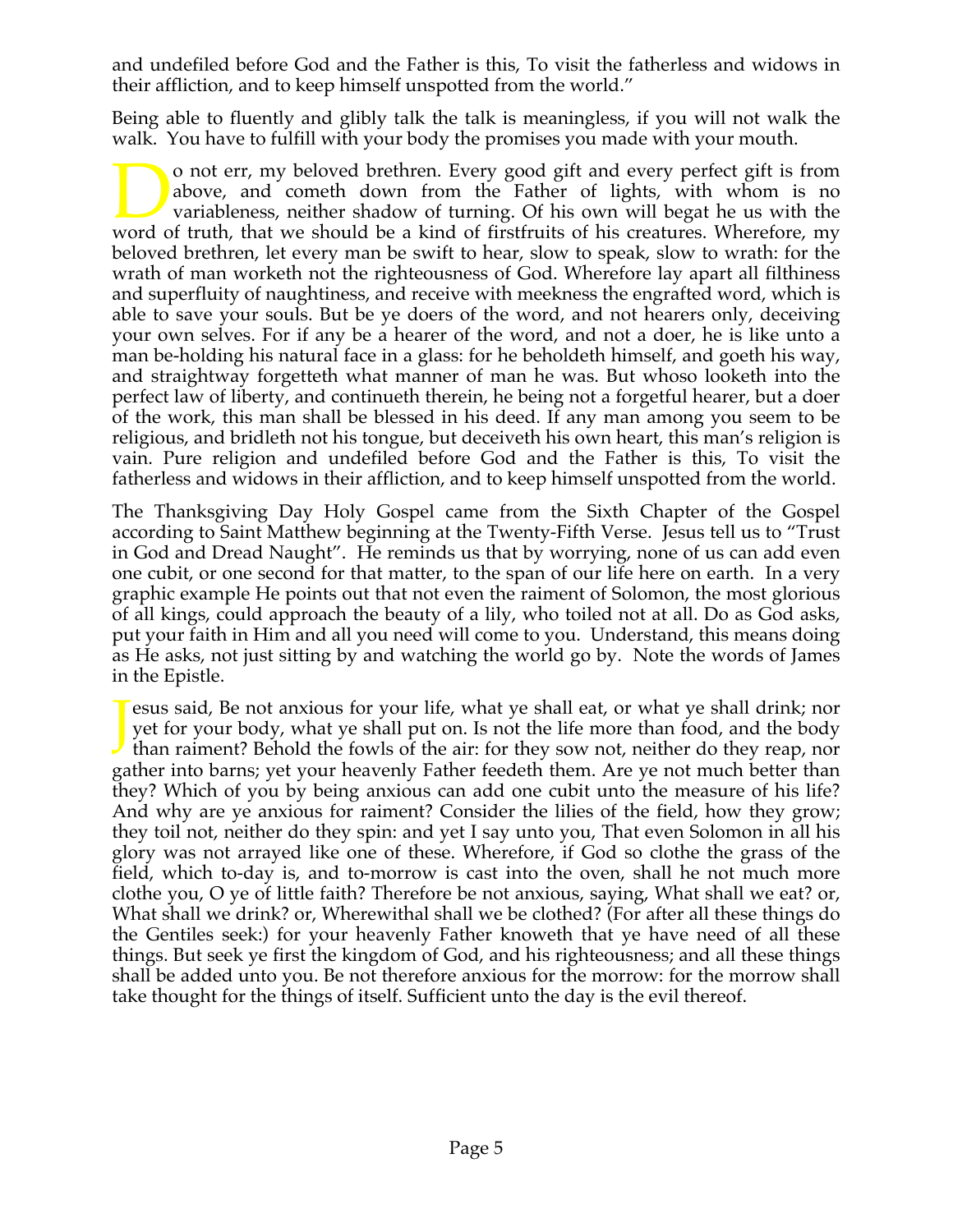and undefiled before God and the Father is this, To visit the fatherless and widows in their affliction, and to keep himself unspotted from the world."

Being able to fluently and glibly talk the talk is meaningless, if you will not walk the walk. You have to fulfill with your body the promises you made with your mouth.

Do not err, my beloved brethren. Every good gift and every perfect gift is from above, and cometh down from the Father of lights, with whom is no variableness, neither shadow of turning. Of his own will begat he us with the word of truth, that we should be a kind of firstfruits of his creatures. Wherefore, my beloved brethren, let every man be swift to hear, slow to speak, slow to wrath: for the wrath of man worketh not the righteousness of God. Wherefore lay apart all filthiness and superfluity of naughtiness, and receive with meekness the engrafted word, which is able to save your souls. But be ye doers of the word, and not hearers only, deceiving your own selves. For if any be a hearer of the word, and not a doer, he is like unto a man be-holding his natural face in a glass: for he beholdeth himself, and goeth his way, and straightway forgetteth what manner of man he was. But whoso looketh into the perfect law of liberty, and continueth therein, he being not a forgetful hearer, but a doer of the work, this man shall be blessed in his deed. If any man among you seem to be religious, and bridleth not his tongue, but deceiveth his own heart, this man's religion is vain. Pure religion and undefiled before God and the Father is this, To visit the fatherless and widows in their affliction, and to keep himself unspotted from the world.

The Thanksgiving Day Holy Gospel came from the Sixth Chapter of the Gospel according to Saint Matthew beginning at the Twenty-Fifth Verse. Jesus tell us to "Trust in God and Dread Naught". He reminds us that by worrying, none of us can add even one cubit, or one second for that matter, to the span of our life here on earth. In a very graphic example He points out that not even the raiment of Solomon, the most glorious of all kings, could approach the beauty of a lily, who toiled not at all. Do as God asks, put your faith in Him and all you need will come to you. Understand, this means doing as He asks, not just sitting by and watching the world go by. Note the words of James in the Epistle.

Jesus said, Be not anxious for your life, what ye shall eat, or what ye shall drink; nor yet for your body, what ye shall put on. Is not the life more than food, and the body than raiment? Behold the fowls of the air: for they sow not, neither do they reap, nor gather into barns; yet your heavenly Father feedeth them. Are ye not much better than they? Which of you by being anxious can add one cubit unto the measure of his life? And why are ye anxious for raiment? Consider the lilies of the field, how they grow; they toil not, neither do they spin: and yet I say unto you, That even Solomon in all his glory was not arrayed like one of these. Wherefore, if God so clothe the grass of the field, which to-day is, and to-morrow is cast into the oven, shall he not much more clothe you, O ye of little faith? Therefore be not anxious, saying, What shall we eat? or, What shall we drink? or, Wherewithal shall we be clothed? (For after all these things do the Gentiles seek:) for your heavenly Father knoweth that ye have need of all these things. But seek ye first the kingdom of God, and his righteousness; and all these things shall be added unto you. Be not therefore anxious for the morrow: for the morrow shall take thought for the things of itself. Sufficient unto the day is the evil thereof.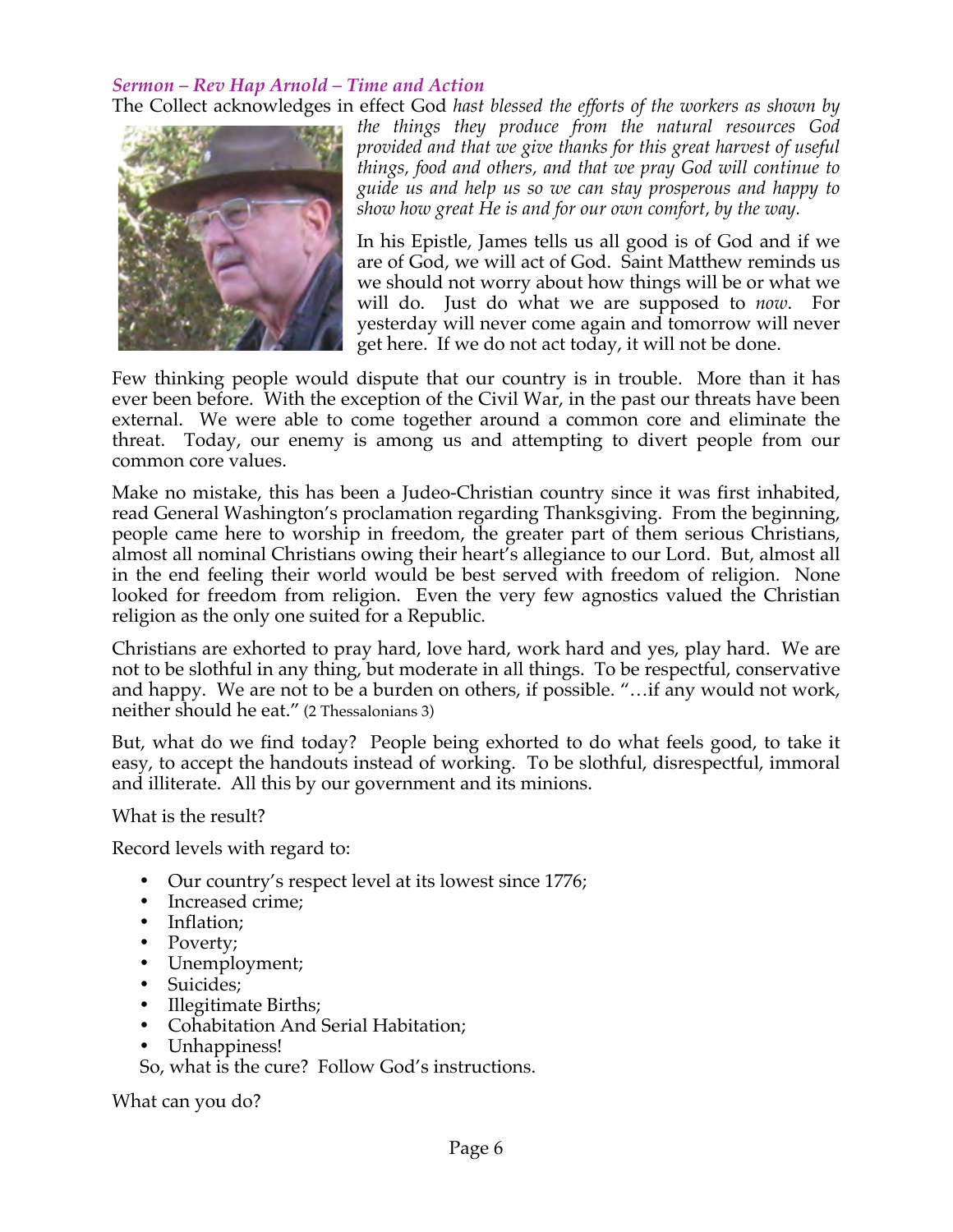### *Sermon – Rev Hap Arnold – Time and Action*

The Collect acknowledges in effect God *hast blessed the efforts of the workers as shown by the things they produce from the natural resources God provided and that we give thanks for this great harvest of useful things, food and others, and that we pray God will continue to guide us and help us so we can stay prosperous and happy to show how great He is and for our own comfort, by the way.*

In his Epistle, James tells us all good is of God and if we are of God, we will act of God. Saint Matthew reminds us we should not worry about how things will be or what we will do. Just do what we are supposed to *now*. For yesterday will never come again and tomorrow will never get here. If we do not act today, it will not be done.

Few thinking people would dispute that our country is in trouble. More than it has ever been before. With the exception of the Civil War, in the past our threats have been external. We were able to come together around a common core and eliminate the threat. Today, our enemy is among us and attempting to divert people from our common core values.

Make no mistake, this has been a Judeo-Christian country since it was first inhabited, read General Washington's proclamation regarding Thanksgiving. From the beginning, people came here to worship in freedom, the greater part of them serious Christians, almost all nominal Christians owing their heart's allegiance to our Lord. But, almost all in the end feeling their world would be best served with freedom of religion. None looked for freedom from religion. Even the very few agnostics valued the Christian religion as the only one suited for a Republic.

Christians are exhorted to pray hard, love hard, work hard and yes, play hard. We are not to be slothful in any thing, but moderate in all things. To be respectful, conservative and happy. We are not to be a burden on others, if possible. "…if any would not work, neither should he eat." (2 Thessalonians 3)

But, what do we find today? People being exhorted to do what feels good, to take it easy, to accept the handouts instead of working. To be slothful, disrespectful, immoral and illiterate. All this by our government and its minions.

What is the result?

Record levels with regard to:

- Our country's respect level at its lowest since 1776;
- Increased crime;
- Inflation;
- Poverty;
- Unemployment;
- Suicides;
- Illegitimate Births;
- Cohabitation And Serial Habitation;
- Unhappiness!

So, what is the cure? Follow God's instructions.

What can you do?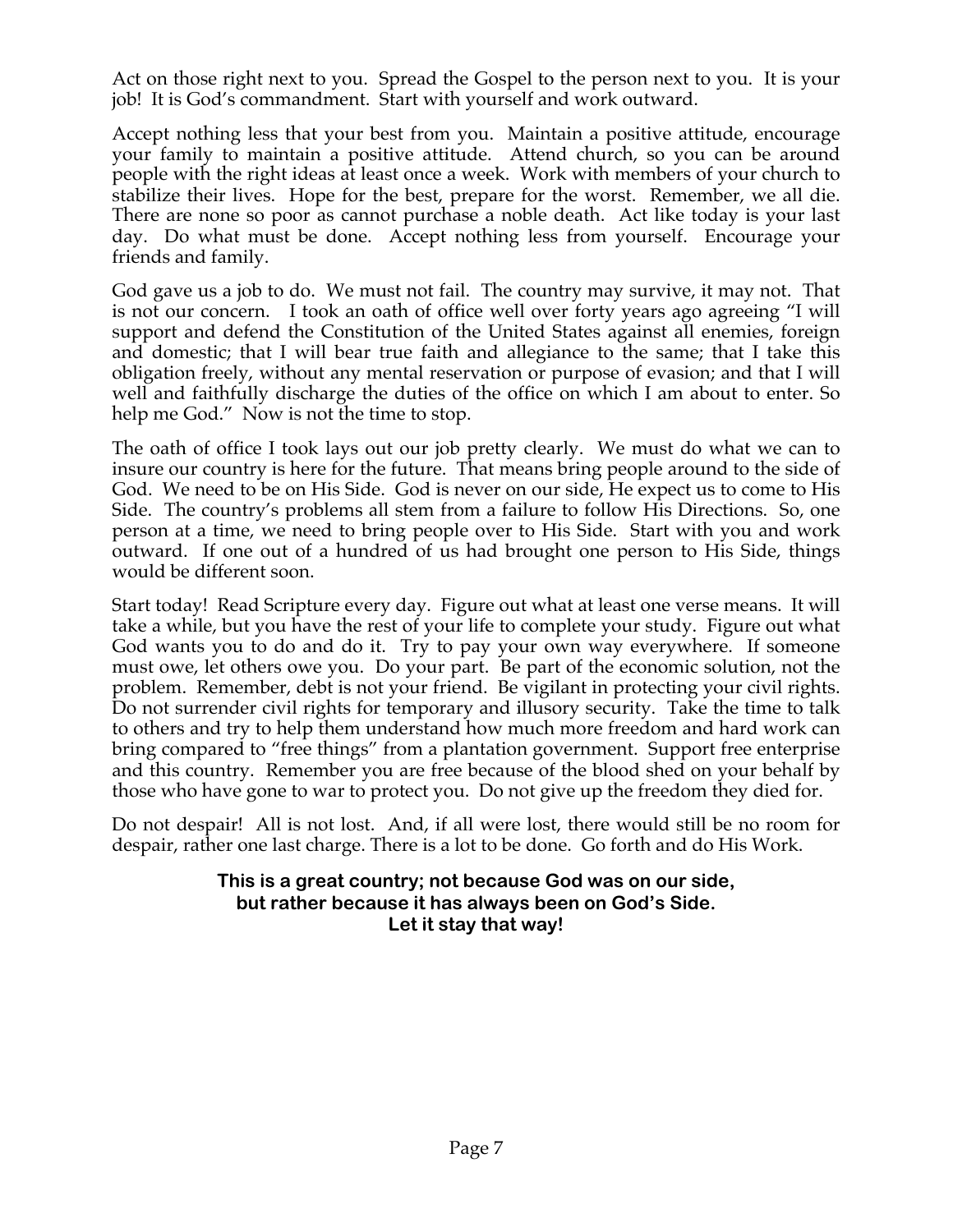Act on those right next to you. Spread the Gospel to the person next to you. It is your job! It is God's commandment. Start with yourself and work outward.

Accept nothing less that your best from you. Maintain a positive attitude, encourage your family to maintain a positive attitude. Attend church, so you can be around people with the right ideas at least once a week. Work with members of your church to stabilize their lives. Hope for the best, prepare for the worst. Remember, we all die. There are none so poor as cannot purchase a noble death. Act like today is your last day. Do what must be done. Accept nothing less from yourself. Encourage your friends and family.

God gave us a job to do. We must not fail. The country may survive, it may not. That is not our concern. I took an oath of office well over forty years ago agreeing "I will support and defend the Constitution of the United States against all enemies, foreign and domestic; that I will bear true faith and allegiance to the same; that I take this obligation freely, without any mental reservation or purpose of evasion; and that I will well and faithfully discharge the duties of the office on which I am about to enter. So help me God." Now is not the time to stop.

The oath of office I took lays out our job pretty clearly. We must do what we can to insure our country is here for the future. That means bring people around to the side of God. We need to be on His Side. God is never on our side, He expect us to come to His Side. The country's problems all stem from a failure to follow His Directions. So, one person at a time, we need to bring people over to His Side. Start with you and work outward. If one out of a hundred of us had brought one person to His Side, things would be different soon.

Start today! Read Scripture every day. Figure out what at least one verse means. It will take a while, but you have the rest of your life to complete your study. Figure out what God wants you to do and do it. Try to pay your own way everywhere. If someone must owe, let others owe you. Do your part. Be part of the economic solution, not the problem. Remember, debt is not your friend. Be vigilant in protecting your civil rights. Do not surrender civil rights for temporary and illusory security. Take the time to talk to others and try to help them understand how much more freedom and hard work can bring compared to "free things" from a plantation government. Support free enterprise and this country. Remember you are free because of the blood shed on your behalf by those who have gone to war to protect you. Do not give up the freedom they died for.

Do not despair! All is not lost. And, if all were lost, there would still be no room for despair, rather one last charge. There is a lot to be done. Go forth and do His Work.

**This is a great country; not because God was on our side, but rather because it has always been on God's Side. Let it stay that way!**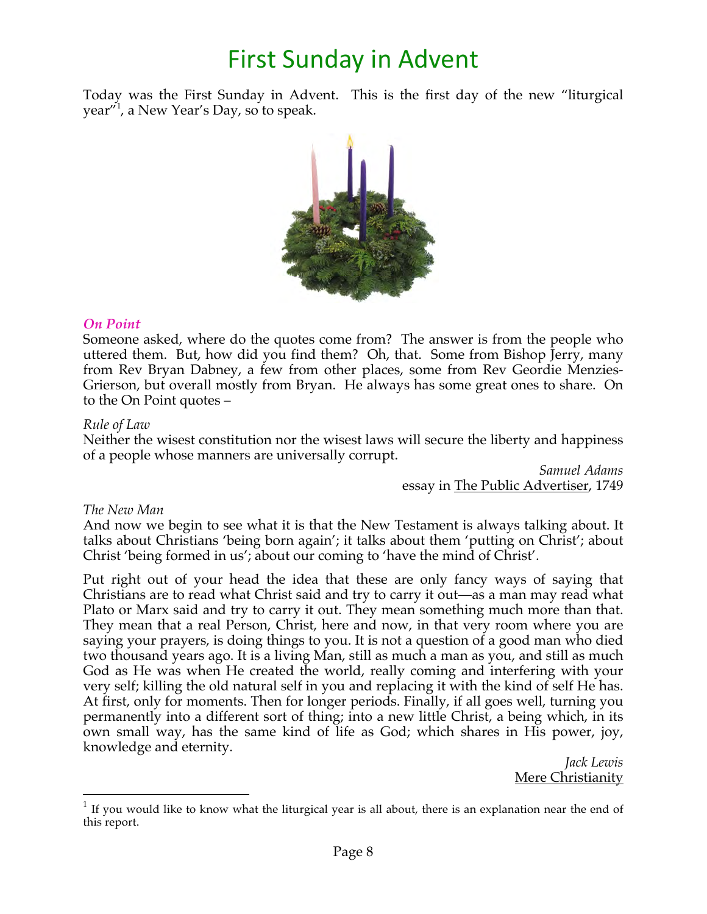# First Sunday in Advent

Today was the First Sunday in Advent. This is the first day of the new "liturgical year"[1], a New Year's Day, so to speak.

***On Point***

Someone asked, where do the quotes come from? The answer is from the people who uttered them. But, how did you find them? Oh, that. Some from Bishop Jerry, many from Rev Bryan Dabney, a few from other places, some from Rev Geordie Menzies-Grierson, but overall mostly from Bryan. He always has some great ones to share. On to the On Point quotes –

*Rule of Law*

Neither the wisest constitution nor the wisest laws will secure the liberty and happiness of a people whose manners are universally corrupt.

*Samuel Adams*
essay in The Public Advertiser, 1749

*The New Man*

And now we begin to see what it is that the New Testament is always talking about. It talks about Christians 'being born again'; it talks about them 'putting on Christ'; about Christ 'being formed in us'; about our coming to 'have the mind of Christ'.

Put right out of your head the idea that these are only fancy ways of saying that Christians are to read what Christ said and try to carry it out—as a man may read what Plato or Marx said and try to carry it out. They mean something much more than that. They mean that a real Person, Christ, here and now, in that very room where you are saying your prayers, is doing things to you. It is not a question of a good man who died two thousand years ago. It is a living Man, still as much a man as you, and still as much God as He was when He created the world, really coming and interfering with your very self; killing the old natural self in you and replacing it with the kind of self He has. At first, only for moments. Then for longer periods. Finally, if all goes well, turning you permanently into a different sort of thing; into a new little Christ, a being which, in its own small way, has the same kind of life as God; which shares in His power, joy, knowledge and eternity.

*Jack Lewis*
Mere Christianity

---

[1] If you would like to know what the liturgical year is all about, there is an explanation near the end of this report.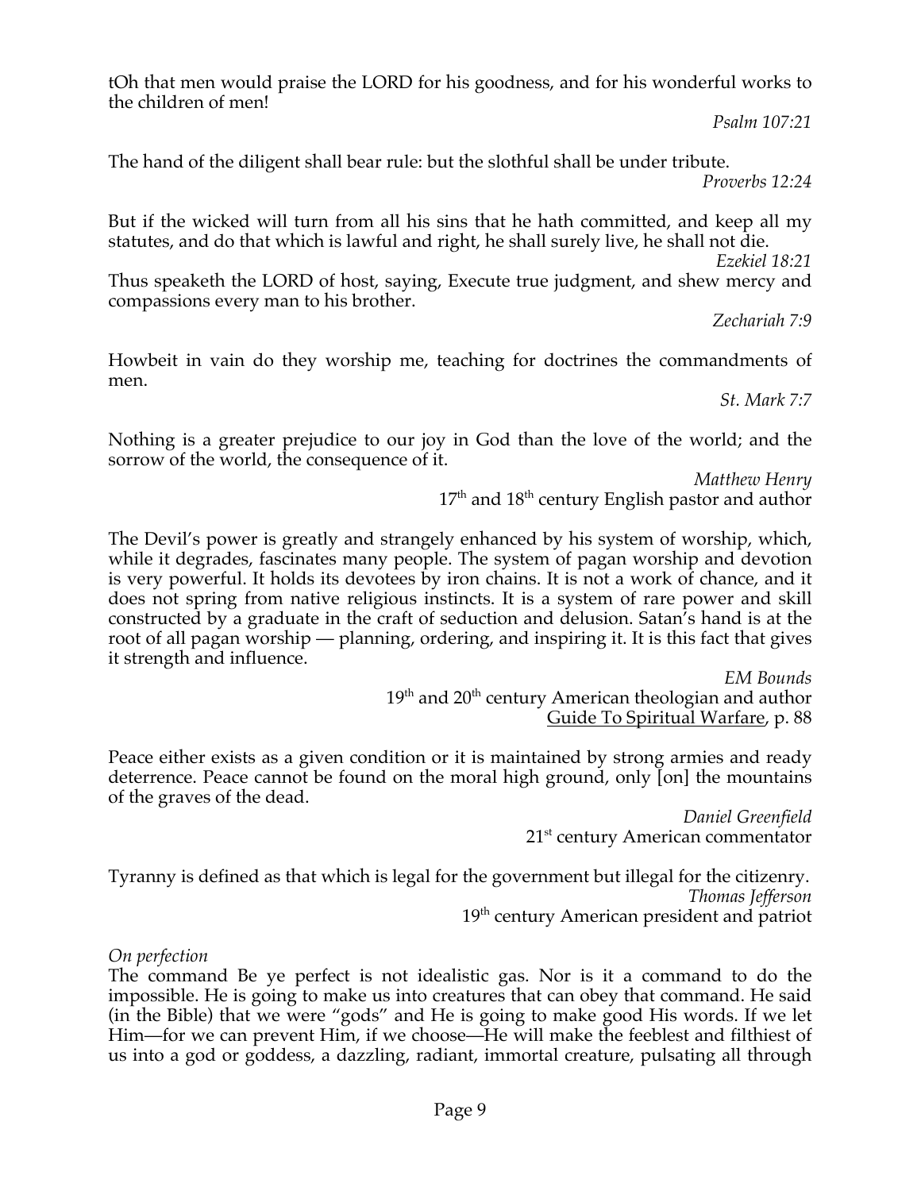tOh that men would praise the LORD for his goodness, and for his wonderful works to the children of men!

*Psalm 107:21*

The hand of the diligent shall bear rule: but the slothful shall be under tribute.

*Proverbs 12:24*

But if the wicked will turn from all his sins that he hath committed, and keep all my statutes, and do that which is lawful and right, he shall surely live, he shall not die.

*Ezekiel 18:21*

Thus speaketh the LORD of host, saying, Execute true judgment, and shew mercy and compassions every man to his brother.

*Zechariah 7:9*

Howbeit in vain do they worship me, teaching for doctrines the commandments of men.

*St. Mark 7:7*

Nothing is a greater prejudice to our joy in God than the love of the world; and the sorrow of the world, the consequence of it.

*Matthew Henry*
17th and 18th century English pastor and author

The Devil's power is greatly and strangely enhanced by his system of worship, which, while it degrades, fascinates many people. The system of pagan worship and devotion is very powerful. It holds its devotees by iron chains. It is not a work of chance, and it does not spring from native religious instincts. It is a system of rare power and skill constructed by a graduate in the craft of seduction and delusion. Satan's hand is at the root of all pagan worship — planning, ordering, and inspiring it. It is this fact that gives it strength and influence.

*EM Bounds*
19th and 20th century American theologian and author
Guide To Spiritual Warfare, p. 88

Peace either exists as a given condition or it is maintained by strong armies and ready deterrence. Peace cannot be found on the moral high ground, only [on] the mountains of the graves of the dead.

*Daniel Greenfield*
21st century American commentator

Tyranny is defined as that which is legal for the government but illegal for the citizenry.

*Thomas Jefferson*
19th century American president and patriot

*On perfection*
The command Be ye perfect is not idealistic gas. Nor is it a command to do the impossible. He is going to make us into creatures that can obey that command. He said (in the Bible) that we were "gods" and He is going to make good His words. If we let Him—for we can prevent Him, if we choose—He will make the feeblest and filthiest of us into a god or goddess, a dazzling, radiant, immortal creature, pulsating all through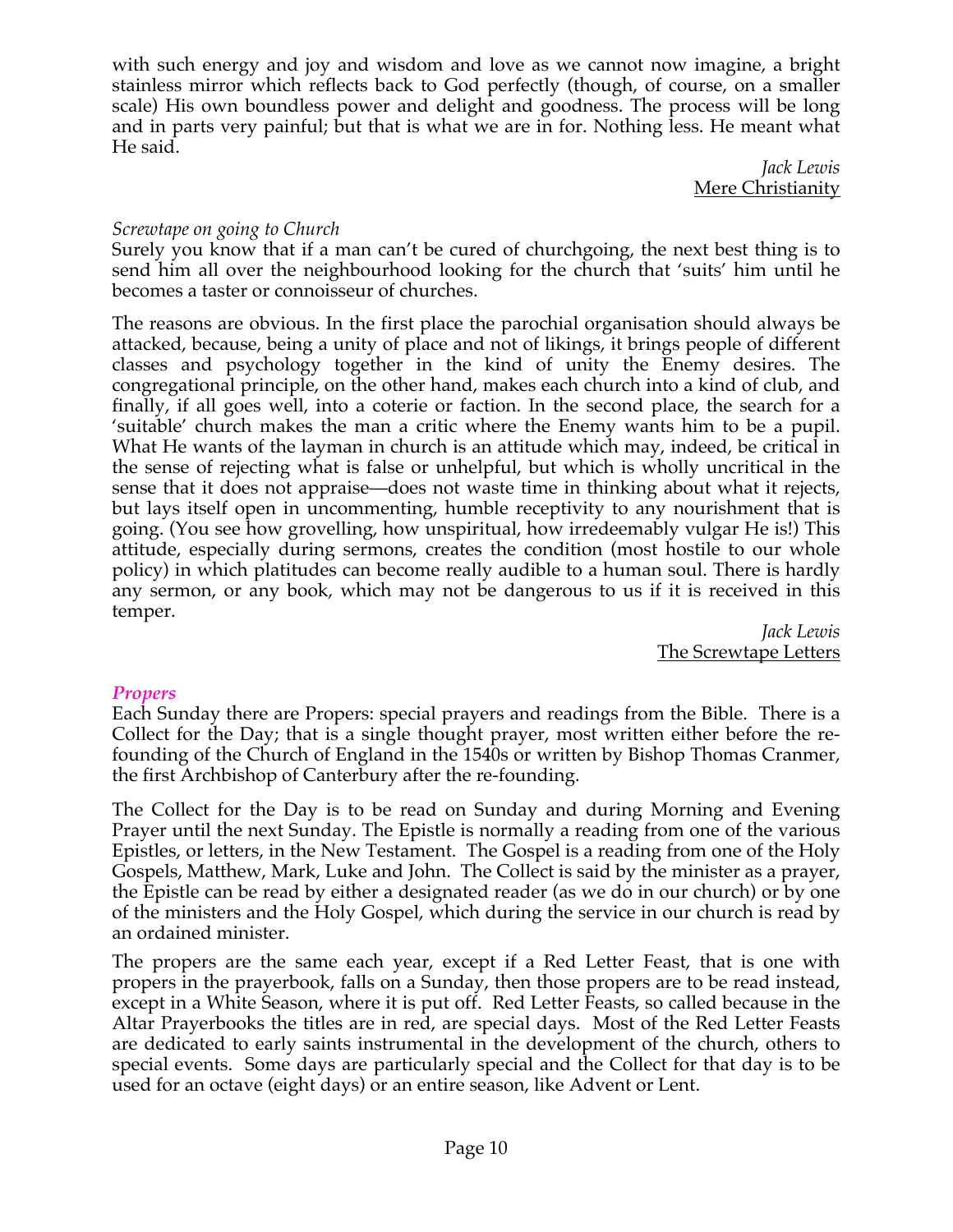with such energy and joy and wisdom and love as we cannot now imagine, a bright stainless mirror which reflects back to God perfectly (though, of course, on a smaller scale) His own boundless power and delight and goodness. The process will be long and in parts very painful; but that is what we are in for. Nothing less. He meant what He said.

*Jack Lewis*
Mere Christianity

*Screwtape on going to Church*
Surely you know that if a man can't be cured of churchgoing, the next best thing is to send him all over the neighbourhood looking for the church that 'suits' him until he becomes a taster or connoisseur of churches.

The reasons are obvious. In the first place the parochial organisation should always be attacked, because, being a unity of place and not of likings, it brings people of different classes and psychology together in the kind of unity the Enemy desires. The congregational principle, on the other hand, makes each church into a kind of club, and finally, if all goes well, into a coterie or faction. In the second place, the search for a 'suitable' church makes the man a critic where the Enemy wants him to be a pupil. What He wants of the layman in church is an attitude which may, indeed, be critical in the sense of rejecting what is false or unhelpful, but which is wholly uncritical in the sense that it does not appraise—does not waste time in thinking about what it rejects, but lays itself open in uncommenting, humble receptivity to any nourishment that is going. (You see how grovelling, how unspiritual, how irredeemably vulgar He is!) This attitude, especially during sermons, creates the condition (most hostile to our whole policy) in which platitudes can become really audible to a human soul. There is hardly any sermon, or any book, which may not be dangerous to us if it is received in this temper.

*Jack Lewis*
The Screwtape Letters

### *Propers*

Each Sunday there are Propers: special prayers and readings from the Bible. There is a Collect for the Day; that is a single thought prayer, most written either before the re-founding of the Church of England in the 1540s or written by Bishop Thomas Cranmer, the first Archbishop of Canterbury after the re-founding.

The Collect for the Day is to be read on Sunday and during Morning and Evening Prayer until the next Sunday. The Epistle is normally a reading from one of the various Epistles, or letters, in the New Testament. The Gospel is a reading from one of the Holy Gospels, Matthew, Mark, Luke and John. The Collect is said by the minister as a prayer, the Epistle can be read by either a designated reader (as we do in our church) or by one of the ministers and the Holy Gospel, which during the service in our church is read by an ordained minister.

The propers are the same each year, except if a Red Letter Feast, that is one with propers in the prayerbook, falls on a Sunday, then those propers are to be read instead, except in a White Season, where it is put off. Red Letter Feasts, so called because in the Altar Prayerbooks the titles are in red, are special days. Most of the Red Letter Feasts are dedicated to early saints instrumental in the development of the church, others to special events. Some days are particularly special and the Collect for that day is to be used for an octave (eight days) or an entire season, like Advent or Lent.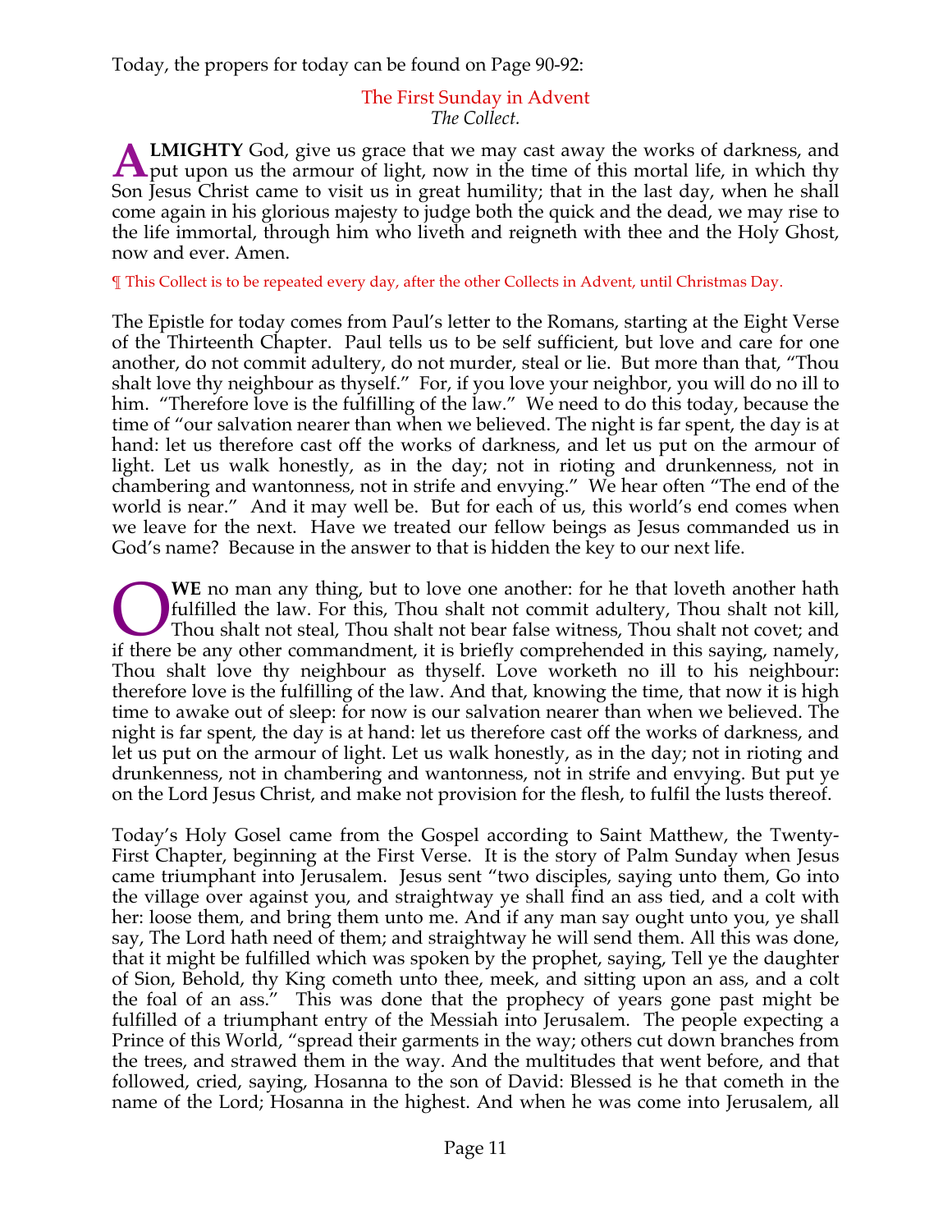Today, the propers for today can be found on Page 90-92:

## The First Sunday in Advent

*The Collect.*

**ALMIGHTY** God, give us grace that we may cast away the works of darkness, and put upon us the armour of light, now in the time of this mortal life, in which thy Son Jesus Christ came to visit us in great humility; that in the last day, when he shall come again in his glorious majesty to judge both the quick and the dead, we may rise to the life immortal, through him who liveth and reigneth with thee and the Holy Ghost, now and ever. Amen.

¶ This Collect is to be repeated every day, after the other Collects in Advent, until Christmas Day.

The Epistle for today comes from Paul's letter to the Romans, starting at the Eight Verse of the Thirteenth Chapter. Paul tells us to be self sufficient, but love and care for one another, do not commit adultery, do not murder, steal or lie. But more than that, "Thou shalt love thy neighbour as thyself." For, if you love your neighbor, you will do no ill to him. "Therefore love is the fulfilling of the law." We need to do this today, because the time of "our salvation nearer than when we believed. The night is far spent, the day is at hand: let us therefore cast off the works of darkness, and let us put on the armour of light. Let us walk honestly, as in the day; not in rioting and drunkenness, not in chambering and wantonness, not in strife and envying." We hear often "The end of the world is near." And it may well be. But for each of us, this world's end comes when we leave for the next. Have we treated our fellow beings as Jesus commanded us in God's name? Because in the answer to that is hidden the key to our next life.

**OWE** no man any thing, but to love one another: for he that loveth another hath fulfilled the law. For this, Thou shalt not commit adultery, Thou shalt not kill, Thou shalt not steal, Thou shalt not bear false witness, Thou shalt not covet; and if there be any other commandment, it is briefly comprehended in this saying, namely, Thou shalt love thy neighbour as thyself. Love worketh no ill to his neighbour: therefore love is the fulfilling of the law. And that, knowing the time, that now it is high time to awake out of sleep: for now is our salvation nearer than when we believed. The night is far spent, the day is at hand: let us therefore cast off the works of darkness, and let us put on the armour of light. Let us walk honestly, as in the day; not in rioting and drunkenness, not in chambering and wantonness, not in strife and envying. But put ye on the Lord Jesus Christ, and make not provision for the flesh, to fulfil the lusts thereof.

Today's Holy Gosel came from the Gospel according to Saint Matthew, the Twenty-First Chapter, beginning at the First Verse. It is the story of Palm Sunday when Jesus came triumphant into Jerusalem. Jesus sent "two disciples, saying unto them, Go into the village over against you, and straightway ye shall find an ass tied, and a colt with her: loose them, and bring them unto me. And if any man say ought unto you, ye shall say, The Lord hath need of them; and straightway he will send them. All this was done, that it might be fulfilled which was spoken by the prophet, saying, Tell ye the daughter of Sion, Behold, thy King cometh unto thee, meek, and sitting upon an ass, and a colt the foal of an ass." This was done that the prophecy of years gone past might be fulfilled of a triumphant entry of the Messiah into Jerusalem. The people expecting a Prince of this World, "spread their garments in the way; others cut down branches from the trees, and strawed them in the way. And the multitudes that went before, and that followed, cried, saying, Hosanna to the son of David: Blessed is he that cometh in the name of the Lord; Hosanna in the highest. And when he was come into Jerusalem, all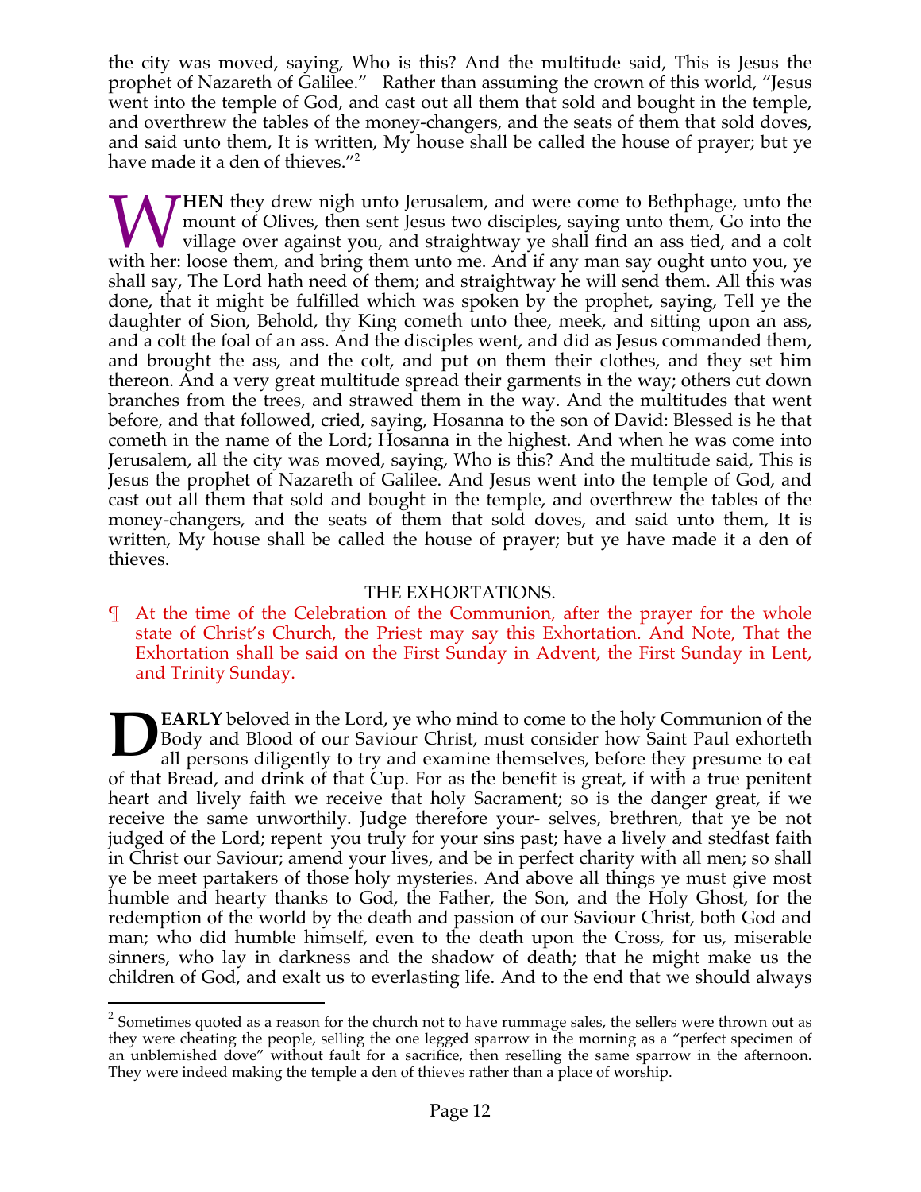the city was moved, saying, Who is this? And the multitude said, This is Jesus the prophet of Nazareth of Galilee." Rather than assuming the crown of this world, "Jesus went into the temple of God, and cast out all them that sold and bought in the temple, and overthrew the tables of the money-changers, and the seats of them that sold doves, and said unto them, It is written, My house shall be called the house of prayer; but ye have made it a den of thieves."[2]

**WHEN** they drew nigh unto Jerusalem, and were come to Bethphage, unto the mount of Olives, then sent Jesus two disciples, saying unto them, Go into the village over against you, and straightway ye shall find an ass tied, and a colt with her: loose them, and bring them unto me. And if any man say ought unto you, ye shall say, The Lord hath need of them; and straightway he will send them. All this was done, that it might be fulfilled which was spoken by the prophet, saying, Tell ye the daughter of Sion, Behold, thy King cometh unto thee, meek, and sitting upon an ass, and a colt the foal of an ass. And the disciples went, and did as Jesus commanded them, and brought the ass, and the colt, and put on them their clothes, and they set him thereon. And a very great multitude spread their garments in the way; others cut down branches from the trees, and strawed them in the way. And the multitudes that went before, and that followed, cried, saying, Hosanna to the son of David: Blessed is he that cometh in the name of the Lord; Hosanna in the highest. And when he was come into Jerusalem, all the city was moved, saying, Who is this? And the multitude said, This is Jesus the prophet of Nazareth of Galilee. And Jesus went into the temple of God, and cast out all them that sold and bought in the temple, and overthrew the tables of the money-changers, and the seats of them that sold doves, and said unto them, It is written, My house shall be called the house of prayer; but ye have made it a den of thieves.

## THE EXHORTATIONS.

¶ At the time of the Celebration of the Communion, after the prayer for the whole state of Christ's Church, the Priest may say this Exhortation. And Note, That the Exhortation shall be said on the First Sunday in Advent, the First Sunday in Lent, and Trinity Sunday.

**DEARLY** beloved in the Lord, ye who mind to come to the holy Communion of the Body and Blood of our Saviour Christ, must consider how Saint Paul exhorteth all persons diligently to try and examine themselves, before they presume to eat of that Bread, and drink of that Cup. For as the benefit is great, if with a true penitent heart and lively faith we receive that holy Sacrament; so is the danger great, if we receive the same unworthily. Judge therefore your- selves, brethren, that ye be not judged of the Lord; repent you truly for your sins past; have a lively and stedfast faith in Christ our Saviour; amend your lives, and be in perfect charity with all men; so shall ye be meet partakers of those holy mysteries. And above all things ye must give most humble and hearty thanks to God, the Father, the Son, and the Holy Ghost, for the redemption of the world by the death and passion of our Saviour Christ, both God and man; who did humble himself, even to the death upon the Cross, for us, miserable sinners, who lay in darkness and the shadow of death; that he might make us the children of God, and exalt us to everlasting life. And to the end that we should always

---

[2] Sometimes quoted as a reason for the church not to have rummage sales, the sellers were thrown out as they were cheating the people, selling the one legged sparrow in the morning as a "perfect specimen of an unblemished dove" without fault for a sacrifice, then reselling the same sparrow in the afternoon. They were indeed making the temple a den of thieves rather than a place of worship.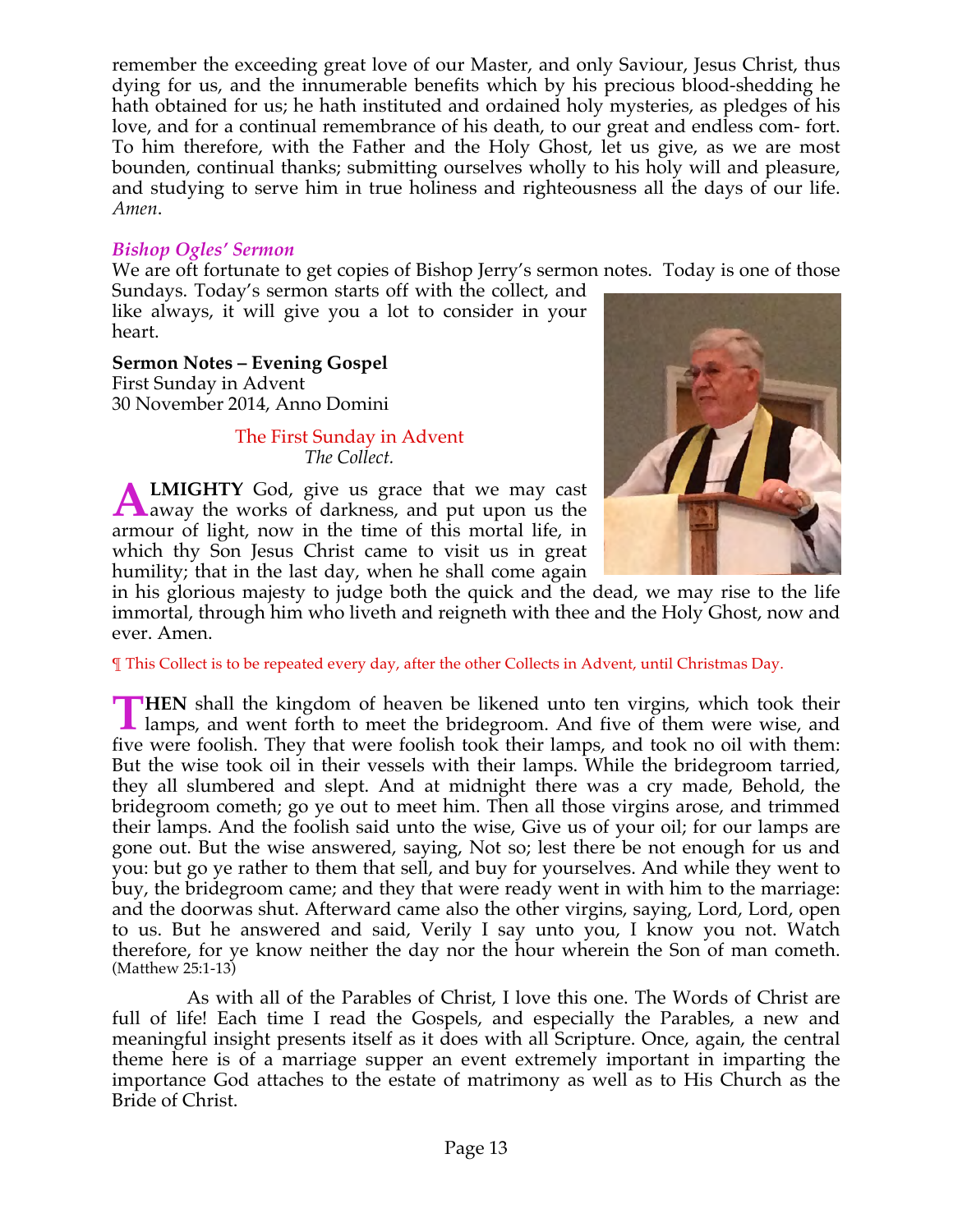remember the exceeding great love of our Master, and only Saviour, Jesus Christ, thus dying for us, and the innumerable benefits which by his precious blood-shedding he hath obtained for us; he hath instituted and ordained holy mysteries, as pledges of his love, and for a continual remembrance of his death, to our great and endless com- fort. To him therefore, with the Father and the Holy Ghost, let us give, as we are most bounden, continual thanks; submitting ourselves wholly to his holy will and pleasure, and studying to serve him in true holiness and righteousness all the days of our life. *Amen*.

### *Bishop Ogles' Sermon*

We are oft fortunate to get copies of Bishop Jerry's sermon notes. Today is one of those Sundays. Today's sermon starts off with the collect, and like always, it will give you a lot to consider in your heart.

**Sermon Notes – Evening Gospel**
First Sunday in Advent
30 November 2014, Anno Domini

The First Sunday in Advent
*The Collect.*

**ALMIGHTY** God, give us grace that we may cast away the works of darkness, and put upon us the armour of light, now in the time of this mortal life, in which thy Son Jesus Christ came to visit us in great humility; that in the last day, when he shall come again in his glorious majesty to judge both the quick and the dead, we may rise to the life immortal, through him who liveth and reigneth with thee and the Holy Ghost, now and ever. Amen.

¶ This Collect is to be repeated every day, after the other Collects in Advent, until Christmas Day.

**THEN** shall the kingdom of heaven be likened unto ten virgins, which took their lamps, and went forth to meet the bridegroom. And five of them were wise, and five were foolish. They that were foolish took their lamps, and took no oil with them: But the wise took oil in their vessels with their lamps. While the bridegroom tarried, they all slumbered and slept. And at midnight there was a cry made, Behold, the bridegroom cometh; go ye out to meet him. Then all those virgins arose, and trimmed their lamps. And the foolish said unto the wise, Give us of your oil; for our lamps are gone out. But the wise answered, saying, Not so; lest there be not enough for us and you: but go ye rather to them that sell, and buy for yourselves. And while they went to buy, the bridegroom came; and they that were ready went in with him to the marriage: and the doorwas shut. Afterward came also the other virgins, saying, Lord, Lord, open to us. But he answered and said, Verily I say unto you, I know you not. Watch therefore, for ye know neither the day nor the hour wherein the Son of man cometh. (Matthew 25:1-13)

As with all of the Parables of Christ, I love this one. The Words of Christ are full of life! Each time I read the Gospels, and especially the Parables, a new and meaningful insight presents itself as it does with all Scripture. Once, again, the central theme here is of a marriage supper an event extremely important in imparting the importance God attaches to the estate of matrimony as well as to His Church as the Bride of Christ.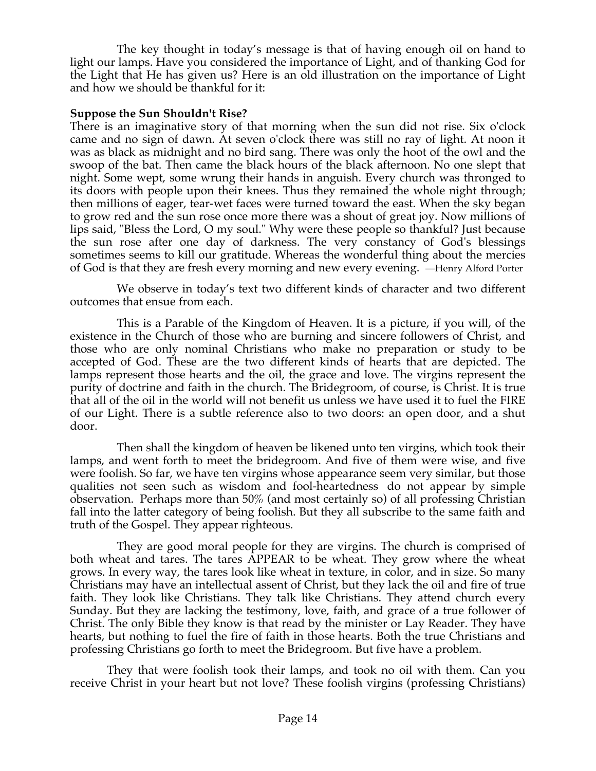The key thought in today's message is that of having enough oil on hand to light our lamps. Have you considered the importance of Light, and of thanking God for the Light that He has given us? Here is an old illustration on the importance of Light and how we should be thankful for it:

**Suppose the Sun Shouldn't Rise?**
There is an imaginative story of that morning when the sun did not rise. Six o'clock came and no sign of dawn. At seven o'clock there was still no ray of light. At noon it was as black as midnight and no bird sang. There was only the hoot of the owl and the swoop of the bat. Then came the black hours of the black afternoon. No one slept that night. Some wept, some wrung their hands in anguish. Every church was thronged to its doors with people upon their knees. Thus they remained the whole night through; then millions of eager, tear-wet faces were turned toward the east. When the sky began to grow red and the sun rose once more there was a shout of great joy. Now millions of lips said, "Bless the Lord, O my soul." Why were these people so thankful? Just because the sun rose after one day of darkness. The very constancy of God's blessings sometimes seems to kill our gratitude. Whereas the wonderful thing about the mercies of God is that they are fresh every morning and new every evening. —Henry Alford Porter

We observe in today's text two different kinds of character and two different outcomes that ensue from each.

This is a Parable of the Kingdom of Heaven. It is a picture, if you will, of the existence in the Church of those who are burning and sincere followers of Christ, and those who are only nominal Christians who make no preparation or study to be accepted of God. These are the two different kinds of hearts that are depicted. The lamps represent those hearts and the oil, the grace and love. The virgins represent the purity of doctrine and faith in the church. The Bridegroom, of course, is Christ. It is true that all of the oil in the world will not benefit us unless we have used it to fuel the FIRE of our Light. There is a subtle reference also to two doors: an open door, and a shut door.

Then shall the kingdom of heaven be likened unto ten virgins, which took their lamps, and went forth to meet the bridegroom. And five of them were wise, and five were foolish. So far, we have ten virgins whose appearance seem very similar, but those qualities not seen such as wisdom and fool-heartedness do not appear by simple observation. Perhaps more than 50% (and most certainly so) of all professing Christian fall into the latter category of being foolish. But they all subscribe to the same faith and truth of the Gospel. They appear righteous.

They are good moral people for they are virgins. The church is comprised of both wheat and tares. The tares APPEAR to be wheat. They grow where the wheat grows. In every way, the tares look like wheat in texture, in color, and in size. So many Christians may have an intellectual assent of Christ, but they lack the oil and fire of true faith. They look like Christians. They talk like Christians. They attend church every Sunday. But they are lacking the testimony, love, faith, and grace of a true follower of Christ. The only Bible they know is that read by the minister or Lay Reader. They have hearts, but nothing to fuel the fire of faith in those hearts. Both the true Christians and professing Christians go forth to meet the Bridegroom. But five have a problem.

They that were foolish took their lamps, and took no oil with them. Can you receive Christ in your heart but not love? These foolish virgins (professing Christians)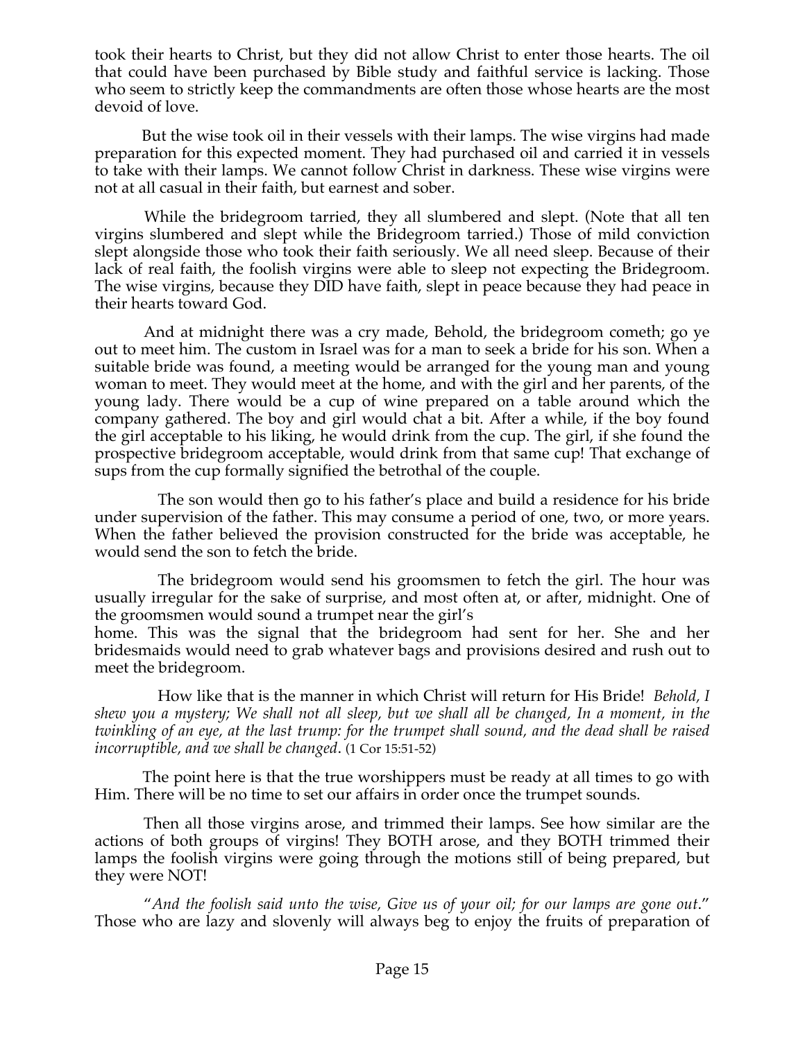took their hearts to Christ, but they did not allow Christ to enter those hearts. The oil that could have been purchased by Bible study and faithful service is lacking. Those who seem to strictly keep the commandments are often those whose hearts are the most devoid of love.

But the wise took oil in their vessels with their lamps. The wise virgins had made preparation for this expected moment. They had purchased oil and carried it in vessels to take with their lamps. We cannot follow Christ in darkness. These wise virgins were not at all casual in their faith, but earnest and sober.

While the bridegroom tarried, they all slumbered and slept. (Note that all ten virgins slumbered and slept while the Bridegroom tarried.) Those of mild conviction slept alongside those who took their faith seriously. We all need sleep. Because of their lack of real faith, the foolish virgins were able to sleep not expecting the Bridegroom. The wise virgins, because they DID have faith, slept in peace because they had peace in their hearts toward God.

And at midnight there was a cry made, Behold, the bridegroom cometh; go ye out to meet him. The custom in Israel was for a man to seek a bride for his son. When a suitable bride was found, a meeting would be arranged for the young man and young woman to meet. They would meet at the home, and with the girl and her parents, of the young lady. There would be a cup of wine prepared on a table around which the company gathered. The boy and girl would chat a bit. After a while, if the boy found the girl acceptable to his liking, he would drink from the cup. The girl, if she found the prospective bridegroom acceptable, would drink from that same cup! That exchange of sups from the cup formally signified the betrothal of the couple.

The son would then go to his father's place and build a residence for his bride under supervision of the father. This may consume a period of one, two, or more years. When the father believed the provision constructed for the bride was acceptable, he would send the son to fetch the bride.

The bridegroom would send his groomsmen to fetch the girl. The hour was usually irregular for the sake of surprise, and most often at, or after, midnight. One of the groomsmen would sound a trumpet near the girl's home. This was the signal that the bridegroom had sent for her. She and her bridesmaids would need to grab whatever bags and provisions desired and rush out to meet the bridegroom.

How like that is the manner in which Christ will return for His Bride! *Behold, I shew you a mystery; We shall not all sleep, but we shall all be changed, In a moment, in the twinkling of an eye, at the last trump: for the trumpet shall sound, and the dead shall be raised incorruptible, and we shall be changed*. (1 Cor 15:51-52)

The point here is that the true worshippers must be ready at all times to go with Him. There will be no time to set our affairs in order once the trumpet sounds.

Then all those virgins arose, and trimmed their lamps. See how similar are the actions of both groups of virgins! They BOTH arose, and they BOTH trimmed their lamps the foolish virgins were going through the motions still of being prepared, but they were NOT!

"*And the foolish said unto the wise, Give us of your oil; for our lamps are gone out*." Those who are lazy and slovenly will always beg to enjoy the fruits of preparation of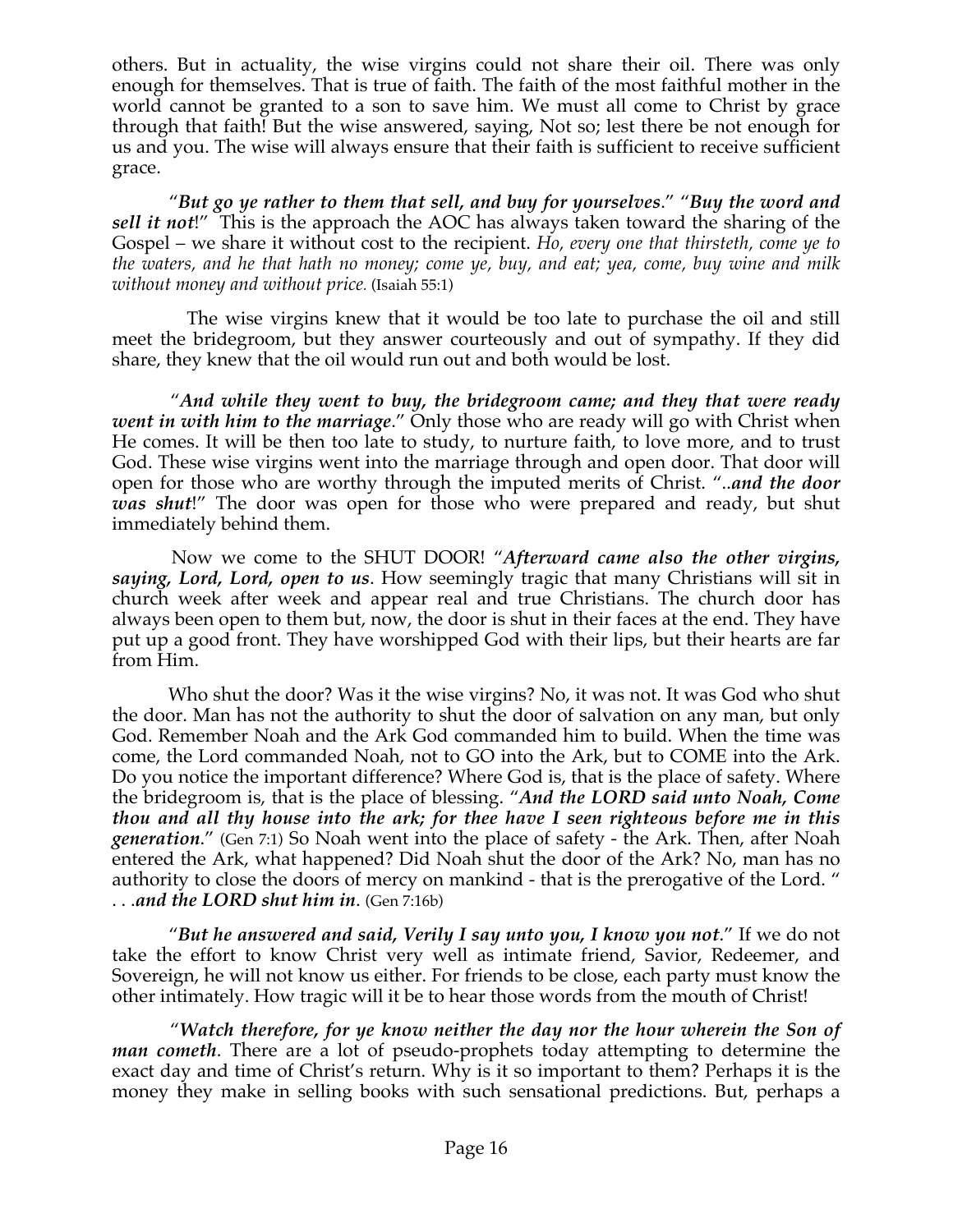others. But in actuality, the wise virgins could not share their oil. There was only enough for themselves. That is true of faith. The faith of the most faithful mother in the world cannot be granted to a son to save him. We must all come to Christ by grace through that faith! But the wise answered, saying, Not so; lest there be not enough for us and you. The wise will always ensure that their faith is sufficient to receive sufficient grace.

"***But go ye rather to them that sell, and buy for yourselves***." "***Buy the word and sell it not***!" This is the approach the AOC has always taken toward the sharing of the Gospel – we share it without cost to the recipient. *Ho, every one that thirsteth, come ye to the waters, and he that hath no money; come ye, buy, and eat; yea, come, buy wine and milk without money and without price.* (Isaiah 55:1)

The wise virgins knew that it would be too late to purchase the oil and still meet the bridegroom, but they answer courteously and out of sympathy. If they did share, they knew that the oil would run out and both would be lost.

"***And while they went to buy, the bridegroom came; and they that were ready went in with him to the marriage***." Only those who are ready will go with Christ when He comes. It will be then too late to study, to nurture faith, to love more, and to trust God. These wise virgins went into the marriage through and open door. That door will open for those who are worthy through the imputed merits of Christ. "..***and the door was shut***!" The door was open for those who were prepared and ready, but shut immediately behind them.

Now we come to the SHUT DOOR! "***Afterward came also the other virgins, saying, Lord, Lord, open to us***. How seemingly tragic that many Christians will sit in church week after week and appear real and true Christians. The church door has always been open to them but, now, the door is shut in their faces at the end. They have put up a good front. They have worshipped God with their lips, but their hearts are far from Him.

Who shut the door? Was it the wise virgins? No, it was not. It was God who shut the door. Man has not the authority to shut the door of salvation on any man, but only God. Remember Noah and the Ark God commanded him to build. When the time was come, the Lord commanded Noah, not to GO into the Ark, but to COME into the Ark. Do you notice the important difference? Where God is, that is the place of safety. Where the bridegroom is, that is the place of blessing. "***And the LORD said unto Noah, Come thou and all thy house into the ark; for thee have I seen righteous before me in this generation***." (Gen 7:1) So Noah went into the place of safety - the Ark. Then, after Noah entered the Ark, what happened? Did Noah shut the door of the Ark? No, man has no authority to close the doors of mercy on mankind - that is the prerogative of the Lord. " . . .***and the LORD shut him in***. (Gen 7:16b)

"***But he answered and said, Verily I say unto you, I know you not***." If we do not take the effort to know Christ very well as intimate friend, Savior, Redeemer, and Sovereign, he will not know us either. For friends to be close, each party must know the other intimately. How tragic will it be to hear those words from the mouth of Christ!

"***Watch therefore, for ye know neither the day nor the hour wherein the Son of man cometh***. There are a lot of pseudo-prophets today attempting to determine the exact day and time of Christ's return. Why is it so important to them? Perhaps it is the money they make in selling books with such sensational predictions. But, perhaps a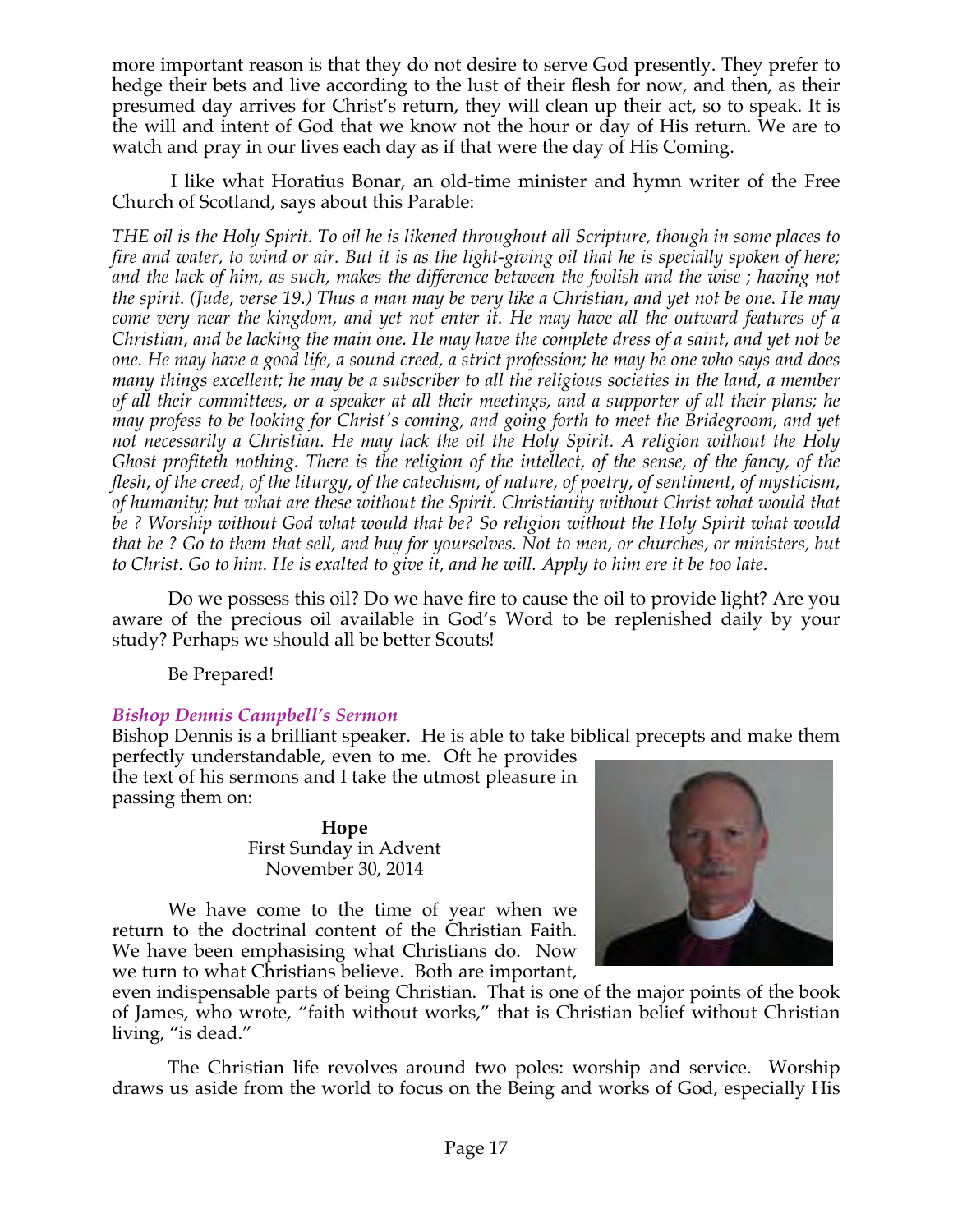more important reason is that they do not desire to serve God presently. They prefer to hedge their bets and live according to the lust of their flesh for now, and then, as their presumed day arrives for Christ's return, they will clean up their act, so to speak. It is the will and intent of God that we know not the hour or day of His return. We are to watch and pray in our lives each day as if that were the day of His Coming.

I like what Horatius Bonar, an old-time minister and hymn writer of the Free Church of Scotland, says about this Parable:

*THE oil is the Holy Spirit. To oil he is likened throughout all Scripture, though in some places to fire and water, to wind or air. But it is as the light-giving oil that he is specially spoken of here; and the lack of him, as such, makes the difference between the foolish and the wise ; having not the spirit. (Jude, verse 19.) Thus a man may be very like a Christian, and yet not be one. He may come very near the kingdom, and yet not enter it. He may have all the outward features of a Christian, and be lacking the main one. He may have the complete dress of a saint, and yet not be one. He may have a good life, a sound creed, a strict profession; he may be one who says and does many things excellent; he may be a subscriber to all the religious societies in the land, a member of all their committees, or a speaker at all their meetings, and a supporter of all their plans; he may profess to be looking for Christ's coming, and going forth to meet the Bridegroom, and yet not necessarily a Christian. He may lack the oil the Holy Spirit. A religion without the Holy Ghost profiteth nothing. There is the religion of the intellect, of the sense, of the fancy, of the flesh, of the creed, of the liturgy, of the catechism, of nature, of poetry, of sentiment, of mysticism, of humanity; but what are these without the Spirit. Christianity without Christ what would that be ? Worship without God what would that be? So religion without the Holy Spirit what would that be ? Go to them that sell, and buy for yourselves. Not to men, or churches, or ministers, but to Christ. Go to him. He is exalted to give it, and he will. Apply to him ere it be too late.*

Do we possess this oil? Do we have fire to cause the oil to provide light? Are you aware of the precious oil available in God's Word to be replenished daily by your study? Perhaps we should all be better Scouts!

Be Prepared!

### *Bishop Dennis Campbell's Sermon*

Bishop Dennis is a brilliant speaker. He is able to take biblical precepts and make them perfectly understandable, even to me. Oft he provides the text of his sermons and I take the utmost pleasure in passing them on:

**Hope**
First Sunday in Advent
November 30, 2014

We have come to the time of year when we return to the doctrinal content of the Christian Faith. We have been emphasising what Christians do. Now we turn to what Christians believe. Both are important, even indispensable parts of being Christian. That is one of the major points of the book of James, who wrote, "faith without works," that is Christian belief without Christian living, "is dead."

The Christian life revolves around two poles: worship and service. Worship draws us aside from the world to focus on the Being and works of God, especially His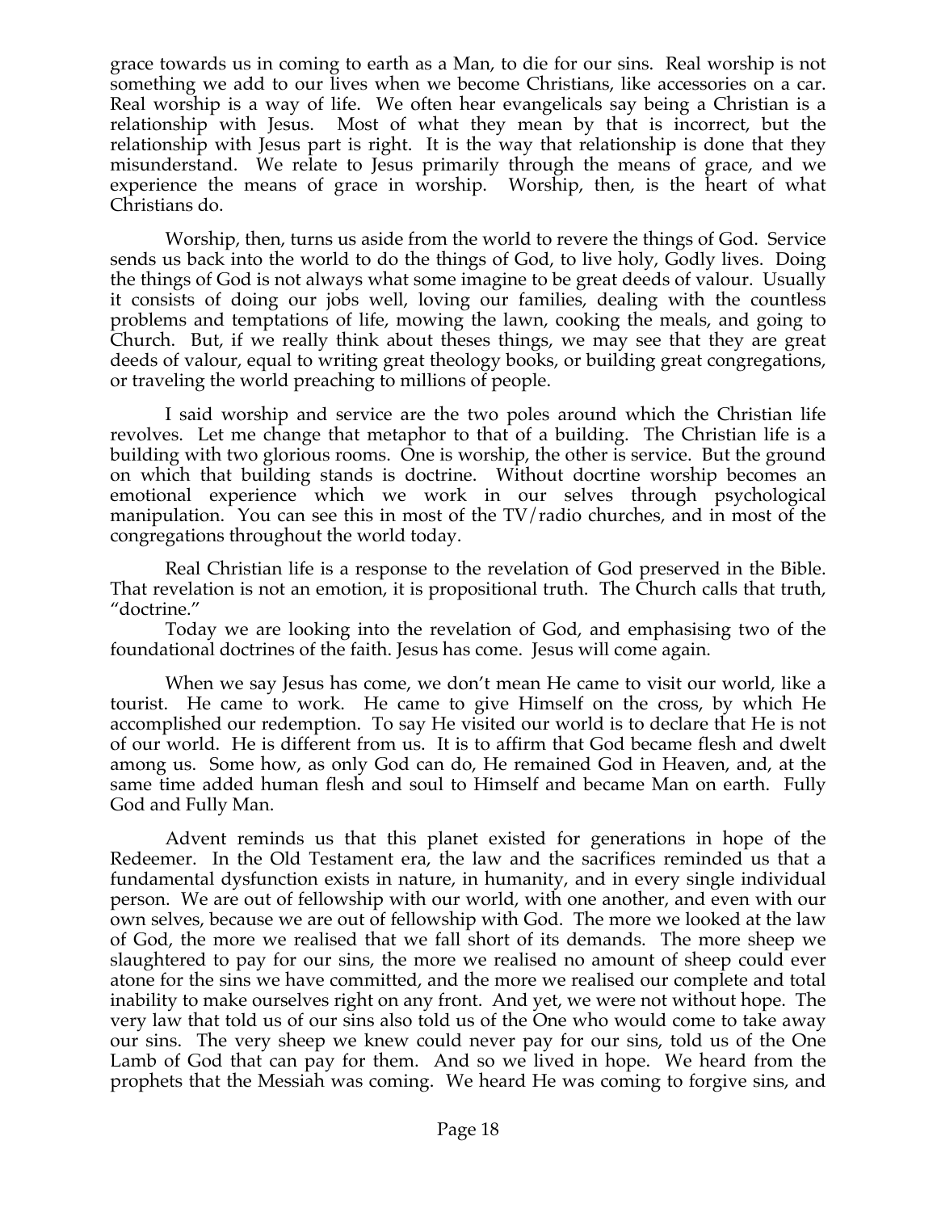grace towards us in coming to earth as a Man, to die for our sins. Real worship is not something we add to our lives when we become Christians, like accessories on a car. Real worship is a way of life. We often hear evangelicals say being a Christian is a relationship with Jesus. Most of what they mean by that is incorrect, but the relationship with Jesus part is right. It is the way that relationship is done that they misunderstand. We relate to Jesus primarily through the means of grace, and we experience the means of grace in worship. Worship, then, is the heart of what Christians do.

Worship, then, turns us aside from the world to revere the things of God. Service sends us back into the world to do the things of God, to live holy, Godly lives. Doing the things of God is not always what some imagine to be great deeds of valour. Usually it consists of doing our jobs well, loving our families, dealing with the countless problems and temptations of life, mowing the lawn, cooking the meals, and going to Church. But, if we really think about theses things, we may see that they are great deeds of valour, equal to writing great theology books, or building great congregations, or traveling the world preaching to millions of people.

I said worship and service are the two poles around which the Christian life revolves. Let me change that metaphor to that of a building. The Christian life is a building with two glorious rooms. One is worship, the other is service. But the ground on which that building stands is doctrine. Without docrtine worship becomes an emotional experience which we work in our selves through psychological manipulation. You can see this in most of the TV/radio churches, and in most of the congregations throughout the world today.

Real Christian life is a response to the revelation of God preserved in the Bible. That revelation is not an emotion, it is propositional truth. The Church calls that truth, "doctrine."

Today we are looking into the revelation of God, and emphasising two of the foundational doctrines of the faith. Jesus has come. Jesus will come again.

When we say Jesus has come, we don't mean He came to visit our world, like a tourist. He came to work. He came to give Himself on the cross, by which He accomplished our redemption. To say He visited our world is to declare that He is not of our world. He is different from us. It is to affirm that God became flesh and dwelt among us. Some how, as only God can do, He remained God in Heaven, and, at the same time added human flesh and soul to Himself and became Man on earth. Fully God and Fully Man.

Advent reminds us that this planet existed for generations in hope of the Redeemer. In the Old Testament era, the law and the sacrifices reminded us that a fundamental dysfunction exists in nature, in humanity, and in every single individual person. We are out of fellowship with our world, with one another, and even with our own selves, because we are out of fellowship with God. The more we looked at the law of God, the more we realised that we fall short of its demands. The more sheep we slaughtered to pay for our sins, the more we realised no amount of sheep could ever atone for the sins we have committed, and the more we realised our complete and total inability to make ourselves right on any front. And yet, we were not without hope. The very law that told us of our sins also told us of the One who would come to take away our sins. The very sheep we knew could never pay for our sins, told us of the One Lamb of God that can pay for them. And so we lived in hope. We heard from the prophets that the Messiah was coming. We heard He was coming to forgive sins, and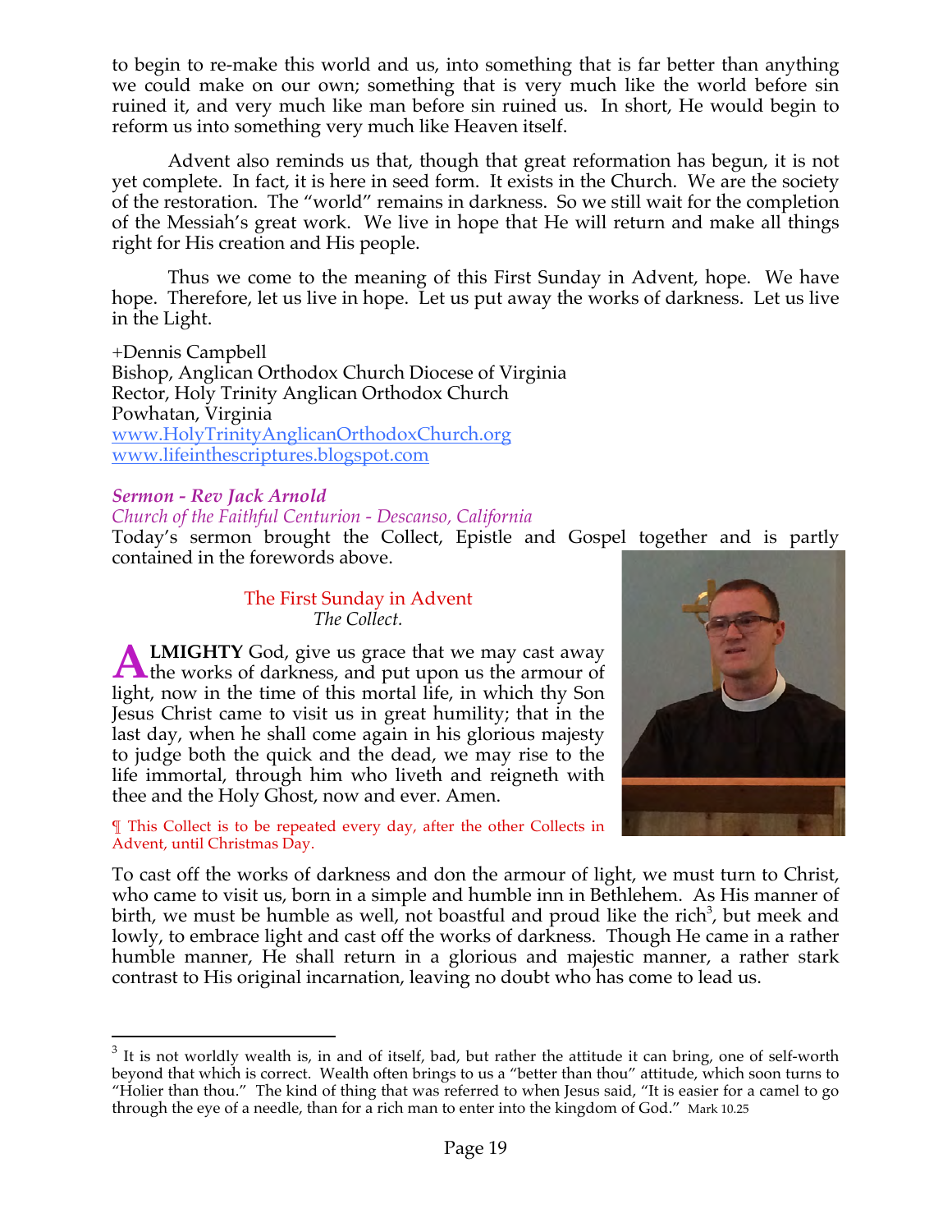to begin to re-make this world and us, into something that is far better than anything we could make on our own; something that is very much like the world before sin ruined it, and very much like man before sin ruined us. In short, He would begin to reform us into something very much like Heaven itself.

Advent also reminds us that, though that great reformation has begun, it is not yet complete. In fact, it is here in seed form. It exists in the Church. We are the society of the restoration. The "world" remains in darkness. So we still wait for the completion of the Messiah's great work. We live in hope that He will return and make all things right for His creation and His people.

Thus we come to the meaning of this First Sunday in Advent, hope. We have hope. Therefore, let us live in hope. Let us put away the works of darkness. Let us live in the Light.

+Dennis Campbell
Bishop, Anglican Orthodox Church Diocese of Virginia
Rector, Holy Trinity Anglican Orthodox Church
Powhatan, Virginia
www.HolyTrinityAnglicanOrthodoxChurch.org
www.lifeinthescriptures.blogspot.com

### *Sermon - Rev Jack Arnold*

*Church of the Faithful Centurion - Descanso, California*

Today's sermon brought the Collect, Epistle and Gospel together and is partly contained in the forewords above.

#### The First Sunday in Advent

*The Collect.*

**ALMIGHTY** God, give us grace that we may cast away the works of darkness, and put upon us the armour of light, now in the time of this mortal life, in which thy Son Jesus Christ came to visit us in great humility; that in the last day, when he shall come again in his glorious majesty to judge both the quick and the dead, we may rise to the life immortal, through him who liveth and reigneth with thee and the Holy Ghost, now and ever. Amen.

¶ This Collect is to be repeated every day, after the other Collects in Advent, until Christmas Day.

To cast off the works of darkness and don the armour of light, we must turn to Christ, who came to visit us, born in a simple and humble inn in Bethlehem. As His manner of birth, we must be humble as well, not boastful and proud like the rich[3], but meek and lowly, to embrace light and cast off the works of darkness. Though He came in a rather humble manner, He shall return in a glorious and majestic manner, a rather stark contrast to His original incarnation, leaving no doubt who has come to lead us.

---

[3] It is not worldly wealth is, in and of itself, bad, but rather the attitude it can bring, one of self-worth beyond that which is correct. Wealth often brings to us a "better than thou" attitude, which soon turns to "Holier than thou." The kind of thing that was referred to when Jesus said, "It is easier for a camel to go through the eye of a needle, than for a rich man to enter into the kingdom of God." Mark 10.25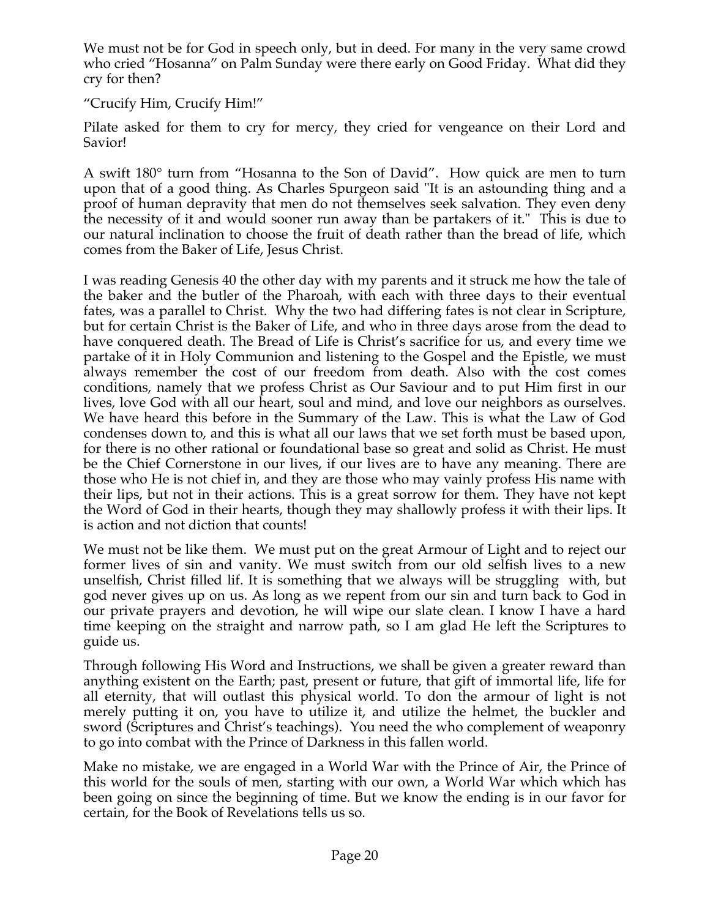We must not be for God in speech only, but in deed. For many in the very same crowd who cried "Hosanna" on Palm Sunday were there early on Good Friday. What did they cry for then?

"Crucify Him, Crucify Him!"

Pilate asked for them to cry for mercy, they cried for vengeance on their Lord and Savior!

A swift 180° turn from "Hosanna to the Son of David". How quick are men to turn upon that of a good thing. As Charles Spurgeon said "It is an astounding thing and a proof of human depravity that men do not themselves seek salvation. They even deny the necessity of it and would sooner run away than be partakers of it." This is due to our natural inclination to choose the fruit of death rather than the bread of life, which comes from the Baker of Life, Jesus Christ.

I was reading Genesis 40 the other day with my parents and it struck me how the tale of the baker and the butler of the Pharoah, with each with three days to their eventual fates, was a parallel to Christ. Why the two had differing fates is not clear in Scripture, but for certain Christ is the Baker of Life, and who in three days arose from the dead to have conquered death. The Bread of Life is Christ's sacrifice for us, and every time we partake of it in Holy Communion and listening to the Gospel and the Epistle, we must always remember the cost of our freedom from death. Also with the cost comes conditions, namely that we profess Christ as Our Saviour and to put Him first in our lives, love God with all our heart, soul and mind, and love our neighbors as ourselves. We have heard this before in the Summary of the Law. This is what the Law of God condenses down to, and this is what all our laws that we set forth must be based upon, for there is no other rational or foundational base so great and solid as Christ. He must be the Chief Cornerstone in our lives, if our lives are to have any meaning. There are those who He is not chief in, and they are those who may vainly profess His name with their lips, but not in their actions. This is a great sorrow for them. They have not kept the Word of God in their hearts, though they may shallowly profess it with their lips. It is action and not diction that counts!

We must not be like them. We must put on the great Armour of Light and to reject our former lives of sin and vanity. We must switch from our old selfish lives to a new unselfish, Christ filled lif. It is something that we always will be struggling with, but god never gives up on us. As long as we repent from our sin and turn back to God in our private prayers and devotion, he will wipe our slate clean. I know I have a hard time keeping on the straight and narrow path, so I am glad He left the Scriptures to guide us.

Through following His Word and Instructions, we shall be given a greater reward than anything existent on the Earth; past, present or future, that gift of immortal life, life for all eternity, that will outlast this physical world. To don the armour of light is not merely putting it on, you have to utilize it, and utilize the helmet, the buckler and sword (Scriptures and Christ's teachings). You need the who complement of weaponry to go into combat with the Prince of Darkness in this fallen world.

Make no mistake, we are engaged in a World War with the Prince of Air, the Prince of this world for the souls of men, starting with our own, a World War which which has been going on since the beginning of time. But we know the ending is in our favor for certain, for the Book of Revelations tells us so.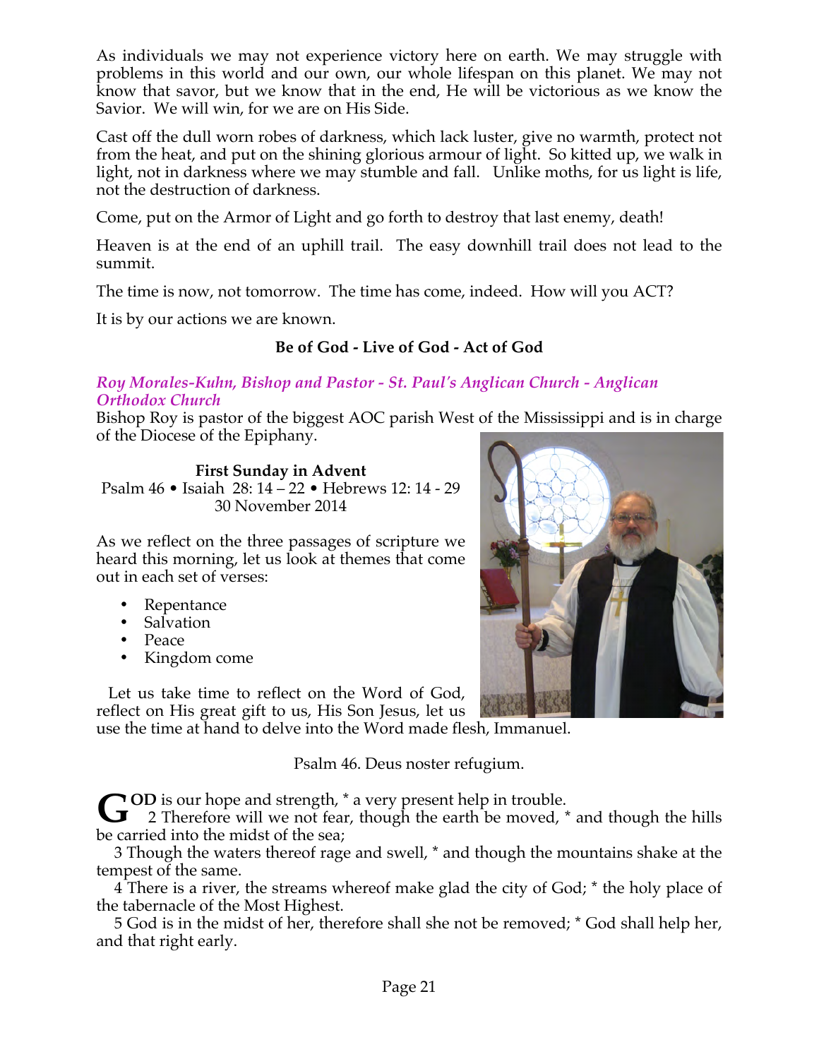As individuals we may not experience victory here on earth. We may struggle with problems in this world and our own, our whole lifespan on this planet. We may not know that savor, but we know that in the end, He will be victorious as we know the Savior. We will win, for we are on His Side.

Cast off the dull worn robes of darkness, which lack luster, give no warmth, protect not from the heat, and put on the shining glorious armour of light. So kitted up, we walk in light, not in darkness where we may stumble and fall. Unlike moths, for us light is life, not the destruction of darkness.

Come, put on the Armor of Light and go forth to destroy that last enemy, death!

Heaven is at the end of an uphill trail. The easy downhill trail does not lead to the summit.

The time is now, not tomorrow. The time has come, indeed. How will you ACT?

It is by our actions we are known.

**Be of God - Live of God - Act of God**

***Roy Morales-Kuhn, Bishop and Pastor - St. Paul's Anglican Church - Anglican Orthodox Church***

Bishop Roy is pastor of the biggest AOC parish West of the Mississippi and is in charge of the Diocese of the Epiphany.

**First Sunday in Advent**

Psalm 46 • Isaiah 28: 14 – 22 • Hebrews 12: 14 - 29

30 November 2014

As we reflect on the three passages of scripture we heard this morning, let us look at themes that come out in each set of verses:

- Repentance
- Salvation
- Peace
- Kingdom come

Let us take time to reflect on the Word of God, reflect on His great gift to us, His Son Jesus, let us use the time at hand to delve into the Word made flesh, Immanuel.

Psalm 46. Deus noster refugium.

**GOD** is our hope and strength, * a very present help in trouble.

2 Therefore will we not fear, though the earth be moved, * and though the hills be carried into the midst of the sea;

3 Though the waters thereof rage and swell, * and though the mountains shake at the tempest of the same.

4 There is a river, the streams whereof make glad the city of God; * the holy place of the tabernacle of the Most Highest.

5 God is in the midst of her, therefore shall she not be removed; * God shall help her, and that right early.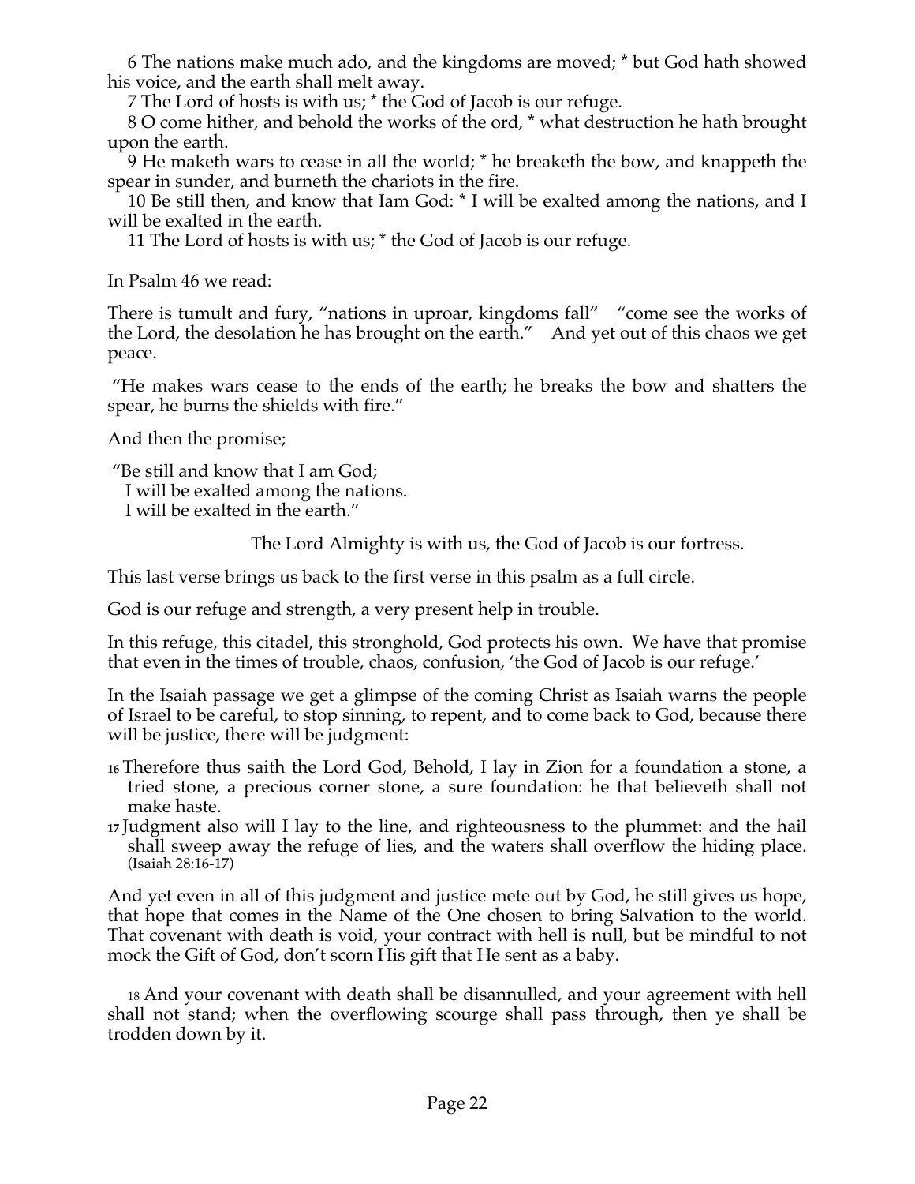6 The nations make much ado, and the kingdoms are moved; * but God hath showed his voice, and the earth shall melt away.

7 The Lord of hosts is with us; * the God of Jacob is our refuge.

8 O come hither, and behold the works of the ord, * what destruction he hath brought upon the earth.

9 He maketh wars to cease in all the world; * he breaketh the bow, and knappeth the spear in sunder, and burneth the chariots in the fire.

10 Be still then, and know that Iam God: * I will be exalted among the nations, and I will be exalted in the earth.

11 The Lord of hosts is with us; * the God of Jacob is our refuge.

In Psalm 46 we read:

There is tumult and fury, "nations in uproar, kingdoms fall"   "come see the works of the Lord, the desolation he has brought on the earth."   And yet out of this chaos we get peace.

"He makes wars cease to the ends of the earth; he breaks the bow and shatters the spear, he burns the shields with fire."

And then the promise;

"Be still and know that I am God;
I will be exalted among the nations.
I will be exalted in the earth."

The Lord Almighty is with us, the God of Jacob is our fortress.

This last verse brings us back to the first verse in this psalm as a full circle.

God is our refuge and strength, a very present help in trouble.

In this refuge, this citadel, this stronghold, God protects his own. We have that promise that even in the times of trouble, chaos, confusion, 'the God of Jacob is our refuge.'

In the Isaiah passage we get a glimpse of the coming Christ as Isaiah warns the people of Israel to be careful, to stop sinning, to repent, and to come back to God, because there will be justice, there will be judgment:

**16** Therefore thus saith the Lord God, Behold, I lay in Zion for a foundation a stone, a tried stone, a precious corner stone, a sure foundation: he that believeth shall not make haste.

**17** Judgment also will I lay to the line, and righteousness to the plummet: and the hail shall sweep away the refuge of lies, and the waters shall overflow the hiding place. (Isaiah 28:16-17)

And yet even in all of this judgment and justice mete out by God, he still gives us hope, that hope that comes in the Name of the One chosen to bring Salvation to the world. That covenant with death is void, your contract with hell is null, but be mindful to not mock the Gift of God, don't scorn His gift that He sent as a baby.

18 And your covenant with death shall be disannulled, and your agreement with hell shall not stand; when the overflowing scourge shall pass through, then ye shall be trodden down by it.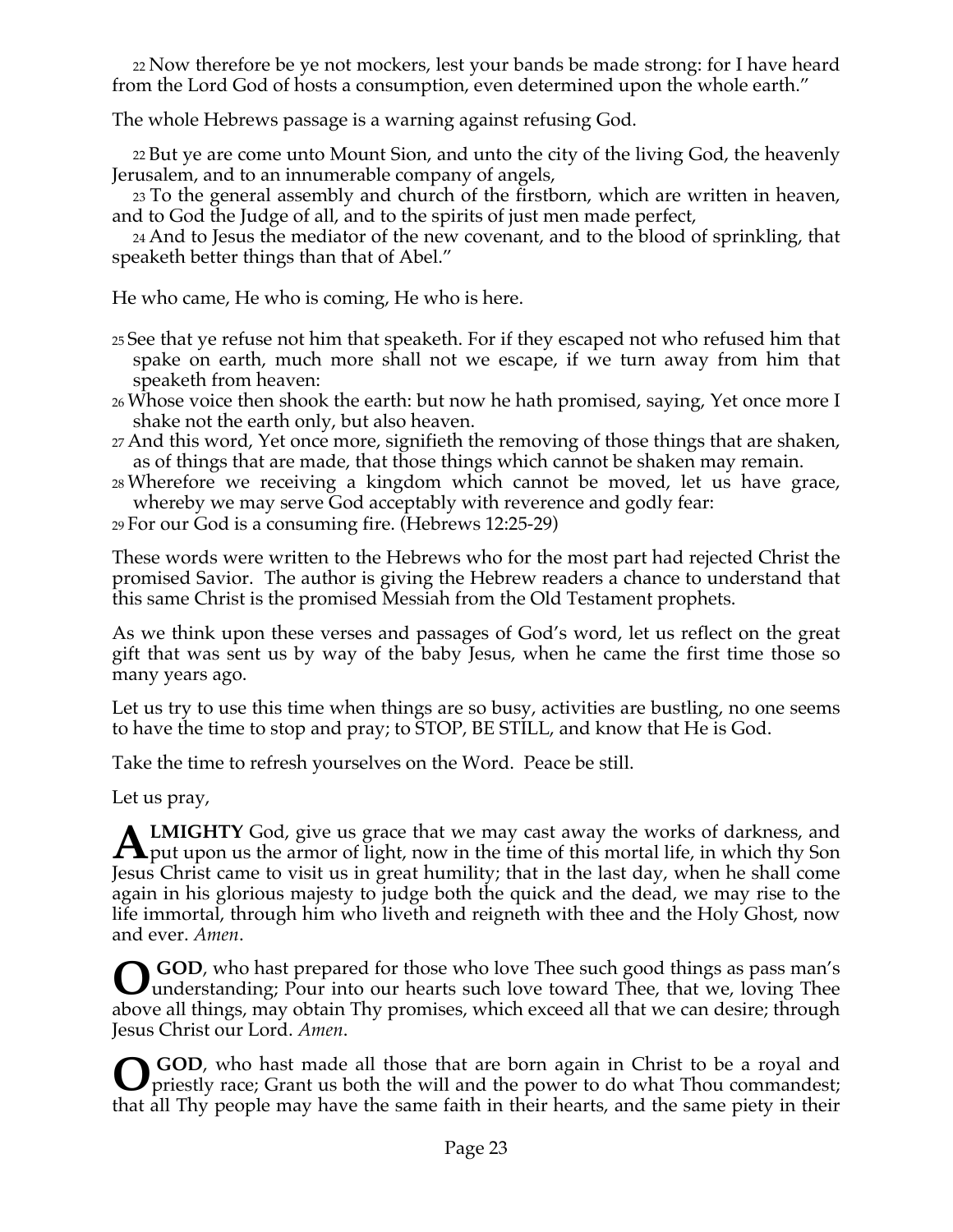22 Now therefore be ye not mockers, lest your bands be made strong: for I have heard from the Lord God of hosts a consumption, even determined upon the whole earth."

The whole Hebrews passage is a warning against refusing God.

22 But ye are come unto Mount Sion, and unto the city of the living God, the heavenly Jerusalem, and to an innumerable company of angels,
23 To the general assembly and church of the firstborn, which are written in heaven, and to God the Judge of all, and to the spirits of just men made perfect,
24 And to Jesus the mediator of the new covenant, and to the blood of sprinkling, that speaketh better things than that of Abel."

He who came, He who is coming, He who is here.

25 See that ye refuse not him that speaketh. For if they escaped not who refused him that spake on earth, much more shall not we escape, if we turn away from him that speaketh from heaven:
26 Whose voice then shook the earth: but now he hath promised, saying, Yet once more I shake not the earth only, but also heaven.
27 And this word, Yet once more, signifieth the removing of those things that are shaken, as of things that are made, that those things which cannot be shaken may remain.
28 Wherefore we receiving a kingdom which cannot be moved, let us have grace, whereby we may serve God acceptably with reverence and godly fear:
29 For our God is a consuming fire. (Hebrews 12:25-29)

These words were written to the Hebrews who for the most part had rejected Christ the promised Savior. The author is giving the Hebrew readers a chance to understand that this same Christ is the promised Messiah from the Old Testament prophets.

As we think upon these verses and passages of God's word, let us reflect on the great gift that was sent us by way of the baby Jesus, when he came the first time those so many years ago.

Let us try to use this time when things are so busy, activities are bustling, no one seems to have the time to stop and pray; to STOP, BE STILL, and know that He is God.

Take the time to refresh yourselves on the Word. Peace be still.

Let us pray,

**ALMIGHTY** God, give us grace that we may cast away the works of darkness, and put upon us the armor of light, now in the time of this mortal life, in which thy Son Jesus Christ came to visit us in great humility; that in the last day, when he shall come again in his glorious majesty to judge both the quick and the dead, we may rise to the life immortal, through him who liveth and reigneth with thee and the Holy Ghost, now and ever. *Amen*.

**O GOD**, who hast prepared for those who love Thee such good things as pass man's understanding; Pour into our hearts such love toward Thee, that we, loving Thee above all things, may obtain Thy promises, which exceed all that we can desire; through Jesus Christ our Lord. *Amen*.

**O GOD**, who hast made all those that are born again in Christ to be a royal and priestly race; Grant us both the will and the power to do what Thou commandest; that all Thy people may have the same faith in their hearts, and the same piety in their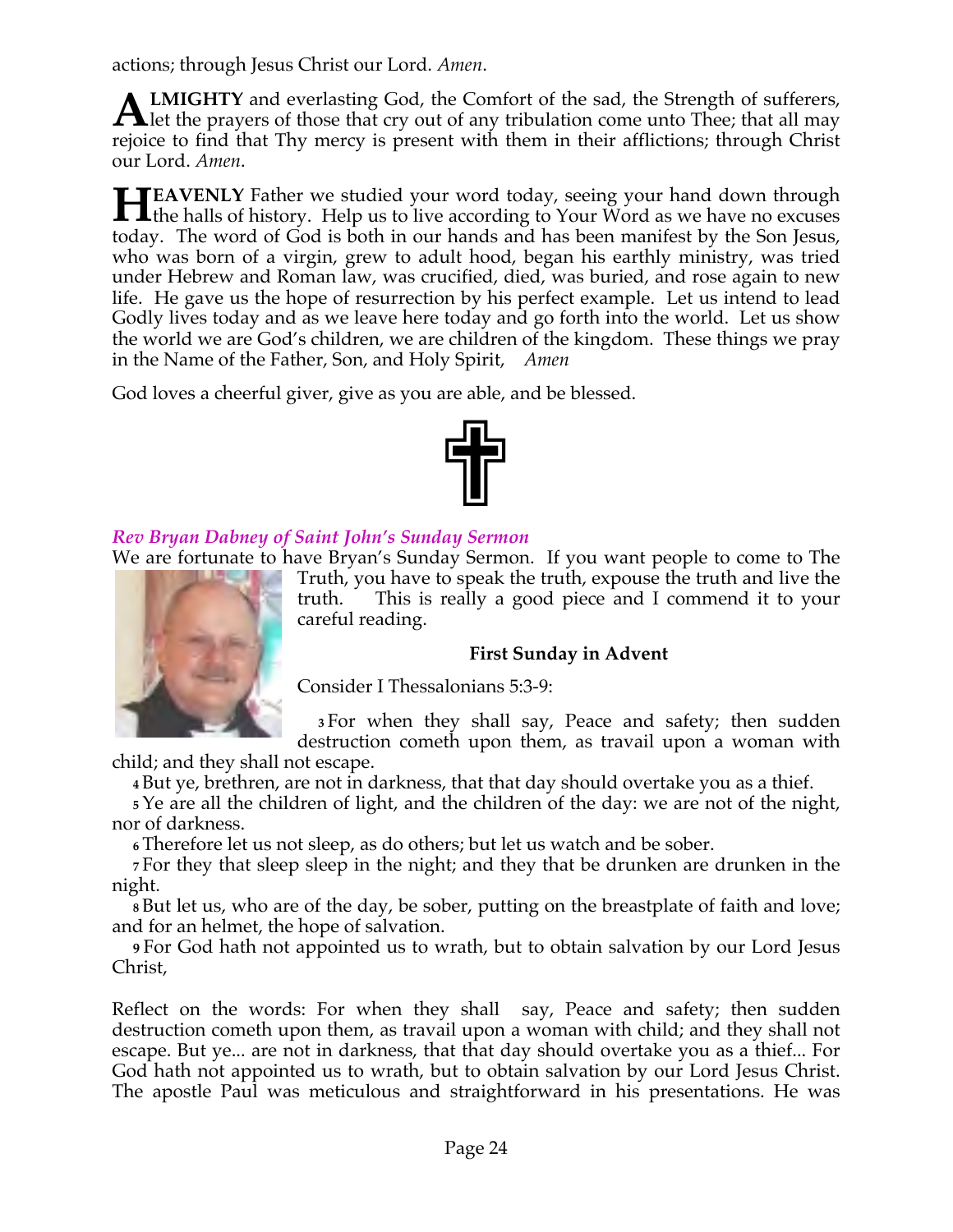actions; through Jesus Christ our Lord. *Amen*.

**ALMIGHTY** and everlasting God, the Comfort of the sad, the Strength of sufferers, let the prayers of those that cry out of any tribulation come unto Thee; that all may rejoice to find that Thy mercy is present with them in their afflictions; through Christ our Lord. *Amen*.

**HEAVENLY** Father we studied your word today, seeing your hand down through the halls of history. Help us to live according to Your Word as we have no excuses today. The word of God is both in our hands and has been manifest by the Son Jesus, who was born of a virgin, grew to adult hood, began his earthly ministry, was tried under Hebrew and Roman law, was crucified, died, was buried, and rose again to new life. He gave us the hope of resurrection by his perfect example. Let us intend to lead Godly lives today and as we leave here today and go forth into the world. Let us show the world we are God's children, we are children of the kingdom. These things we pray in the Name of the Father, Son, and Holy Spirit, *Amen*

God loves a cheerful giver, give as you are able, and be blessed.

***Rev Bryan Dabney of Saint John's Sunday Sermon***

We are fortunate to have Bryan's Sunday Sermon. If you want people to come to The Truth, you have to speak the truth, expose the truth and live the truth. This is really a good piece and I commend it to your careful reading.

**First Sunday in Advent**

Consider I Thessalonians 5:3-9:

**3** For when they shall say, Peace and safety; then sudden destruction cometh upon them, as travail upon a woman with child; and they shall not escape.

**4** But ye, brethren, are not in darkness, that that day should overtake you as a thief.

**5** Ye are all the children of light, and the children of the day: we are not of the night, nor of darkness.

**6** Therefore let us not sleep, as do others; but let us watch and be sober.

**7** For they that sleep sleep in the night; and they that be drunken are drunken in the night.

**8** But let us, who are of the day, be sober, putting on the breastplate of faith and love; and for an helmet, the hope of salvation.

**9** For God hath not appointed us to wrath, but to obtain salvation by our Lord Jesus Christ,

Reflect on the words: For when they shall say, Peace and safety; then sudden destruction cometh upon them, as travail upon a woman with child; and they shall not escape. But ye... are not in darkness, that that day should overtake you as a thief... For God hath not appointed us to wrath, but to obtain salvation by our Lord Jesus Christ. The apostle Paul was meticulous and straightforward in his presentations. He was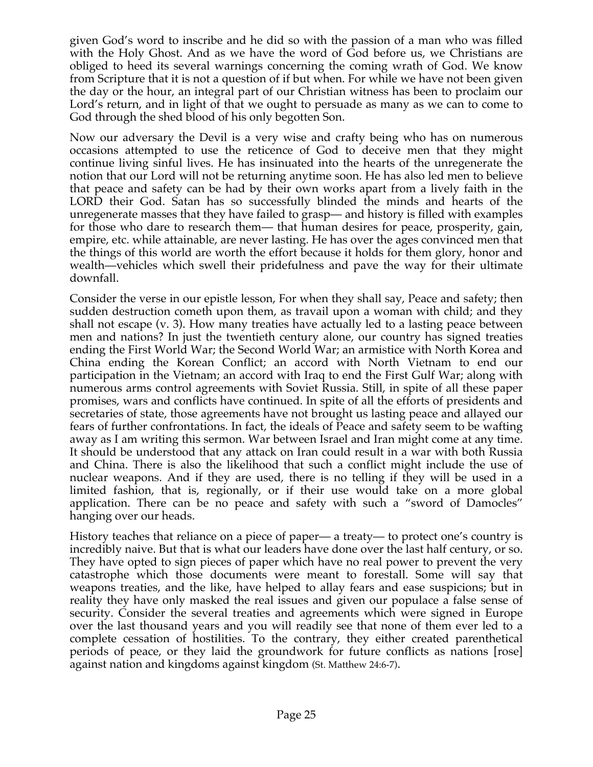given God's word to inscribe and he did so with the passion of a man who was filled with the Holy Ghost. And as we have the word of God before us, we Christians are obliged to heed its several warnings concerning the coming wrath of God. We know from Scripture that it is not a question of if but when. For while we have not been given the day or the hour, an integral part of our Christian witness has been to proclaim our Lord's return, and in light of that we ought to persuade as many as we can to come to God through the shed blood of his only begotten Son.

Now our adversary the Devil is a very wise and crafty being who has on numerous occasions attempted to use the reticence of God to deceive men that they might continue living sinful lives. He has insinuated into the hearts of the unregenerate the notion that our Lord will not be returning anytime soon. He has also led men to believe that peace and safety can be had by their own works apart from a lively faith in the LORD their God. Satan has so successfully blinded the minds and hearts of the unregenerate masses that they have failed to grasp— and history is filled with examples for those who dare to research them— that human desires for peace, prosperity, gain, empire, etc. while attainable, are never lasting. He has over the ages convinced men that the things of this world are worth the effort because it holds for them glory, honor and wealth—vehicles which swell their pridefulness and pave the way for their ultimate downfall.

Consider the verse in our epistle lesson, For when they shall say, Peace and safety; then sudden destruction cometh upon them, as travail upon a woman with child; and they shall not escape (v. 3). How many treaties have actually led to a lasting peace between men and nations? In just the twentieth century alone, our country has signed treaties ending the First World War; the Second World War; an armistice with North Korea and China ending the Korean Conflict; an accord with North Vietnam to end our participation in the Vietnam; an accord with Iraq to end the First Gulf War; along with numerous arms control agreements with Soviet Russia. Still, in spite of all these paper promises, wars and conflicts have continued. In spite of all the efforts of presidents and secretaries of state, those agreements have not brought us lasting peace and allayed our fears of further confrontations. In fact, the ideals of Peace and safety seem to be wafting away as I am writing this sermon. War between Israel and Iran might come at any time. It should be understood that any attack on Iran could result in a war with both Russia and China. There is also the likelihood that such a conflict might include the use of nuclear weapons. And if they are used, there is no telling if they will be used in a limited fashion, that is, regionally, or if their use would take on a more global application. There can be no peace and safety with such a "sword of Damocles" hanging over our heads.

History teaches that reliance on a piece of paper— a treaty— to protect one's country is incredibly naive. But that is what our leaders have done over the last half century, or so. They have opted to sign pieces of paper which have no real power to prevent the very catastrophe which those documents were meant to forestall. Some will say that weapons treaties, and the like, have helped to allay fears and ease suspicions; but in reality they have only masked the real issues and given our populace a false sense of security. Consider the several treaties and agreements which were signed in Europe over the last thousand years and you will readily see that none of them ever led to a complete cessation of hostilities. To the contrary, they either created parenthetical periods of peace, or they laid the groundwork for future conflicts as nations [rose] against nation and kingdoms against kingdom (St. Matthew 24:6-7).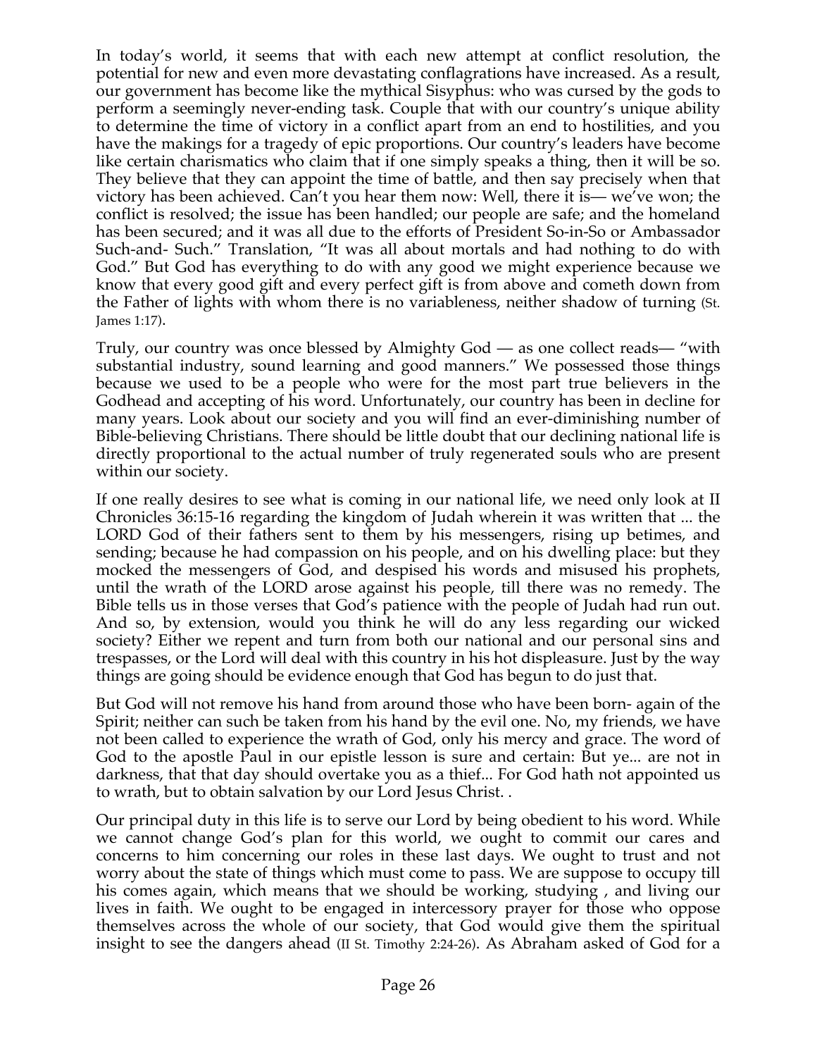In today's world, it seems that with each new attempt at conflict resolution, the potential for new and even more devastating conflagrations have increased. As a result, our government has become like the mythical Sisyphus: who was cursed by the gods to perform a seemingly never-ending task. Couple that with our country's unique ability to determine the time of victory in a conflict apart from an end to hostilities, and you have the makings for a tragedy of epic proportions. Our country's leaders have become like certain charismatics who claim that if one simply speaks a thing, then it will be so. They believe that they can appoint the time of battle, and then say precisely when that victory has been achieved. Can't you hear them now: Well, there it is— we've won; the conflict is resolved; the issue has been handled; our people are safe; and the homeland has been secured; and it was all due to the efforts of President So-in-So or Ambassador Such-and- Such." Translation, "It was all about mortals and had nothing to do with God." But God has everything to do with any good we might experience because we know that every good gift and every perfect gift is from above and cometh down from the Father of lights with whom there is no variableness, neither shadow of turning (St. James 1:17).

Truly, our country was once blessed by Almighty God — as one collect reads— "with substantial industry, sound learning and good manners." We possessed those things because we used to be a people who were for the most part true believers in the Godhead and accepting of his word. Unfortunately, our country has been in decline for many years. Look about our society and you will find an ever-diminishing number of Bible-believing Christians. There should be little doubt that our declining national life is directly proportional to the actual number of truly regenerated souls who are present within our society.

If one really desires to see what is coming in our national life, we need only look at II Chronicles 36:15-16 regarding the kingdom of Judah wherein it was written that ... the LORD God of their fathers sent to them by his messengers, rising up betimes, and sending; because he had compassion on his people, and on his dwelling place: but they mocked the messengers of God, and despised his words and misused his prophets, until the wrath of the LORD arose against his people, till there was no remedy. The Bible tells us in those verses that God's patience with the people of Judah had run out. And so, by extension, would you think he will do any less regarding our wicked society? Either we repent and turn from both our national and our personal sins and trespasses, or the Lord will deal with this country in his hot displeasure. Just by the way things are going should be evidence enough that God has begun to do just that.

But God will not remove his hand from around those who have been born- again of the Spirit; neither can such be taken from his hand by the evil one. No, my friends, we have not been called to experience the wrath of God, only his mercy and grace. The word of God to the apostle Paul in our epistle lesson is sure and certain: But ye... are not in darkness, that that day should overtake you as a thief... For God hath not appointed us to wrath, but to obtain salvation by our Lord Jesus Christ. .

Our principal duty in this life is to serve our Lord by being obedient to his word. While we cannot change God's plan for this world, we ought to commit our cares and concerns to him concerning our roles in these last days. We ought to trust and not worry about the state of things which must come to pass. We are suppose to occupy till his comes again, which means that we should be working, studying , and living our lives in faith. We ought to be engaged in intercessory prayer for those who oppose themselves across the whole of our society, that God would give them the spiritual insight to see the dangers ahead (II St. Timothy 2:24-26). As Abraham asked of God for a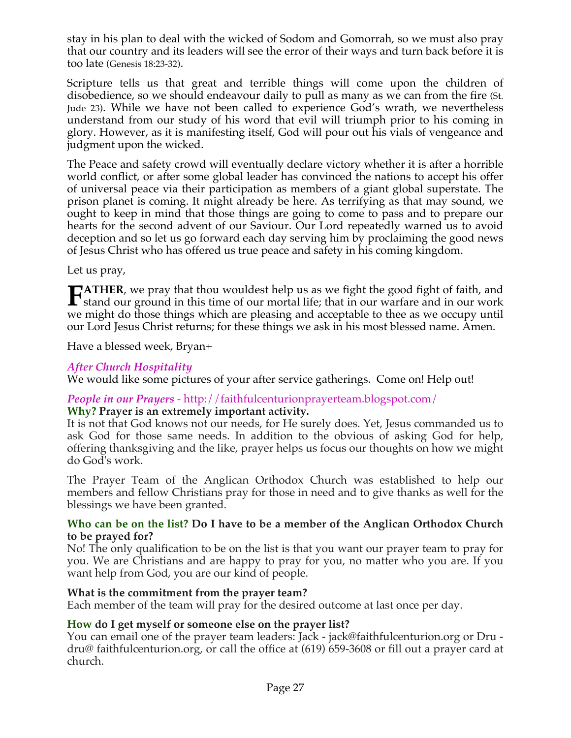stay in his plan to deal with the wicked of Sodom and Gomorrah, so we must also pray that our country and its leaders will see the error of their ways and turn back before it is too late (Genesis 18:23-32).

Scripture tells us that great and terrible things will come upon the children of disobedience, so we should endeavour daily to pull as many as we can from the fire (St. Jude 23). While we have not been called to experience God's wrath, we nevertheless understand from our study of his word that evil will triumph prior to his coming in glory. However, as it is manifesting itself, God will pour out his vials of vengeance and judgment upon the wicked.

The Peace and safety crowd will eventually declare victory whether it is after a horrible world conflict, or after some global leader has convinced the nations to accept his offer of universal peace via their participation as members of a giant global superstate. The prison planet is coming. It might already be here. As terrifying as that may sound, we ought to keep in mind that those things are going to come to pass and to prepare our hearts for the second advent of our Saviour. Our Lord repeatedly warned us to avoid deception and so let us go forward each day serving him by proclaiming the good news of Jesus Christ who has offered us true peace and safety in his coming kingdom.

Let us pray,

**FATHER**, we pray that thou wouldest help us as we fight the good fight of faith, and stand our ground in this time of our mortal life; that in our warfare and in our work we might do those things which are pleasing and acceptable to thee as we occupy until our Lord Jesus Christ returns; for these things we ask in his most blessed name. Amen.

Have a blessed week, Bryan+

### *After Church Hospitality*

We would like some pictures of your after service gatherings. Come on! Help out!

### *People in our Prayers* - http://faithfulcenturionprayerteam.blogspot.com/

**Why? Prayer is an extremely important activity.**

It is not that God knows not our needs, for He surely does. Yet, Jesus commanded us to ask God for those same needs. In addition to the obvious of asking God for help, offering thanksgiving and the like, prayer helps us focus our thoughts on how we might do God's work.

The Prayer Team of the Anglican Orthodox Church was established to help our members and fellow Christians pray for those in need and to give thanks as well for the blessings we have been granted.

**Who can be on the list? Do I have to be a member of the Anglican Orthodox Church to be prayed for?**

No! The only qualification to be on the list is that you want our prayer team to pray for you. We are Christians and are happy to pray for you, no matter who you are. If you want help from God, you are our kind of people.

**What is the commitment from the prayer team?**

Each member of the team will pray for the desired outcome at last once per day.

**How do I get myself or someone else on the prayer list?**

You can email one of the prayer team leaders: Jack - jack@faithfulcenturion.org or Dru - dru@ faithfulcenturion.org, or call the office at (619) 659-3608 or fill out a prayer card at church.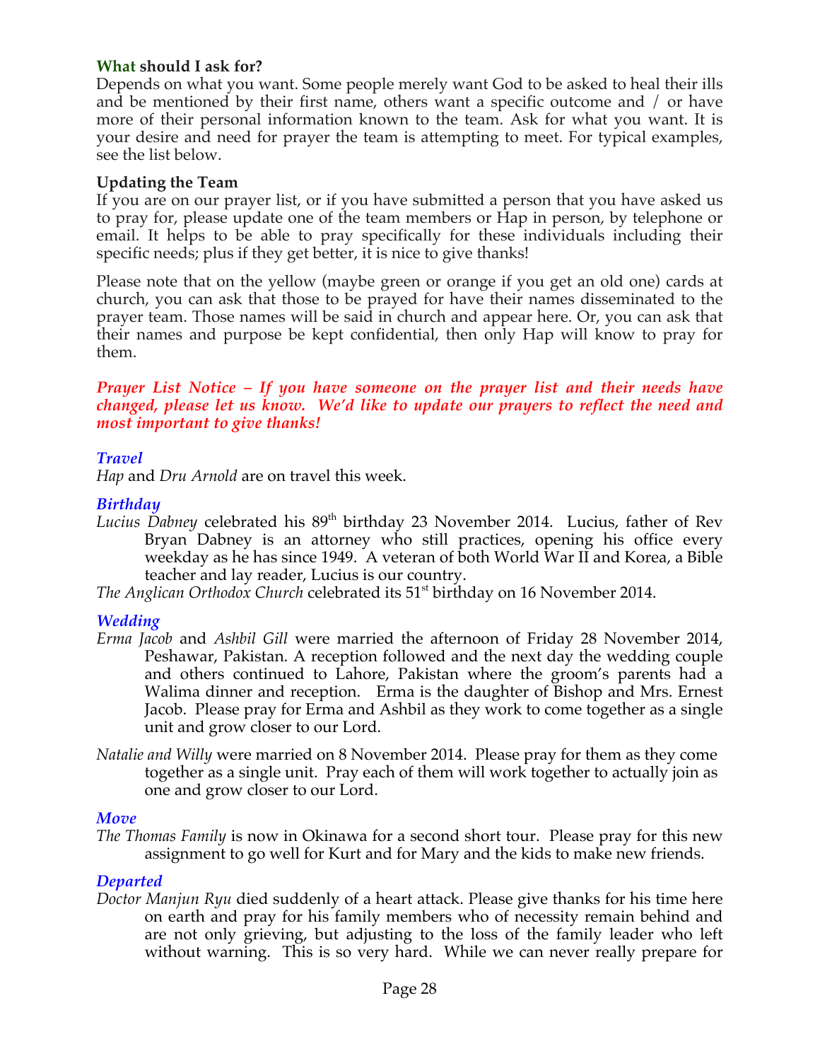**What should I ask for?**

Depends on what you want. Some people merely want God to be asked to heal their ills and be mentioned by their first name, others want a specific outcome and / or have more of their personal information known to the team. Ask for what you want. It is your desire and need for prayer the team is attempting to meet. For typical examples, see the list below.

**Updating the Team**

If you are on our prayer list, or if you have submitted a person that you have asked us to pray for, please update one of the team members or Hap in person, by telephone or email. It helps to be able to pray specifically for these individuals including their specific needs; plus if they get better, it is nice to give thanks!

Please note that on the yellow (maybe green or orange if you get an old one) cards at church, you can ask that those to be prayed for have their names disseminated to the prayer team. Those names will be said in church and appear here. Or, you can ask that their names and purpose be kept confidential, then only Hap will know to pray for them.

***Prayer List Notice – If you have someone on the prayer list and their needs have changed, please let us know. We'd like to update our prayers to reflect the need and most important to give thanks!***

### *Travel*

*Hap* and *Dru Arnold* are on travel this week.

### *Birthday*

*Lucius Dabney* celebrated his 89th birthday 23 November 2014. Lucius, father of Rev Bryan Dabney is an attorney who still practices, opening his office every weekday as he has since 1949. A veteran of both World War II and Korea, a Bible teacher and lay reader, Lucius is our country.

*The Anglican Orthodox Church* celebrated its 51st birthday on 16 November 2014.

### *Wedding*

*Erma Jacob* and *Ashbil Gill* were married the afternoon of Friday 28 November 2014, Peshawar, Pakistan. A reception followed and the next day the wedding couple and others continued to Lahore, Pakistan where the groom's parents had a Walima dinner and reception. Erma is the daughter of Bishop and Mrs. Ernest Jacob. Please pray for Erma and Ashbil as they work to come together as a single unit and grow closer to our Lord.

*Natalie and Willy* were married on 8 November 2014. Please pray for them as they come together as a single unit. Pray each of them will work together to actually join as one and grow closer to our Lord.

### *Move*

*The Thomas Family* is now in Okinawa for a second short tour. Please pray for this new assignment to go well for Kurt and for Mary and the kids to make new friends.

### *Departed*

*Doctor Manjun Ryu* died suddenly of a heart attack. Please give thanks for his time here on earth and pray for his family members who of necessity remain behind and are not only grieving, but adjusting to the loss of the family leader who left without warning. This is so very hard. While we can never really prepare for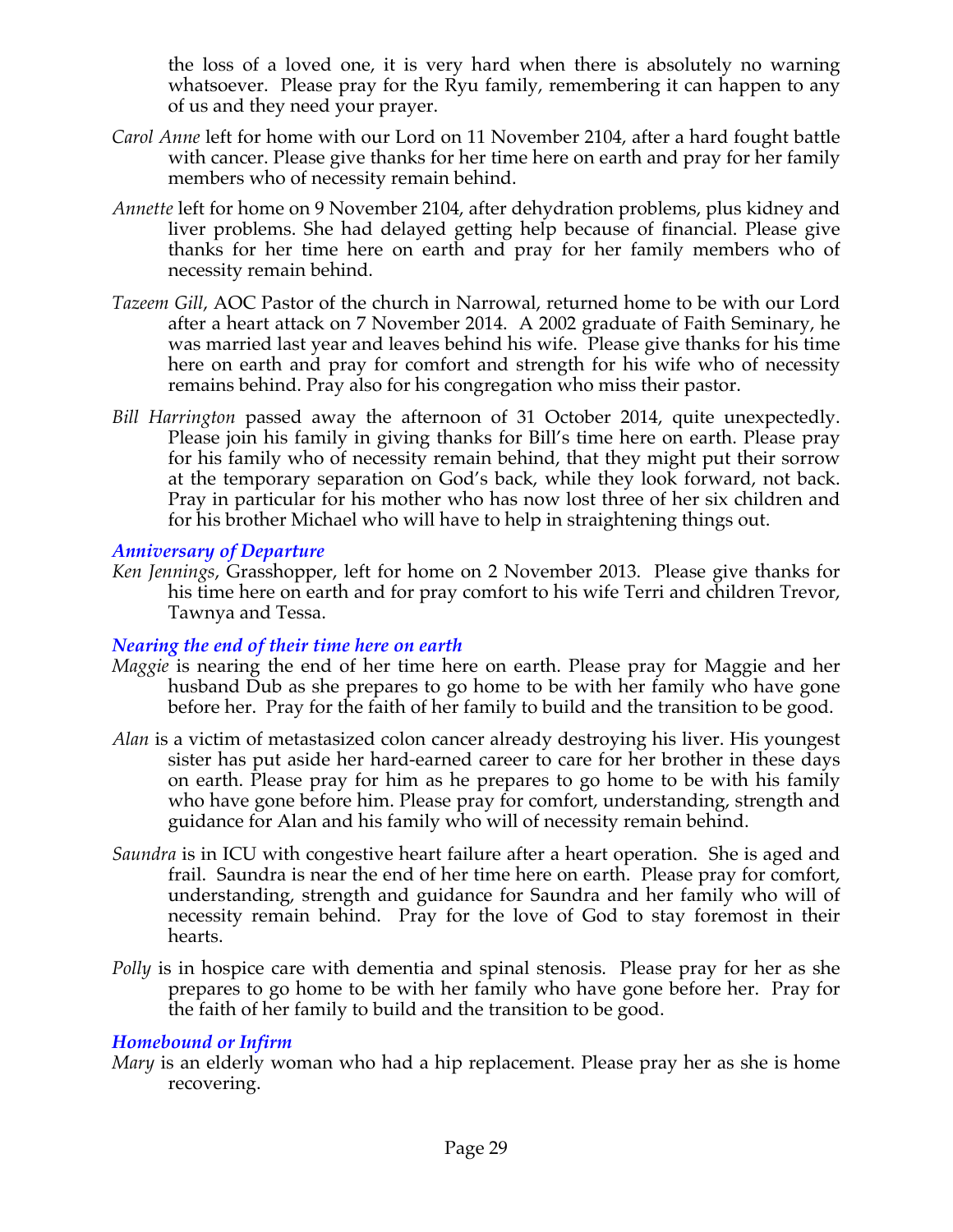the loss of a loved one, it is very hard when there is absolutely no warning whatsoever. Please pray for the Ryu family, remembering it can happen to any of us and they need your prayer.

*Carol Anne* left for home with our Lord on 11 November 2104, after a hard fought battle with cancer. Please give thanks for her time here on earth and pray for her family members who of necessity remain behind.

*Annette* left for home on 9 November 2104, after dehydration problems, plus kidney and liver problems. She had delayed getting help because of financial. Please give thanks for her time here on earth and pray for her family members who of necessity remain behind.

*Tazeem Gill*, AOC Pastor of the church in Narrowal, returned home to be with our Lord after a heart attack on 7 November 2014. A 2002 graduate of Faith Seminary, he was married last year and leaves behind his wife. Please give thanks for his time here on earth and pray for comfort and strength for his wife who of necessity remains behind. Pray also for his congregation who miss their pastor.

*Bill Harrington* passed away the afternoon of 31 October 2014, quite unexpectedly. Please join his family in giving thanks for Bill's time here on earth. Please pray for his family who of necessity remain behind, that they might put their sorrow at the temporary separation on God's back, while they look forward, not back. Pray in particular for his mother who has now lost three of her six children and for his brother Michael who will have to help in straightening things out.

### *Anniversary of Departure*

*Ken Jennings*, Grasshopper, left for home on 2 November 2013. Please give thanks for his time here on earth and for pray comfort to his wife Terri and children Trevor, Tawnya and Tessa.

### *Nearing the end of their time here on earth*

*Maggie* is nearing the end of her time here on earth. Please pray for Maggie and her husband Dub as she prepares to go home to be with her family who have gone before her. Pray for the faith of her family to build and the transition to be good.

*Alan* is a victim of metastasized colon cancer already destroying his liver. His youngest sister has put aside her hard-earned career to care for her brother in these days on earth. Please pray for him as he prepares to go home to be with his family who have gone before him. Please pray for comfort, understanding, strength and guidance for Alan and his family who will of necessity remain behind.

*Saundra* is in ICU with congestive heart failure after a heart operation. She is aged and frail. Saundra is near the end of her time here on earth. Please pray for comfort, understanding, strength and guidance for Saundra and her family who will of necessity remain behind. Pray for the love of God to stay foremost in their hearts.

*Polly* is in hospice care with dementia and spinal stenosis. Please pray for her as she prepares to go home to be with her family who have gone before her. Pray for the faith of her family to build and the transition to be good.

### *Homebound or Infirm*

*Mary* is an elderly woman who had a hip replacement. Please pray her as she is home recovering.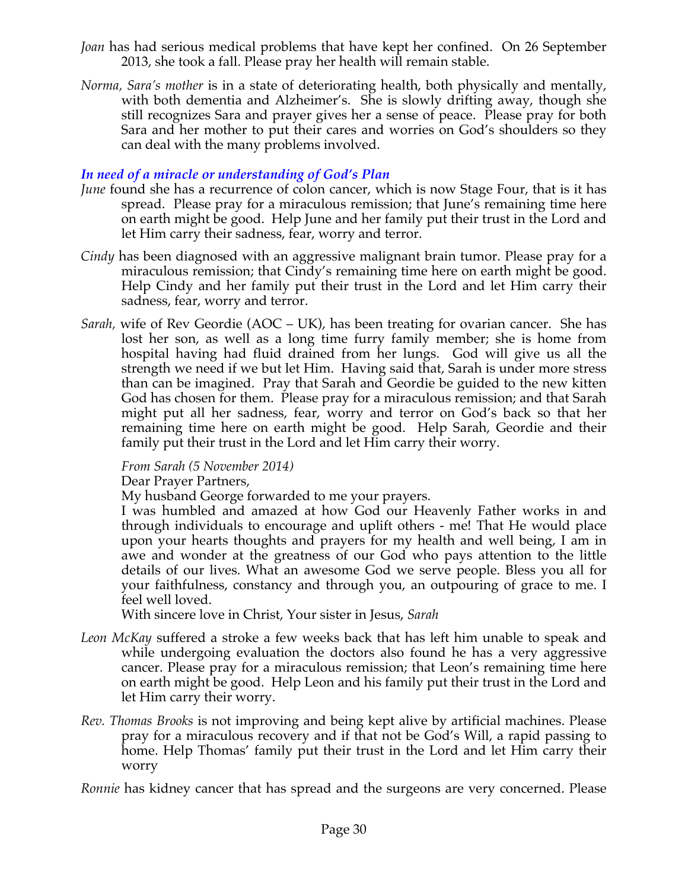*Joan* has had serious medical problems that have kept her confined. On 26 September 2013, she took a fall. Please pray her health will remain stable.

*Norma, Sara's mother* is in a state of deteriorating health, both physically and mentally, with both dementia and Alzheimer's. She is slowly drifting away, though she still recognizes Sara and prayer gives her a sense of peace. Please pray for both Sara and her mother to put their cares and worries on God's shoulders so they can deal with the many problems involved.

### *In need of a miracle or understanding of God's Plan*

*June* found she has a recurrence of colon cancer, which is now Stage Four, that is it has spread. Please pray for a miraculous remission; that June's remaining time here on earth might be good. Help June and her family put their trust in the Lord and let Him carry their sadness, fear, worry and terror.

*Cindy* has been diagnosed with an aggressive malignant brain tumor. Please pray for a miraculous remission; that Cindy's remaining time here on earth might be good. Help Cindy and her family put their trust in the Lord and let Him carry their sadness, fear, worry and terror.

*Sarah,* wife of Rev Geordie (AOC – UK), has been treating for ovarian cancer. She has lost her son, as well as a long time furry family member; she is home from hospital having had fluid drained from her lungs. God will give us all the strength we need if we but let Him. Having said that, Sarah is under more stress than can be imagined. Pray that Sarah and Geordie be guided to the new kitten God has chosen for them. Please pray for a miraculous remission; and that Sarah might put all her sadness, fear, worry and terror on God's back so that her remaining time here on earth might be good. Help Sarah, Geordie and their family put their trust in the Lord and let Him carry their worry.

*From Sarah (5 November 2014)*

Dear Prayer Partners,

My husband George forwarded to me your prayers.

I was humbled and amazed at how God our Heavenly Father works in and through individuals to encourage and uplift others - me! That He would place upon your hearts thoughts and prayers for my health and well being, I am in awe and wonder at the greatness of our God who pays attention to the little details of our lives. What an awesome God we serve people. Bless you all for your faithfulness, constancy and through you, an outpouring of grace to me. I feel well loved.

With sincere love in Christ, Your sister in Jesus, *Sarah*

*Leon McKay* suffered a stroke a few weeks back that has left him unable to speak and while undergoing evaluation the doctors also found he has a very aggressive cancer. Please pray for a miraculous remission; that Leon's remaining time here on earth might be good. Help Leon and his family put their trust in the Lord and let Him carry their worry.

*Rev. Thomas Brooks* is not improving and being kept alive by artificial machines. Please pray for a miraculous recovery and if that not be God's Will, a rapid passing to home. Help Thomas' family put their trust in the Lord and let Him carry their worry

*Ronnie* has kidney cancer that has spread and the surgeons are very concerned. Please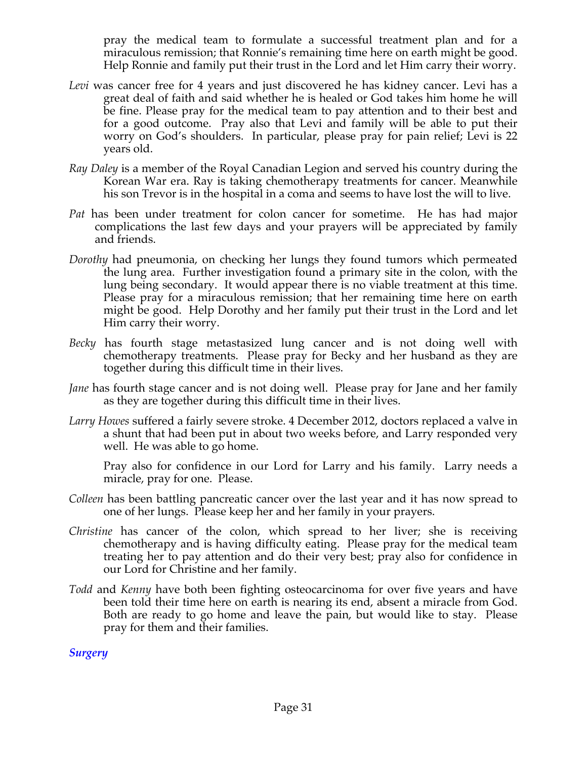pray the medical team to formulate a successful treatment plan and for a miraculous remission; that Ronnie's remaining time here on earth might be good. Help Ronnie and family put their trust in the Lord and let Him carry their worry.

*Levi* was cancer free for 4 years and just discovered he has kidney cancer. Levi has a great deal of faith and said whether he is healed or God takes him home he will be fine. Please pray for the medical team to pay attention and to their best and for a good outcome. Pray also that Levi and family will be able to put their worry on God's shoulders. In particular, please pray for pain relief; Levi is 22 years old.

*Ray Daley* is a member of the Royal Canadian Legion and served his country during the Korean War era. Ray is taking chemotherapy treatments for cancer. Meanwhile his son Trevor is in the hospital in a coma and seems to have lost the will to live.

*Pat* has been under treatment for colon cancer for sometime. He has had major complications the last few days and your prayers will be appreciated by family and friends.

*Dorothy* had pneumonia, on checking her lungs they found tumors which permeated the lung area. Further investigation found a primary site in the colon, with the lung being secondary. It would appear there is no viable treatment at this time. Please pray for a miraculous remission; that her remaining time here on earth might be good. Help Dorothy and her family put their trust in the Lord and let Him carry their worry.

*Becky* has fourth stage metastasized lung cancer and is not doing well with chemotherapy treatments. Please pray for Becky and her husband as they are together during this difficult time in their lives.

*Jane* has fourth stage cancer and is not doing well. Please pray for Jane and her family as they are together during this difficult time in their lives.

*Larry Howes* suffered a fairly severe stroke. 4 December 2012, doctors replaced a valve in a shunt that had been put in about two weeks before, and Larry responded very well. He was able to go home.

Pray also for confidence in our Lord for Larry and his family. Larry needs a miracle, pray for one. Please.

*Colleen* has been battling pancreatic cancer over the last year and it has now spread to one of her lungs. Please keep her and her family in your prayers.

*Christine* has cancer of the colon, which spread to her liver; she is receiving chemotherapy and is having difficulty eating. Please pray for the medical team treating her to pay attention and do their very best; pray also for confidence in our Lord for Christine and her family.

*Todd* and *Kenny* have both been fighting osteocarcinoma for over five years and have been told their time here on earth is nearing its end, absent a miracle from God. Both are ready to go home and leave the pain, but would like to stay. Please pray for them and their families.

### *Surgery*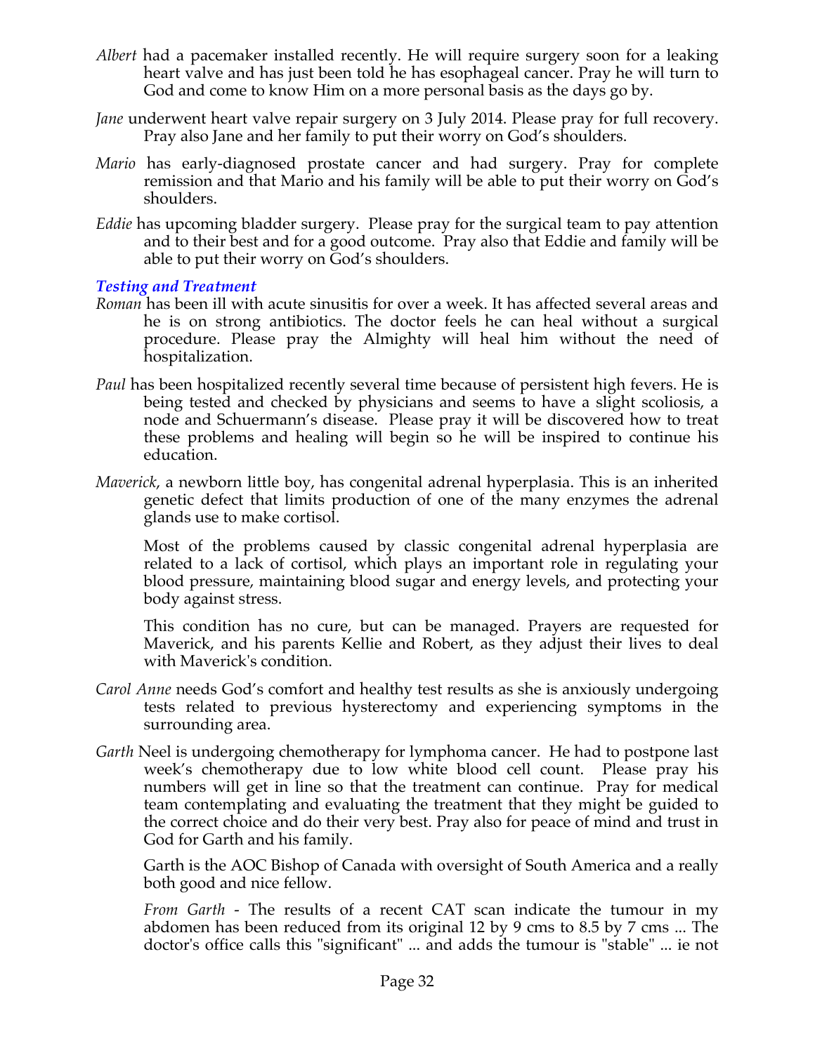*Albert* had a pacemaker installed recently. He will require surgery soon for a leaking heart valve and has just been told he has esophageal cancer. Pray he will turn to God and come to know Him on a more personal basis as the days go by.

*Jane* underwent heart valve repair surgery on 3 July 2014. Please pray for full recovery. Pray also Jane and her family to put their worry on God's shoulders.

*Mario* has early-diagnosed prostate cancer and had surgery. Pray for complete remission and that Mario and his family will be able to put their worry on God's shoulders.

*Eddie* has upcoming bladder surgery. Please pray for the surgical team to pay attention and to their best and for a good outcome. Pray also that Eddie and family will be able to put their worry on God's shoulders.

### *Testing and Treatment*

*Roman* has been ill with acute sinusitis for over a week. It has affected several areas and he is on strong antibiotics. The doctor feels he can heal without a surgical procedure. Please pray the Almighty will heal him without the need of hospitalization.

*Paul* has been hospitalized recently several time because of persistent high fevers. He is being tested and checked by physicians and seems to have a slight scoliosis, a node and Schuermann's disease. Please pray it will be discovered how to treat these problems and healing will begin so he will be inspired to continue his education.

*Maverick*, a newborn little boy, has congenital adrenal hyperplasia. This is an inherited genetic defect that limits production of one of the many enzymes the adrenal glands use to make cortisol.

Most of the problems caused by classic congenital adrenal hyperplasia are related to a lack of cortisol, which plays an important role in regulating your blood pressure, maintaining blood sugar and energy levels, and protecting your body against stress.

This condition has no cure, but can be managed. Prayers are requested for Maverick, and his parents Kellie and Robert, as they adjust their lives to deal with Maverick's condition.

*Carol Anne* needs God's comfort and healthy test results as she is anxiously undergoing tests related to previous hysterectomy and experiencing symptoms in the surrounding area.

*Garth* Neel is undergoing chemotherapy for lymphoma cancer. He had to postpone last week's chemotherapy due to low white blood cell count. Please pray his numbers will get in line so that the treatment can continue. Pray for medical team contemplating and evaluating the treatment that they might be guided to the correct choice and do their very best. Pray also for peace of mind and trust in God for Garth and his family.

Garth is the AOC Bishop of Canada with oversight of South America and a really both good and nice fellow.

*From Garth* - The results of a recent CAT scan indicate the tumour in my abdomen has been reduced from its original 12 by 9 cms to 8.5 by 7 cms ... The doctor's office calls this "significant" ... and adds the tumour is "stable" ... ie not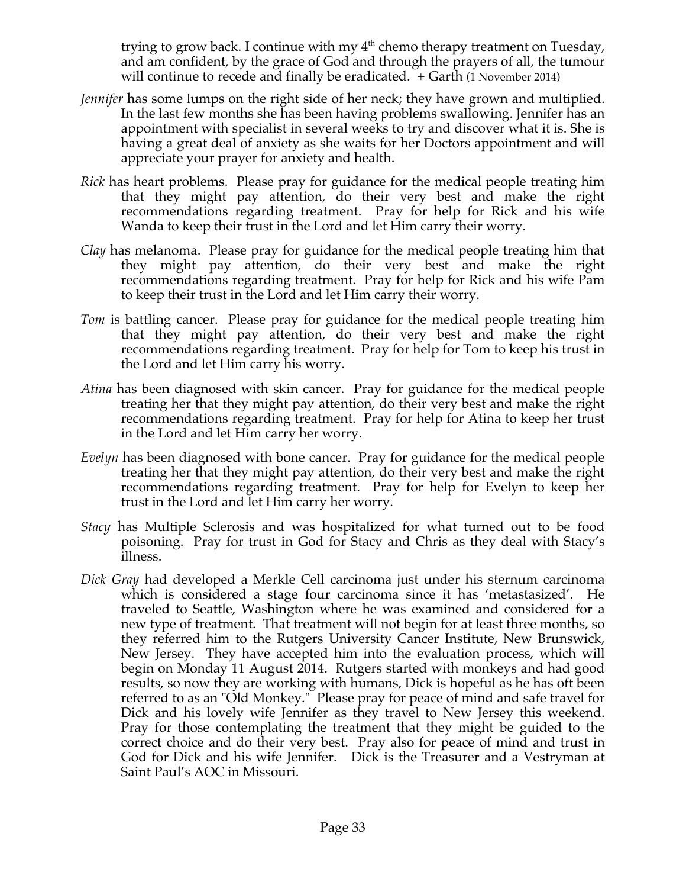trying to grow back. I continue with my 4th chemo therapy treatment on Tuesday, and am confident, by the grace of God and through the prayers of all, the tumour will continue to recede and finally be eradicated. + Garth (1 November 2014)

*Jennifer* has some lumps on the right side of her neck; they have grown and multiplied. In the last few months she has been having problems swallowing. Jennifer has an appointment with specialist in several weeks to try and discover what it is. She is having a great deal of anxiety as she waits for her Doctors appointment and will appreciate your prayer for anxiety and health.

*Rick* has heart problems. Please pray for guidance for the medical people treating him that they might pay attention, do their very best and make the right recommendations regarding treatment. Pray for help for Rick and his wife Wanda to keep their trust in the Lord and let Him carry their worry.

*Clay* has melanoma. Please pray for guidance for the medical people treating him that they might pay attention, do their very best and make the right recommendations regarding treatment. Pray for help for Rick and his wife Pam to keep their trust in the Lord and let Him carry their worry.

*Tom* is battling cancer. Please pray for guidance for the medical people treating him that they might pay attention, do their very best and make the right recommendations regarding treatment. Pray for help for Tom to keep his trust in the Lord and let Him carry his worry.

*Atina* has been diagnosed with skin cancer. Pray for guidance for the medical people treating her that they might pay attention, do their very best and make the right recommendations regarding treatment. Pray for help for Atina to keep her trust in the Lord and let Him carry her worry.

*Evelyn* has been diagnosed with bone cancer. Pray for guidance for the medical people treating her that they might pay attention, do their very best and make the right recommendations regarding treatment. Pray for help for Evelyn to keep her trust in the Lord and let Him carry her worry.

*Stacy* has Multiple Sclerosis and was hospitalized for what turned out to be food poisoning. Pray for trust in God for Stacy and Chris as they deal with Stacy's illness.

*Dick Gray* had developed a Merkle Cell carcinoma just under his sternum carcinoma which is considered a stage four carcinoma since it has 'metastasized'. He traveled to Seattle, Washington where he was examined and considered for a new type of treatment. That treatment will not begin for at least three months, so they referred him to the Rutgers University Cancer Institute, New Brunswick, New Jersey. They have accepted him into the evaluation process, which will begin on Monday 11 August 2014. Rutgers started with monkeys and had good results, so now they are working with humans, Dick is hopeful as he has oft been referred to as an "Old Monkey." Please pray for peace of mind and safe travel for Dick and his lovely wife Jennifer as they travel to New Jersey this weekend. Pray for those contemplating the treatment that they might be guided to the correct choice and do their very best. Pray also for peace of mind and trust in God for Dick and his wife Jennifer. Dick is the Treasurer and a Vestryman at Saint Paul's AOC in Missouri.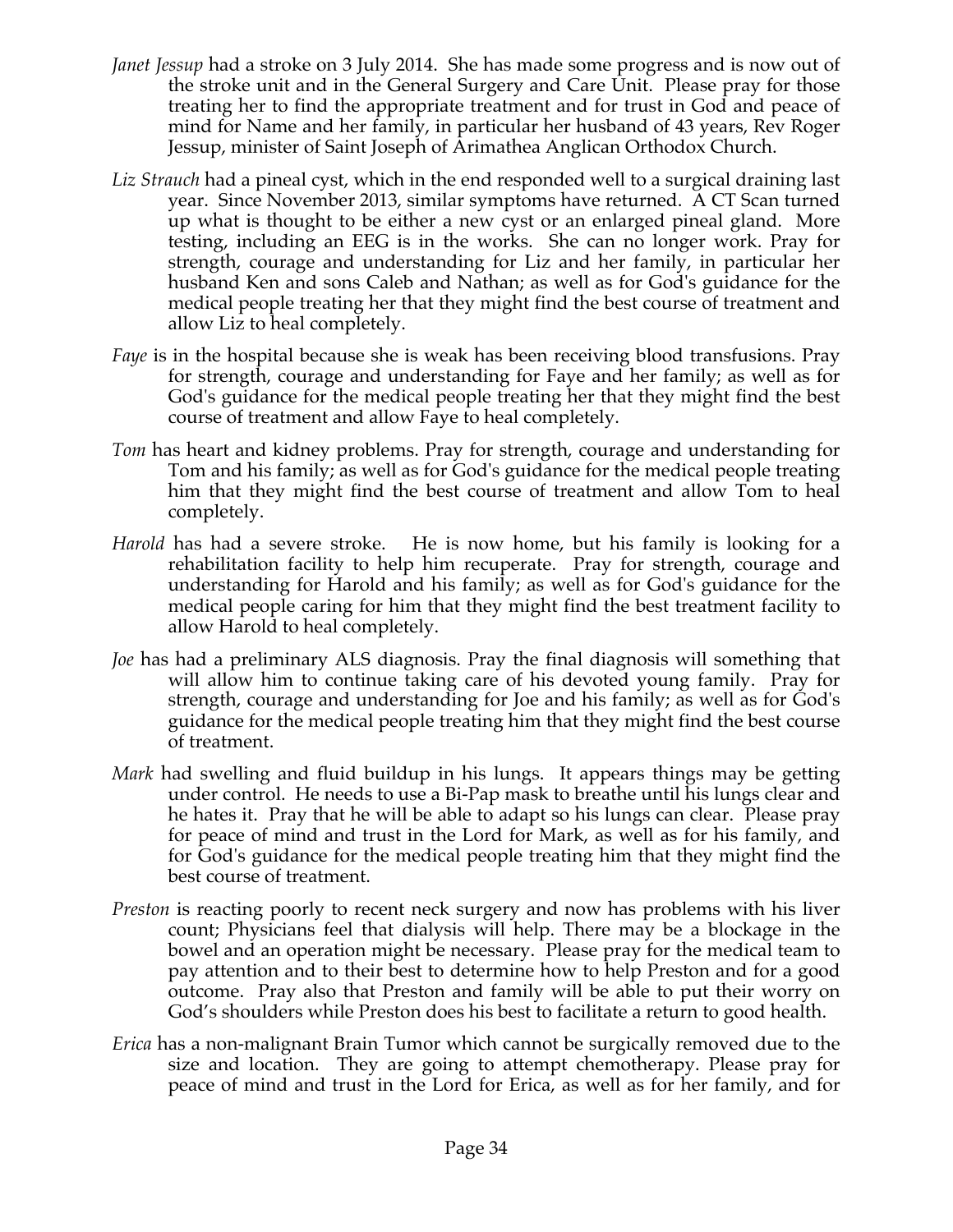*Janet Jessup* had a stroke on 3 July 2014. She has made some progress and is now out of the stroke unit and in the General Surgery and Care Unit. Please pray for those treating her to find the appropriate treatment and for trust in God and peace of mind for Name and her family, in particular her husband of 43 years, Rev Roger Jessup, minister of Saint Joseph of Arimathea Anglican Orthodox Church.

*Liz Strauch* had a pineal cyst, which in the end responded well to a surgical draining last year. Since November 2013, similar symptoms have returned. A CT Scan turned up what is thought to be either a new cyst or an enlarged pineal gland. More testing, including an EEG is in the works. She can no longer work. Pray for strength, courage and understanding for Liz and her family, in particular her husband Ken and sons Caleb and Nathan; as well as for God's guidance for the medical people treating her that they might find the best course of treatment and allow Liz to heal completely.

*Faye* is in the hospital because she is weak has been receiving blood transfusions. Pray for strength, courage and understanding for Faye and her family; as well as for God's guidance for the medical people treating her that they might find the best course of treatment and allow Faye to heal completely.

*Tom* has heart and kidney problems. Pray for strength, courage and understanding for Tom and his family; as well as for God's guidance for the medical people treating him that they might find the best course of treatment and allow Tom to heal completely.

*Harold* has had a severe stroke. He is now home, but his family is looking for a rehabilitation facility to help him recuperate. Pray for strength, courage and understanding for Harold and his family; as well as for God's guidance for the medical people caring for him that they might find the best treatment facility to allow Harold to heal completely.

*Joe* has had a preliminary ALS diagnosis. Pray the final diagnosis will something that will allow him to continue taking care of his devoted young family. Pray for strength, courage and understanding for Joe and his family; as well as for God's guidance for the medical people treating him that they might find the best course of treatment.

*Mark* had swelling and fluid buildup in his lungs. It appears things may be getting under control. He needs to use a Bi-Pap mask to breathe until his lungs clear and he hates it. Pray that he will be able to adapt so his lungs can clear. Please pray for peace of mind and trust in the Lord for Mark, as well as for his family, and for God's guidance for the medical people treating him that they might find the best course of treatment.

*Preston* is reacting poorly to recent neck surgery and now has problems with his liver count; Physicians feel that dialysis will help. There may be a blockage in the bowel and an operation might be necessary. Please pray for the medical team to pay attention and to their best to determine how to help Preston and for a good outcome. Pray also that Preston and family will be able to put their worry on God's shoulders while Preston does his best to facilitate a return to good health.

*Erica* has a non-malignant Brain Tumor which cannot be surgically removed due to the size and location. They are going to attempt chemotherapy. Please pray for peace of mind and trust in the Lord for Erica, as well as for her family, and for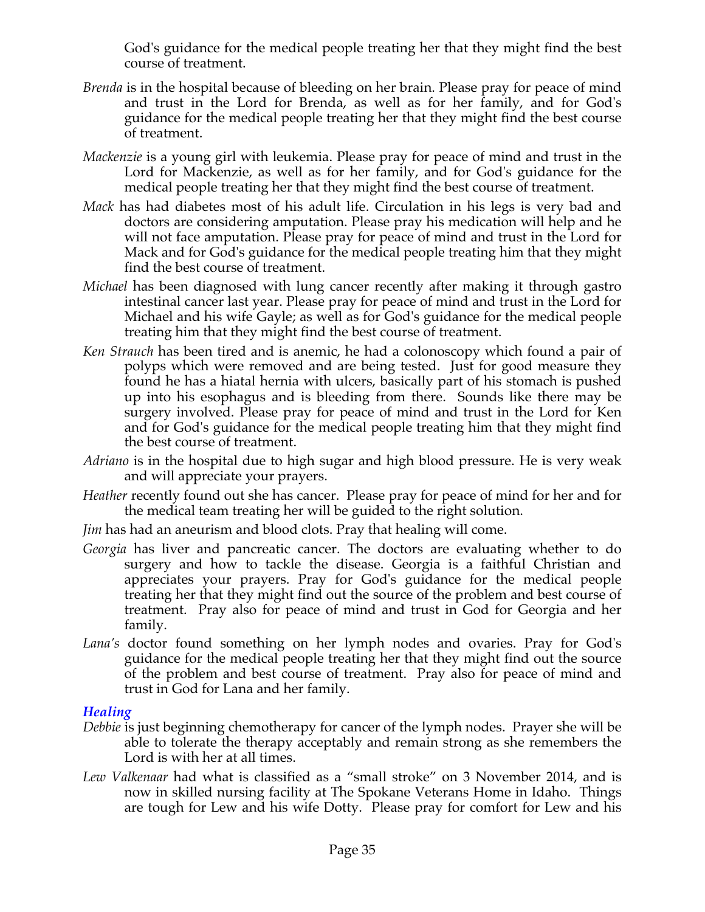God's guidance for the medical people treating her that they might find the best course of treatment.

*Brenda* is in the hospital because of bleeding on her brain. Please pray for peace of mind and trust in the Lord for Brenda, as well as for her family, and for God's guidance for the medical people treating her that they might find the best course of treatment.

*Mackenzie* is a young girl with leukemia. Please pray for peace of mind and trust in the Lord for Mackenzie, as well as for her family, and for God's guidance for the medical people treating her that they might find the best course of treatment.

*Mack* has had diabetes most of his adult life. Circulation in his legs is very bad and doctors are considering amputation. Please pray his medication will help and he will not face amputation. Please pray for peace of mind and trust in the Lord for Mack and for God's guidance for the medical people treating him that they might find the best course of treatment.

*Michael* has been diagnosed with lung cancer recently after making it through gastro intestinal cancer last year. Please pray for peace of mind and trust in the Lord for Michael and his wife Gayle; as well as for God's guidance for the medical people treating him that they might find the best course of treatment.

*Ken Strauch* has been tired and is anemic, he had a colonoscopy which found a pair of polyps which were removed and are being tested. Just for good measure they found he has a hiatal hernia with ulcers, basically part of his stomach is pushed up into his esophagus and is bleeding from there. Sounds like there may be surgery involved. Please pray for peace of mind and trust in the Lord for Ken and for God's guidance for the medical people treating him that they might find the best course of treatment.

*Adriano* is in the hospital due to high sugar and high blood pressure. He is very weak and will appreciate your prayers.

*Heather* recently found out she has cancer. Please pray for peace of mind for her and for the medical team treating her will be guided to the right solution.

*Jim* has had an aneurism and blood clots. Pray that healing will come.

*Georgia* has liver and pancreatic cancer. The doctors are evaluating whether to do surgery and how to tackle the disease. Georgia is a faithful Christian and appreciates your prayers. Pray for God's guidance for the medical people treating her that they might find out the source of the problem and best course of treatment. Pray also for peace of mind and trust in God for Georgia and her family.

*Lana's* doctor found something on her lymph nodes and ovaries. Pray for God's guidance for the medical people treating her that they might find out the source of the problem and best course of treatment. Pray also for peace of mind and trust in God for Lana and her family.

### *Healing*

*Debbie* is just beginning chemotherapy for cancer of the lymph nodes. Prayer she will be able to tolerate the therapy acceptably and remain strong as she remembers the Lord is with her at all times.

*Lew Valkenaar* had what is classified as a "small stroke" on 3 November 2014, and is now in skilled nursing facility at The Spokane Veterans Home in Idaho. Things are tough for Lew and his wife Dotty. Please pray for comfort for Lew and his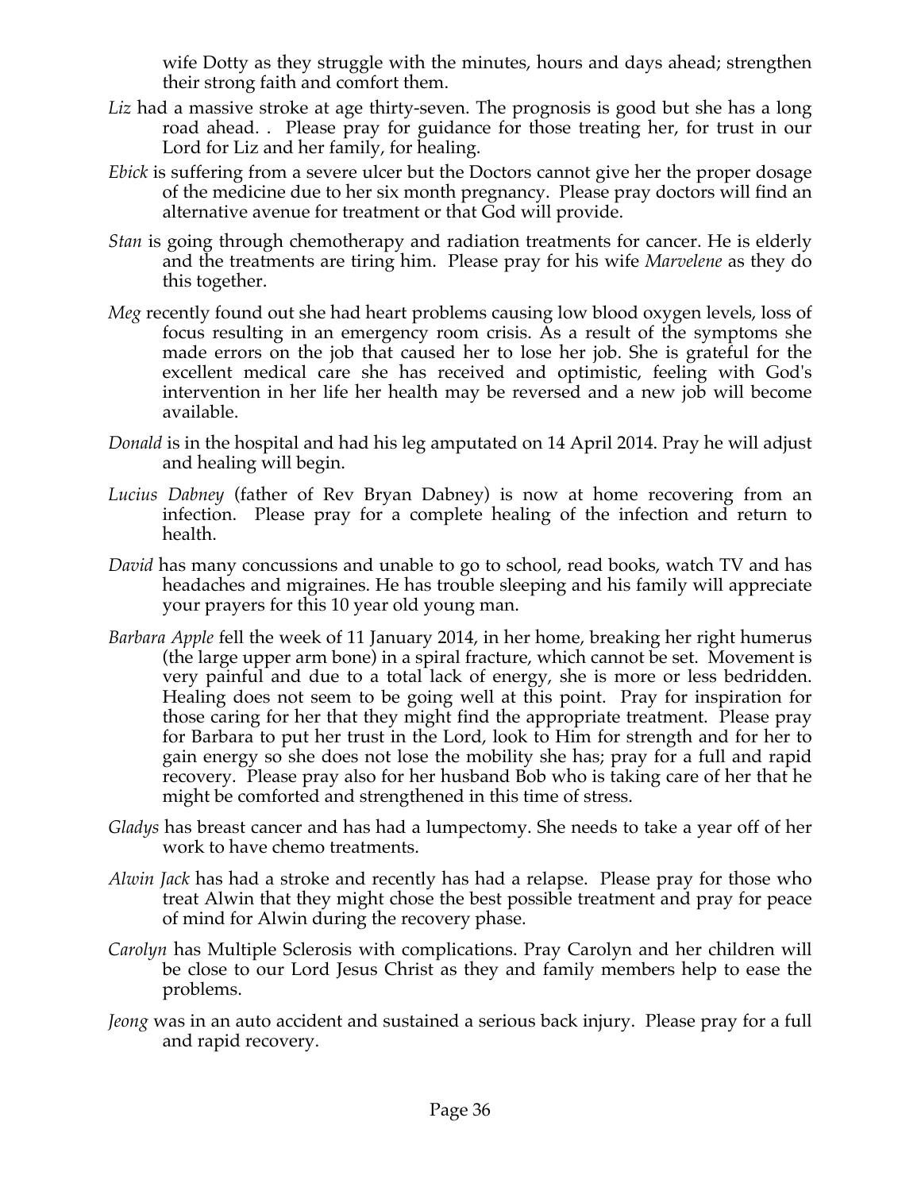wife Dotty as they struggle with the minutes, hours and days ahead; strengthen their strong faith and comfort them.

*Liz* had a massive stroke at age thirty-seven. The prognosis is good but she has a long road ahead. . Please pray for guidance for those treating her, for trust in our Lord for Liz and her family, for healing.

*Ebick* is suffering from a severe ulcer but the Doctors cannot give her the proper dosage of the medicine due to her six month pregnancy. Please pray doctors will find an alternative avenue for treatment or that God will provide.

*Stan* is going through chemotherapy and radiation treatments for cancer. He is elderly and the treatments are tiring him. Please pray for his wife *Marvelene* as they do this together.

*Meg* recently found out she had heart problems causing low blood oxygen levels, loss of focus resulting in an emergency room crisis. As a result of the symptoms she made errors on the job that caused her to lose her job. She is grateful for the excellent medical care she has received and optimistic, feeling with God's intervention in her life her health may be reversed and a new job will become available.

*Donald* is in the hospital and had his leg amputated on 14 April 2014. Pray he will adjust and healing will begin.

*Lucius Dabney* (father of Rev Bryan Dabney) is now at home recovering from an infection. Please pray for a complete healing of the infection and return to health.

*David* has many concussions and unable to go to school, read books, watch TV and has headaches and migraines. He has trouble sleeping and his family will appreciate your prayers for this 10 year old young man.

*Barbara Apple* fell the week of 11 January 2014, in her home, breaking her right humerus (the large upper arm bone) in a spiral fracture, which cannot be set. Movement is very painful and due to a total lack of energy, she is more or less bedridden. Healing does not seem to be going well at this point. Pray for inspiration for those caring for her that they might find the appropriate treatment. Please pray for Barbara to put her trust in the Lord, look to Him for strength and for her to gain energy so she does not lose the mobility she has; pray for a full and rapid recovery. Please pray also for her husband Bob who is taking care of her that he might be comforted and strengthened in this time of stress.

*Gladys* has breast cancer and has had a lumpectomy. She needs to take a year off of her work to have chemo treatments.

*Alwin Jack* has had a stroke and recently has had a relapse. Please pray for those who treat Alwin that they might chose the best possible treatment and pray for peace of mind for Alwin during the recovery phase.

*Carolyn* has Multiple Sclerosis with complications. Pray Carolyn and her children will be close to our Lord Jesus Christ as they and family members help to ease the problems.

*Jeong* was in an auto accident and sustained a serious back injury. Please pray for a full and rapid recovery.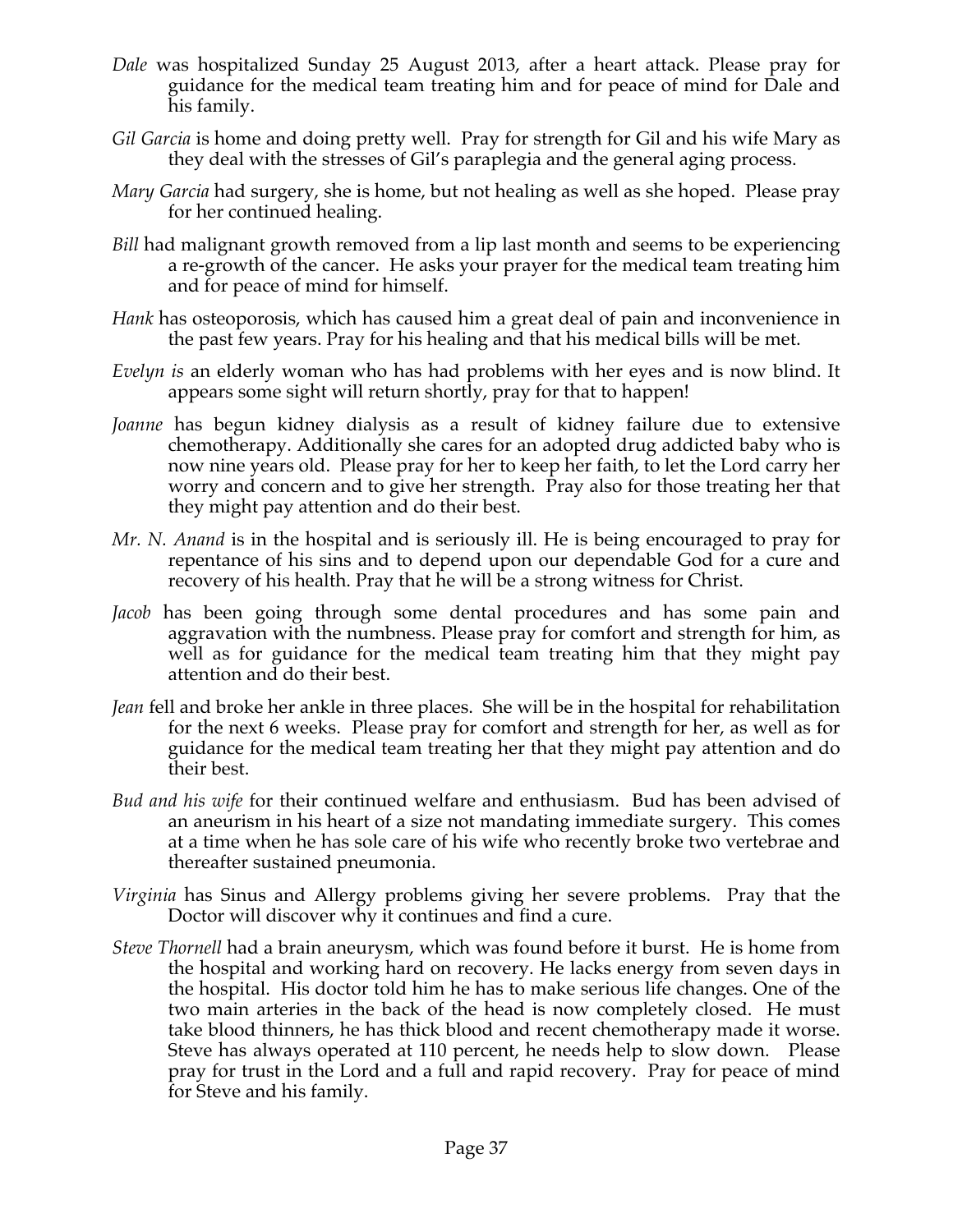*Dale* was hospitalized Sunday 25 August 2013, after a heart attack. Please pray for guidance for the medical team treating him and for peace of mind for Dale and his family.

*Gil Garcia* is home and doing pretty well. Pray for strength for Gil and his wife Mary as they deal with the stresses of Gil's paraplegia and the general aging process.

*Mary Garcia* had surgery, she is home, but not healing as well as she hoped. Please pray for her continued healing.

*Bill* had malignant growth removed from a lip last month and seems to be experiencing a re-growth of the cancer. He asks your prayer for the medical team treating him and for peace of mind for himself.

*Hank* has osteoporosis, which has caused him a great deal of pain and inconvenience in the past few years. Pray for his healing and that his medical bills will be met.

*Evelyn is* an elderly woman who has had problems with her eyes and is now blind. It appears some sight will return shortly, pray for that to happen!

*Joanne* has begun kidney dialysis as a result of kidney failure due to extensive chemotherapy. Additionally she cares for an adopted drug addicted baby who is now nine years old. Please pray for her to keep her faith, to let the Lord carry her worry and concern and to give her strength. Pray also for those treating her that they might pay attention and do their best.

*Mr. N. Anand* is in the hospital and is seriously ill. He is being encouraged to pray for repentance of his sins and to depend upon our dependable God for a cure and recovery of his health. Pray that he will be a strong witness for Christ.

*Jacob* has been going through some dental procedures and has some pain and aggravation with the numbness. Please pray for comfort and strength for him, as well as for guidance for the medical team treating him that they might pay attention and do their best.

*Jean* fell and broke her ankle in three places. She will be in the hospital for rehabilitation for the next 6 weeks. Please pray for comfort and strength for her, as well as for guidance for the medical team treating her that they might pay attention and do their best.

*Bud and his wife* for their continued welfare and enthusiasm. Bud has been advised of an aneurism in his heart of a size not mandating immediate surgery. This comes at a time when he has sole care of his wife who recently broke two vertebrae and thereafter sustained pneumonia.

*Virginia* has Sinus and Allergy problems giving her severe problems. Pray that the Doctor will discover why it continues and find a cure.

*Steve Thornell* had a brain aneurysm, which was found before it burst. He is home from the hospital and working hard on recovery. He lacks energy from seven days in the hospital. His doctor told him he has to make serious life changes. One of the two main arteries in the back of the head is now completely closed. He must take blood thinners, he has thick blood and recent chemotherapy made it worse. Steve has always operated at 110 percent, he needs help to slow down. Please pray for trust in the Lord and a full and rapid recovery. Pray for peace of mind for Steve and his family.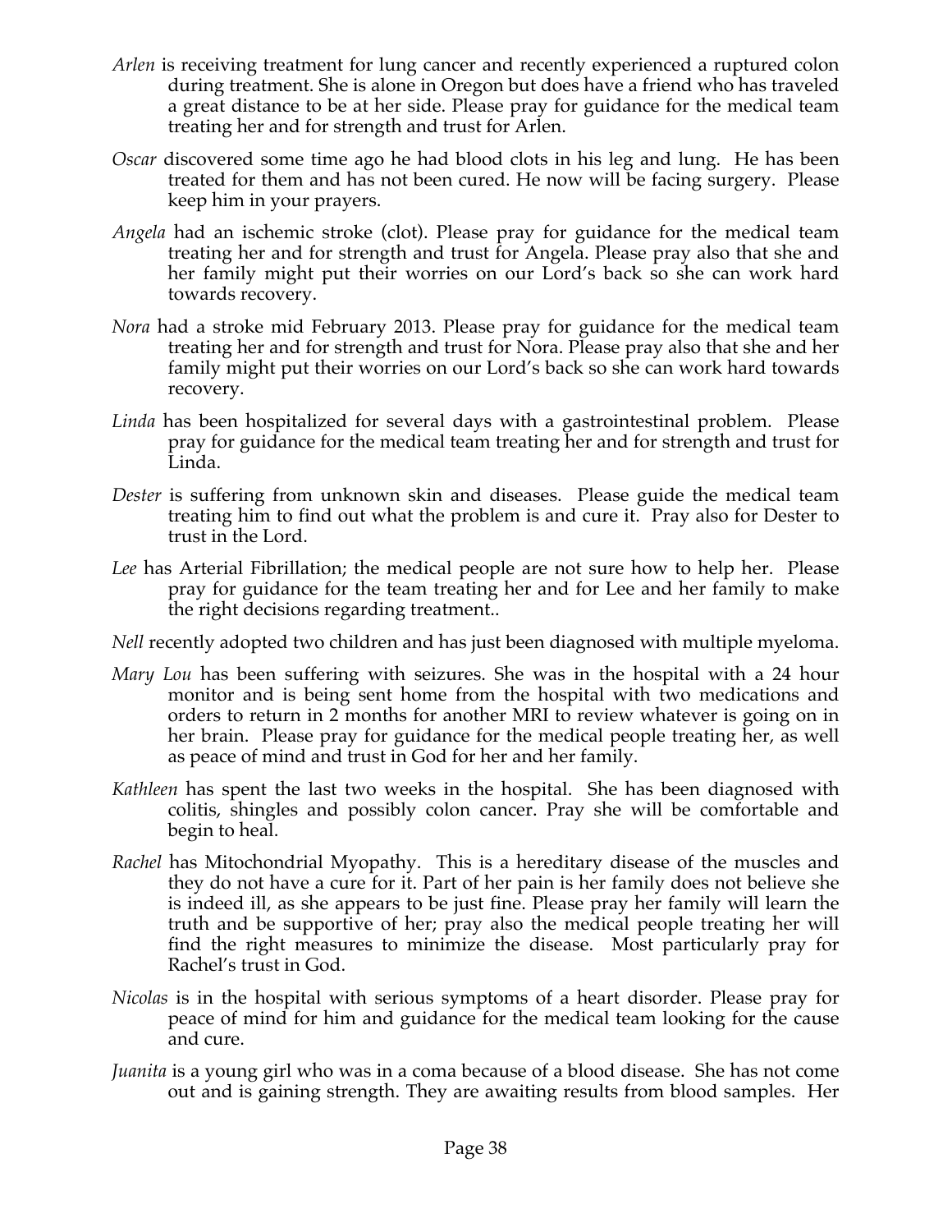*Arlen* is receiving treatment for lung cancer and recently experienced a ruptured colon during treatment. She is alone in Oregon but does have a friend who has traveled a great distance to be at her side. Please pray for guidance for the medical team treating her and for strength and trust for Arlen.

*Oscar* discovered some time ago he had blood clots in his leg and lung. He has been treated for them and has not been cured. He now will be facing surgery. Please keep him in your prayers.

*Angela* had an ischemic stroke (clot). Please pray for guidance for the medical team treating her and for strength and trust for Angela. Please pray also that she and her family might put their worries on our Lord's back so she can work hard towards recovery.

*Nora* had a stroke mid February 2013. Please pray for guidance for the medical team treating her and for strength and trust for Nora. Please pray also that she and her family might put their worries on our Lord's back so she can work hard towards recovery.

*Linda* has been hospitalized for several days with a gastrointestinal problem. Please pray for guidance for the medical team treating her and for strength and trust for Linda.

*Dester* is suffering from unknown skin and diseases. Please guide the medical team treating him to find out what the problem is and cure it. Pray also for Dester to trust in the Lord.

*Lee* has Arterial Fibrillation; the medical people are not sure how to help her. Please pray for guidance for the team treating her and for Lee and her family to make the right decisions regarding treatment..

*Nell* recently adopted two children and has just been diagnosed with multiple myeloma.

*Mary Lou* has been suffering with seizures. She was in the hospital with a 24 hour monitor and is being sent home from the hospital with two medications and orders to return in 2 months for another MRI to review whatever is going on in her brain. Please pray for guidance for the medical people treating her, as well as peace of mind and trust in God for her and her family.

*Kathleen* has spent the last two weeks in the hospital. She has been diagnosed with colitis, shingles and possibly colon cancer. Pray she will be comfortable and begin to heal.

*Rachel* has Mitochondrial Myopathy. This is a hereditary disease of the muscles and they do not have a cure for it. Part of her pain is her family does not believe she is indeed ill, as she appears to be just fine. Please pray her family will learn the truth and be supportive of her; pray also the medical people treating her will find the right measures to minimize the disease. Most particularly pray for Rachel's trust in God.

*Nicolas* is in the hospital with serious symptoms of a heart disorder. Please pray for peace of mind for him and guidance for the medical team looking for the cause and cure.

*Juanita* is a young girl who was in a coma because of a blood disease. She has not come out and is gaining strength. They are awaiting results from blood samples. Her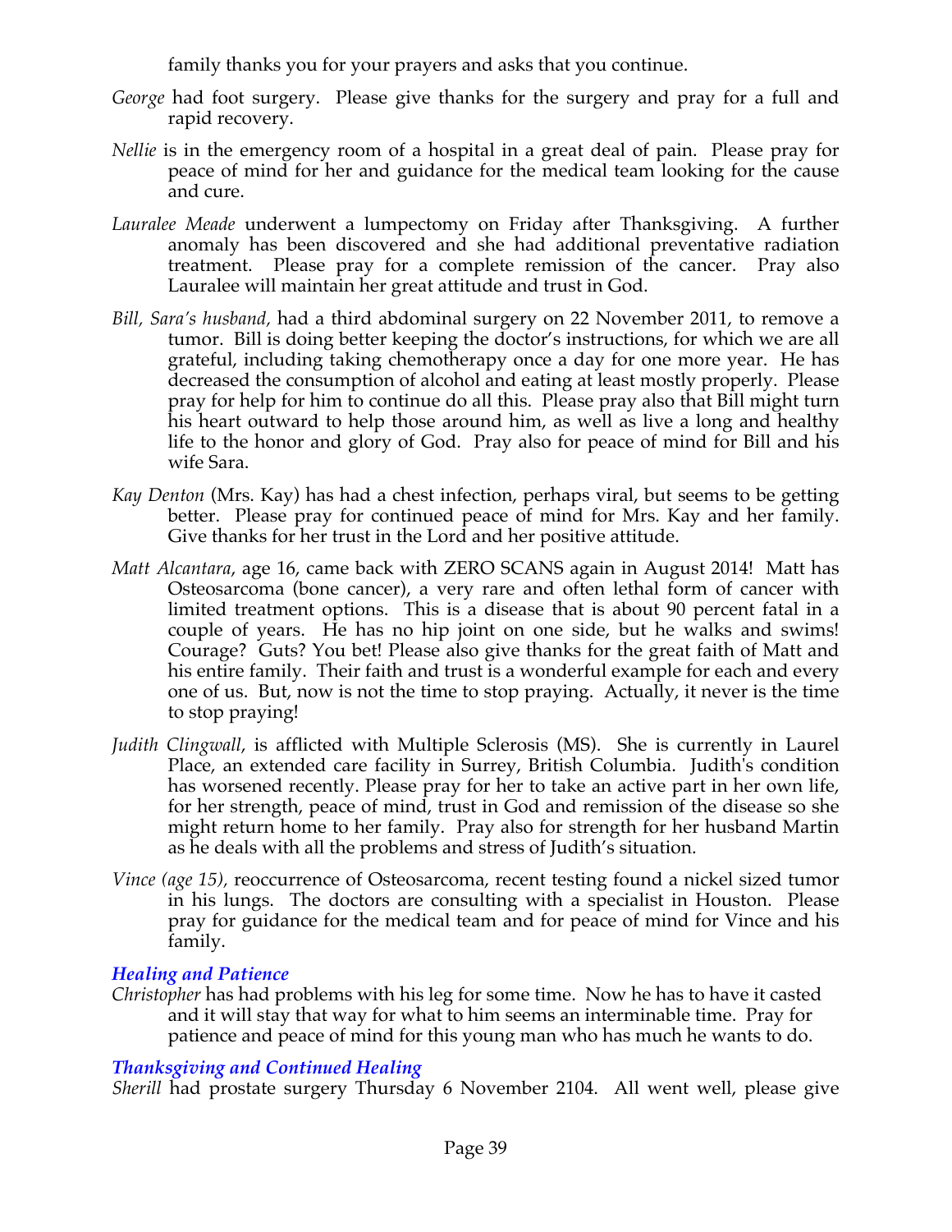family thanks you for your prayers and asks that you continue.

*George* had foot surgery. Please give thanks for the surgery and pray for a full and rapid recovery.

*Nellie* is in the emergency room of a hospital in a great deal of pain. Please pray for peace of mind for her and guidance for the medical team looking for the cause and cure.

*Lauralee Meade* underwent a lumpectomy on Friday after Thanksgiving. A further anomaly has been discovered and she had additional preventative radiation treatment. Please pray for a complete remission of the cancer. Pray also Lauralee will maintain her great attitude and trust in God.

*Bill, Sara's husband,* had a third abdominal surgery on 22 November 2011, to remove a tumor. Bill is doing better keeping the doctor's instructions, for which we are all grateful, including taking chemotherapy once a day for one more year. He has decreased the consumption of alcohol and eating at least mostly properly. Please pray for help for him to continue do all this. Please pray also that Bill might turn his heart outward to help those around him, as well as live a long and healthy life to the honor and glory of God. Pray also for peace of mind for Bill and his wife Sara.

*Kay Denton* (Mrs. Kay) has had a chest infection, perhaps viral, but seems to be getting better. Please pray for continued peace of mind for Mrs. Kay and her family. Give thanks for her trust in the Lord and her positive attitude.

*Matt Alcantara*, age 16, came back with ZERO SCANS again in August 2014! Matt has Osteosarcoma (bone cancer), a very rare and often lethal form of cancer with limited treatment options. This is a disease that is about 90 percent fatal in a couple of years. He has no hip joint on one side, but he walks and swims! Courage? Guts? You bet! Please also give thanks for the great faith of Matt and his entire family. Their faith and trust is a wonderful example for each and every one of us. But, now is not the time to stop praying. Actually, it never is the time to stop praying!

*Judith Clingwall*, is afflicted with Multiple Sclerosis (MS). She is currently in Laurel Place, an extended care facility in Surrey, British Columbia. Judith's condition has worsened recently. Please pray for her to take an active part in her own life, for her strength, peace of mind, trust in God and remission of the disease so she might return home to her family. Pray also for strength for her husband Martin as he deals with all the problems and stress of Judith's situation.

*Vince (age 15),* reoccurrence of Osteosarcoma, recent testing found a nickel sized tumor in his lungs. The doctors are consulting with a specialist in Houston. Please pray for guidance for the medical team and for peace of mind for Vince and his family.

### *Healing and Patience*

*Christopher* has had problems with his leg for some time. Now he has to have it casted and it will stay that way for what to him seems an interminable time. Pray for patience and peace of mind for this young man who has much he wants to do.

### *Thanksgiving and Continued Healing*

*Sherill* had prostate surgery Thursday 6 November 2104. All went well, please give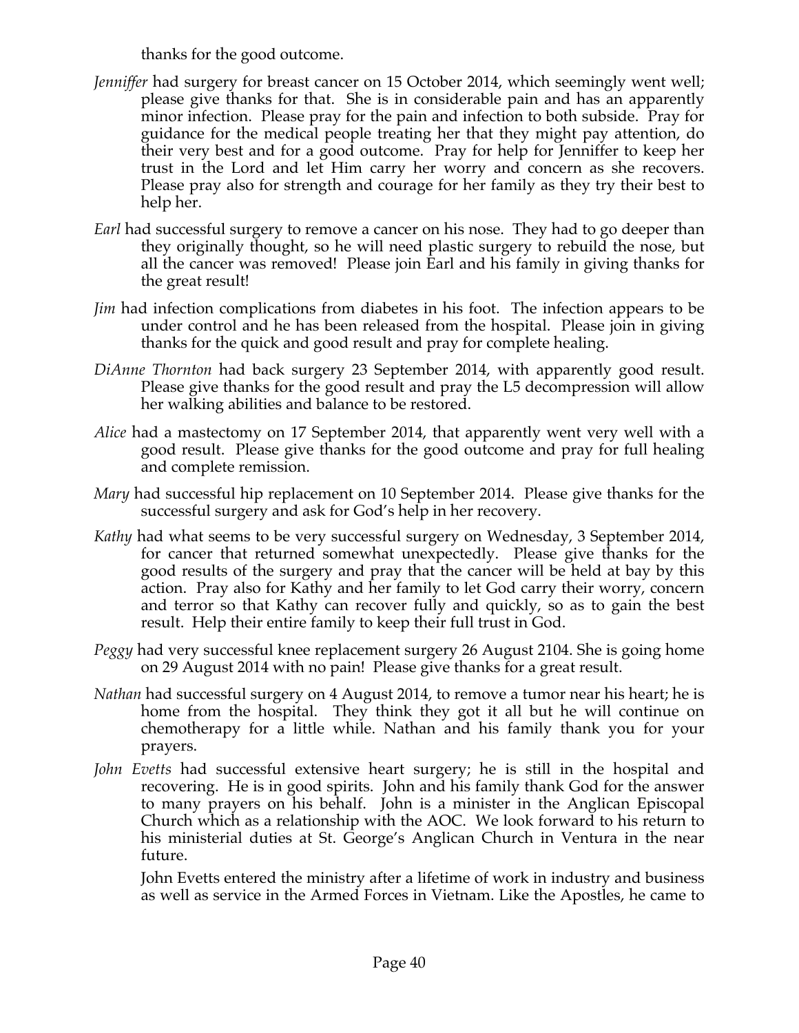thanks for the good outcome.

*Jenniffer* had surgery for breast cancer on 15 October 2014, which seemingly went well; please give thanks for that. She is in considerable pain and has an apparently minor infection. Please pray for the pain and infection to both subside. Pray for guidance for the medical people treating her that they might pay attention, do their very best and for a good outcome. Pray for help for Jenniffer to keep her trust in the Lord and let Him carry her worry and concern as she recovers. Please pray also for strength and courage for her family as they try their best to help her.

*Earl* had successful surgery to remove a cancer on his nose. They had to go deeper than they originally thought, so he will need plastic surgery to rebuild the nose, but all the cancer was removed! Please join Earl and his family in giving thanks for the great result!

*Jim* had infection complications from diabetes in his foot. The infection appears to be under control and he has been released from the hospital. Please join in giving thanks for the quick and good result and pray for complete healing.

*DiAnne Thornton* had back surgery 23 September 2014, with apparently good result. Please give thanks for the good result and pray the L5 decompression will allow her walking abilities and balance to be restored.

*Alice* had a mastectomy on 17 September 2014, that apparently went very well with a good result. Please give thanks for the good outcome and pray for full healing and complete remission.

*Mary* had successful hip replacement on 10 September 2014. Please give thanks for the successful surgery and ask for God's help in her recovery.

*Kathy* had what seems to be very successful surgery on Wednesday, 3 September 2014, for cancer that returned somewhat unexpectedly. Please give thanks for the good results of the surgery and pray that the cancer will be held at bay by this action. Pray also for Kathy and her family to let God carry their worry, concern and terror so that Kathy can recover fully and quickly, so as to gain the best result. Help their entire family to keep their full trust in God.

*Peggy* had very successful knee replacement surgery 26 August 2104. She is going home on 29 August 2014 with no pain! Please give thanks for a great result.

*Nathan* had successful surgery on 4 August 2014, to remove a tumor near his heart; he is home from the hospital. They think they got it all but he will continue on chemotherapy for a little while. Nathan and his family thank you for your prayers.

*John Evetts* had successful extensive heart surgery; he is still in the hospital and recovering. He is in good spirits. John and his family thank God for the answer to many prayers on his behalf. John is a minister in the Anglican Episcopal Church which as a relationship with the AOC. We look forward to his return to his ministerial duties at St. George's Anglican Church in Ventura in the near future.

John Evetts entered the ministry after a lifetime of work in industry and business as well as service in the Armed Forces in Vietnam. Like the Apostles, he came to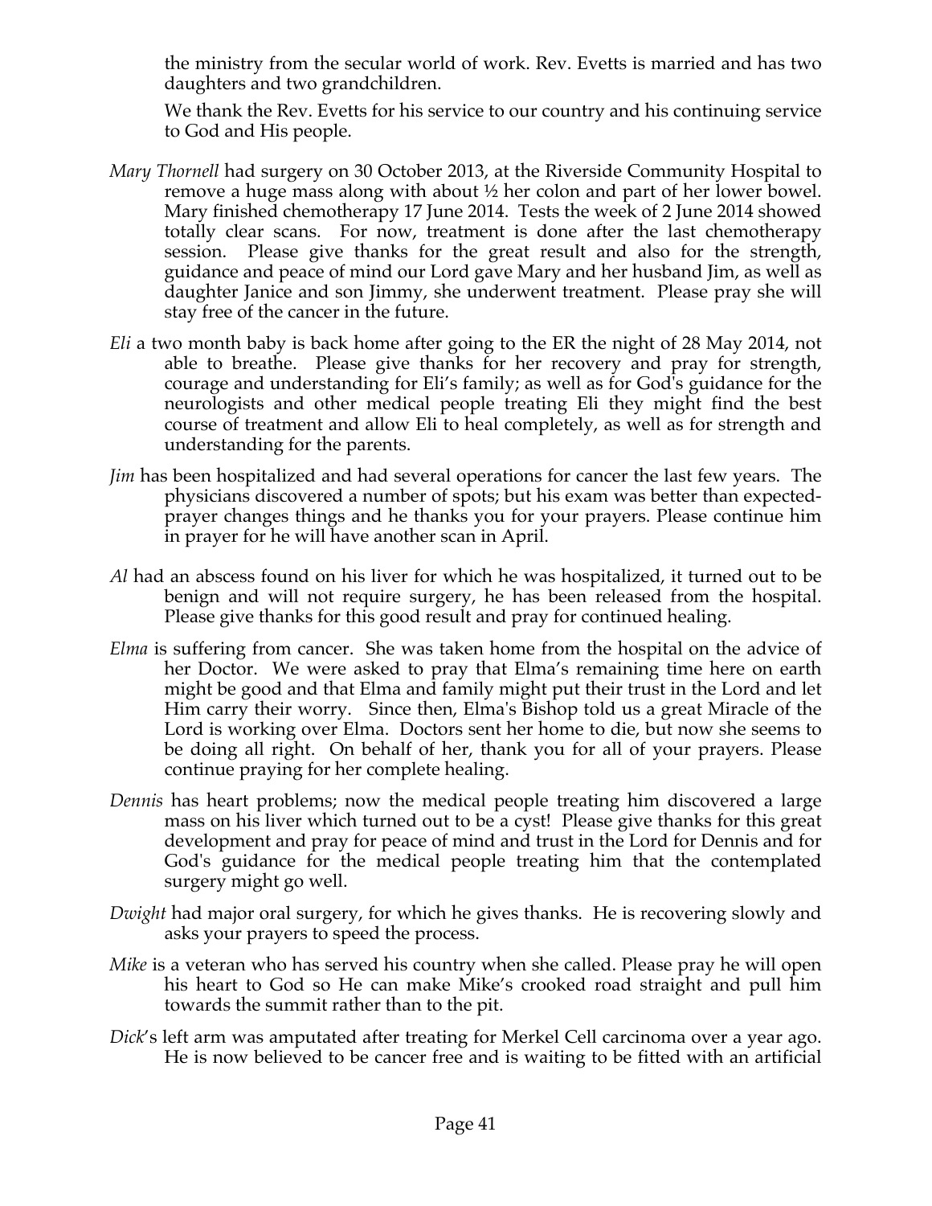the ministry from the secular world of work. Rev. Evetts is married and has two daughters and two grandchildren.

We thank the Rev. Evetts for his service to our country and his continuing service to God and His people.

*Mary Thornell* had surgery on 30 October 2013, at the Riverside Community Hospital to remove a huge mass along with about ½ her colon and part of her lower bowel. Mary finished chemotherapy 17 June 2014. Tests the week of 2 June 2014 showed totally clear scans. For now, treatment is done after the last chemotherapy session. Please give thanks for the great result and also for the strength, guidance and peace of mind our Lord gave Mary and her husband Jim, as well as daughter Janice and son Jimmy, she underwent treatment. Please pray she will stay free of the cancer in the future.

*Eli* a two month baby is back home after going to the ER the night of 28 May 2014, not able to breathe. Please give thanks for her recovery and pray for strength, courage and understanding for Eli's family; as well as for God's guidance for the neurologists and other medical people treating Eli they might find the best course of treatment and allow Eli to heal completely, as well as for strength and understanding for the parents.

*Jim* has been hospitalized and had several operations for cancer the last few years. The physicians discovered a number of spots; but his exam was better than expected-prayer changes things and he thanks you for your prayers. Please continue him in prayer for he will have another scan in April.

*Al* had an abscess found on his liver for which he was hospitalized, it turned out to be benign and will not require surgery, he has been released from the hospital. Please give thanks for this good result and pray for continued healing.

*Elma* is suffering from cancer. She was taken home from the hospital on the advice of her Doctor. We were asked to pray that Elma's remaining time here on earth might be good and that Elma and family might put their trust in the Lord and let Him carry their worry. Since then, Elma's Bishop told us a great Miracle of the Lord is working over Elma. Doctors sent her home to die, but now she seems to be doing all right. On behalf of her, thank you for all of your prayers. Please continue praying for her complete healing.

*Dennis* has heart problems; now the medical people treating him discovered a large mass on his liver which turned out to be a cyst! Please give thanks for this great development and pray for peace of mind and trust in the Lord for Dennis and for God's guidance for the medical people treating him that the contemplated surgery might go well.

*Dwight* had major oral surgery, for which he gives thanks. He is recovering slowly and asks your prayers to speed the process.

*Mike* is a veteran who has served his country when she called. Please pray he will open his heart to God so He can make Mike's crooked road straight and pull him towards the summit rather than to the pit.

*Dick*'s left arm was amputated after treating for Merkel Cell carcinoma over a year ago. He is now believed to be cancer free and is waiting to be fitted with an artificial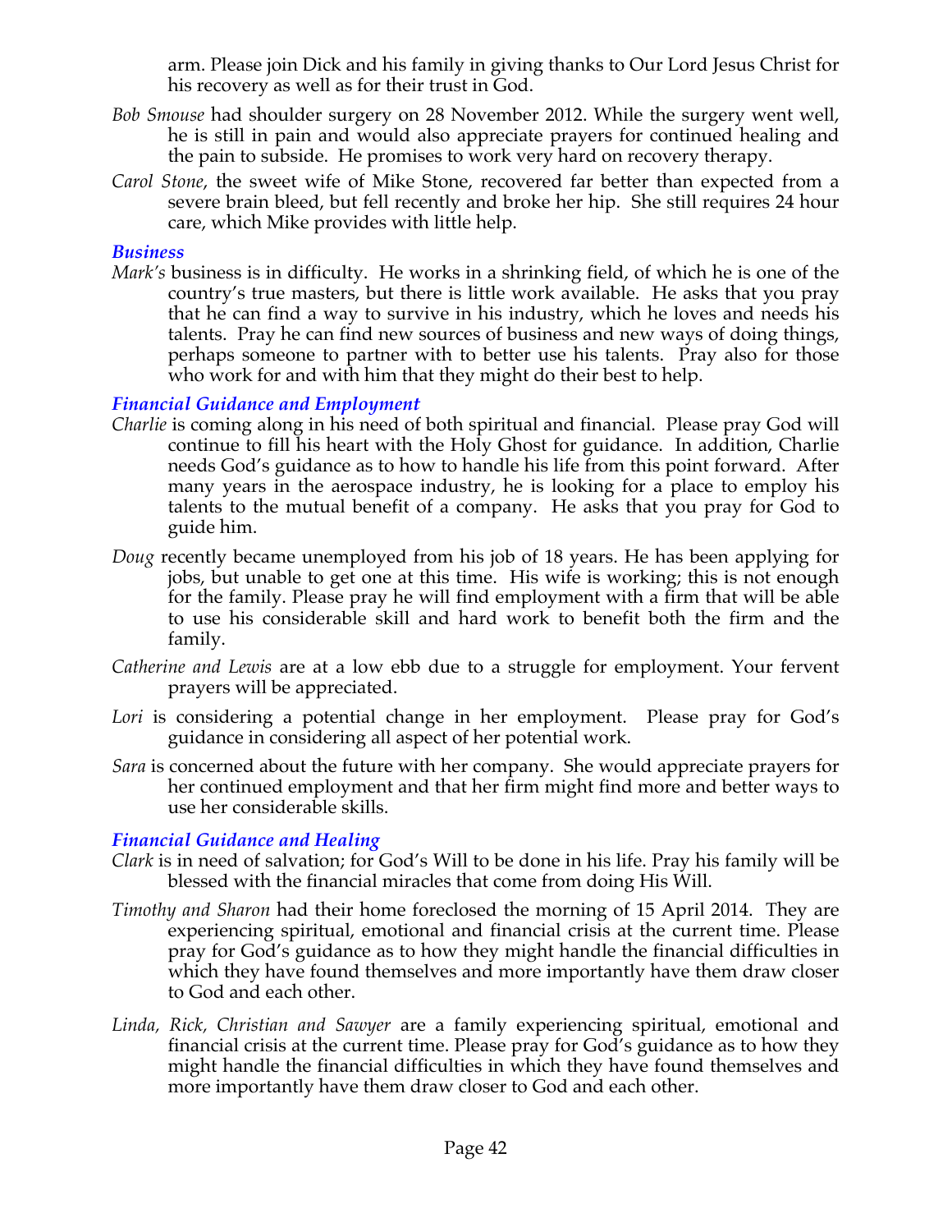arm. Please join Dick and his family in giving thanks to Our Lord Jesus Christ for his recovery as well as for their trust in God.

*Bob Smouse* had shoulder surgery on 28 November 2012. While the surgery went well, he is still in pain and would also appreciate prayers for continued healing and the pain to subside. He promises to work very hard on recovery therapy.

*Carol Stone*, the sweet wife of Mike Stone, recovered far better than expected from a severe brain bleed, but fell recently and broke her hip. She still requires 24 hour care, which Mike provides with little help.

### *Business*

*Mark's* business is in difficulty. He works in a shrinking field, of which he is one of the country's true masters, but there is little work available. He asks that you pray that he can find a way to survive in his industry, which he loves and needs his talents. Pray he can find new sources of business and new ways of doing things, perhaps someone to partner with to better use his talents. Pray also for those who work for and with him that they might do their best to help.

### *Financial Guidance and Employment*

*Charlie* is coming along in his need of both spiritual and financial. Please pray God will continue to fill his heart with the Holy Ghost for guidance. In addition, Charlie needs God's guidance as to how to handle his life from this point forward. After many years in the aerospace industry, he is looking for a place to employ his talents to the mutual benefit of a company. He asks that you pray for God to guide him.

*Doug* recently became unemployed from his job of 18 years. He has been applying for jobs, but unable to get one at this time. His wife is working; this is not enough for the family. Please pray he will find employment with a firm that will be able to use his considerable skill and hard work to benefit both the firm and the family.

*Catherine and Lewis* are at a low ebb due to a struggle for employment. Your fervent prayers will be appreciated.

*Lori* is considering a potential change in her employment. Please pray for God's guidance in considering all aspect of her potential work.

*Sara* is concerned about the future with her company. She would appreciate prayers for her continued employment and that her firm might find more and better ways to use her considerable skills.

### *Financial Guidance and Healing*

*Clark* is in need of salvation; for God's Will to be done in his life. Pray his family will be blessed with the financial miracles that come from doing His Will.

*Timothy and Sharon* had their home foreclosed the morning of 15 April 2014. They are experiencing spiritual, emotional and financial crisis at the current time. Please pray for God's guidance as to how they might handle the financial difficulties in which they have found themselves and more importantly have them draw closer to God and each other.

*Linda, Rick, Christian and Sawyer* are a family experiencing spiritual, emotional and financial crisis at the current time. Please pray for God's guidance as to how they might handle the financial difficulties in which they have found themselves and more importantly have them draw closer to God and each other.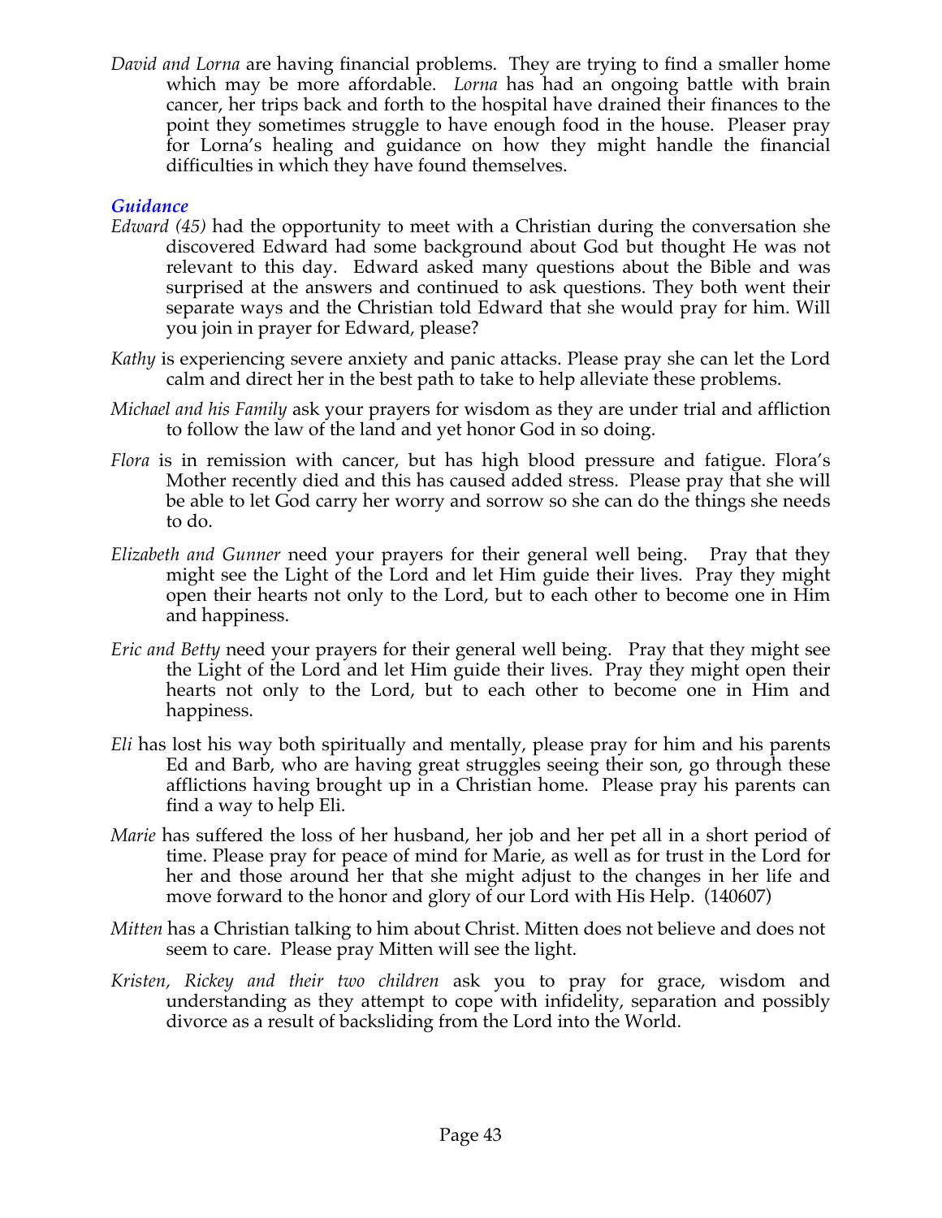*David and Lorna* are having financial problems. They are trying to find a smaller home which may be more affordable. *Lorna* has had an ongoing battle with brain cancer, her trips back and forth to the hospital have drained their finances to the point they sometimes struggle to have enough food in the house. Pleaser pray for Lorna's healing and guidance on how they might handle the financial difficulties in which they have found themselves.

### *Guidance*

*Edward (45)* had the opportunity to meet with a Christian during the conversation she discovered Edward had some background about God but thought He was not relevant to this day. Edward asked many questions about the Bible and was surprised at the answers and continued to ask questions. They both went their separate ways and the Christian told Edward that she would pray for him. Will you join in prayer for Edward, please?

*Kathy* is experiencing severe anxiety and panic attacks. Please pray she can let the Lord calm and direct her in the best path to take to help alleviate these problems.

*Michael and his Family* ask your prayers for wisdom as they are under trial and affliction to follow the law of the land and yet honor God in so doing.

*Flora* is in remission with cancer, but has high blood pressure and fatigue. Flora's Mother recently died and this has caused added stress. Please pray that she will be able to let God carry her worry and sorrow so she can do the things she needs to do.

*Elizabeth and Gunner* need your prayers for their general well being. Pray that they might see the Light of the Lord and let Him guide their lives. Pray they might open their hearts not only to the Lord, but to each other to become one in Him and happiness.

*Eric and Betty* need your prayers for their general well being. Pray that they might see the Light of the Lord and let Him guide their lives. Pray they might open their hearts not only to the Lord, but to each other to become one in Him and happiness.

*Eli* has lost his way both spiritually and mentally, please pray for him and his parents Ed and Barb, who are having great struggles seeing their son, go through these afflictions having brought up in a Christian home. Please pray his parents can find a way to help Eli.

*Marie* has suffered the loss of her husband, her job and her pet all in a short period of time. Please pray for peace of mind for Marie, as well as for trust in the Lord for her and those around her that she might adjust to the changes in her life and move forward to the honor and glory of our Lord with His Help. (140607)

*Mitten* has a Christian talking to him about Christ. Mitten does not believe and does not seem to care. Please pray Mitten will see the light.

*Kristen, Rickey and their two children* ask you to pray for grace, wisdom and understanding as they attempt to cope with infidelity, separation and possibly divorce as a result of backsliding from the Lord into the World.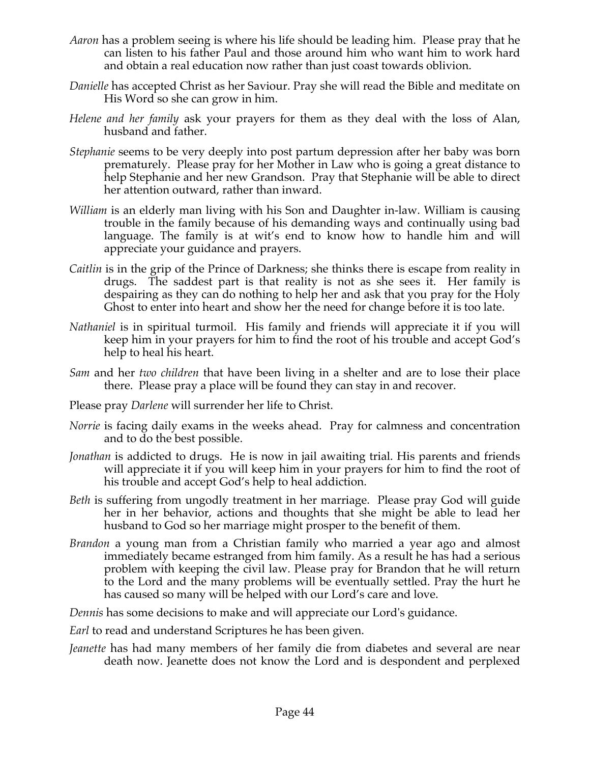*Aaron* has a problem seeing is where his life should be leading him. Please pray that he can listen to his father Paul and those around him who want him to work hard and obtain a real education now rather than just coast towards oblivion.

*Danielle* has accepted Christ as her Saviour. Pray she will read the Bible and meditate on His Word so she can grow in him.

*Helene and her family* ask your prayers for them as they deal with the loss of Alan, husband and father.

*Stephanie* seems to be very deeply into post partum depression after her baby was born prematurely. Please pray for her Mother in Law who is going a great distance to help Stephanie and her new Grandson. Pray that Stephanie will be able to direct her attention outward, rather than inward.

*William* is an elderly man living with his Son and Daughter in-law. William is causing trouble in the family because of his demanding ways and continually using bad language. The family is at wit's end to know how to handle him and will appreciate your guidance and prayers.

*Caitlin* is in the grip of the Prince of Darkness; she thinks there is escape from reality in drugs. The saddest part is that reality is not as she sees it. Her family is despairing as they can do nothing to help her and ask that you pray for the Holy Ghost to enter into heart and show her the need for change before it is too late.

*Nathaniel* is in spiritual turmoil. His family and friends will appreciate it if you will keep him in your prayers for him to find the root of his trouble and accept God's help to heal his heart.

*Sam* and her *two children* that have been living in a shelter and are to lose their place there. Please pray a place will be found they can stay in and recover.

Please pray *Darlene* will surrender her life to Christ.

*Norrie* is facing daily exams in the weeks ahead. Pray for calmness and concentration and to do the best possible.

*Jonathan* is addicted to drugs. He is now in jail awaiting trial. His parents and friends will appreciate it if you will keep him in your prayers for him to find the root of his trouble and accept God's help to heal addiction.

*Beth* is suffering from ungodly treatment in her marriage. Please pray God will guide her in her behavior, actions and thoughts that she might be able to lead her husband to God so her marriage might prosper to the benefit of them.

*Brandon* a young man from a Christian family who married a year ago and almost immediately became estranged from him family. As a result he has had a serious problem with keeping the civil law. Please pray for Brandon that he will return to the Lord and the many problems will be eventually settled. Pray the hurt he has caused so many will be helped with our Lord's care and love.

*Dennis* has some decisions to make and will appreciate our Lord's guidance.

*Earl* to read and understand Scriptures he has been given.

*Jeanette* has had many members of her family die from diabetes and several are near death now. Jeanette does not know the Lord and is despondent and perplexed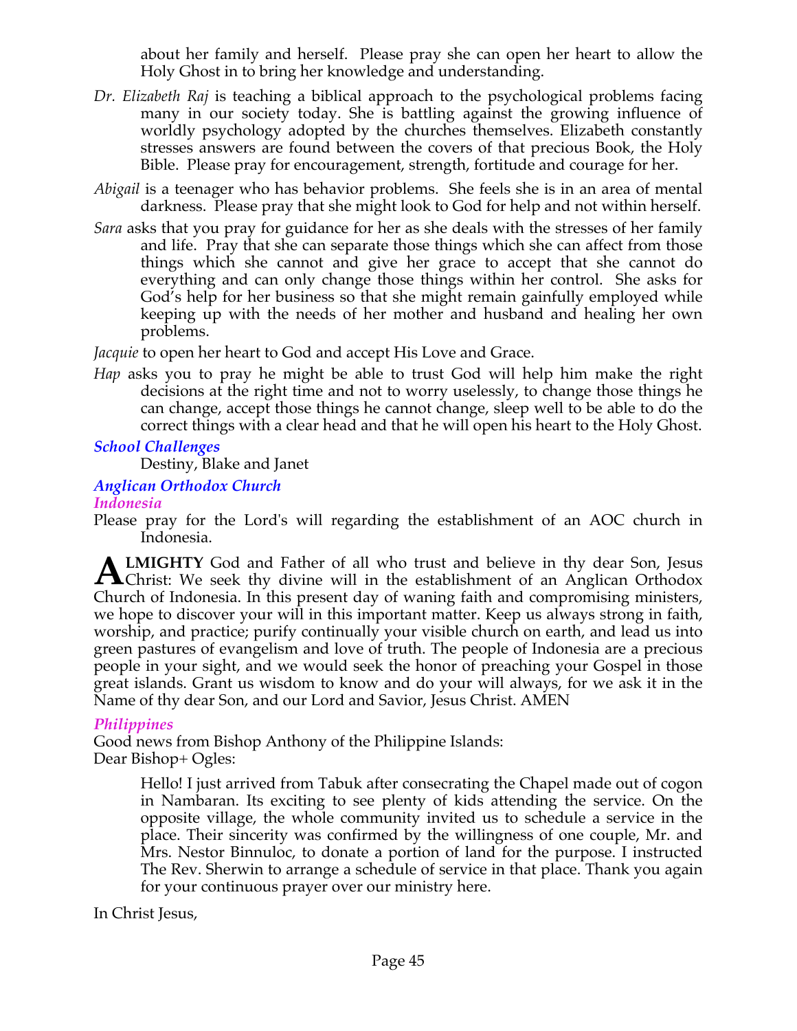about her family and herself. Please pray she can open her heart to allow the Holy Ghost in to bring her knowledge and understanding.

*Dr. Elizabeth Raj* is teaching a biblical approach to the psychological problems facing many in our society today. She is battling against the growing influence of worldly psychology adopted by the churches themselves. Elizabeth constantly stresses answers are found between the covers of that precious Book, the Holy Bible. Please pray for encouragement, strength, fortitude and courage for her.

*Abigail* is a teenager who has behavior problems. She feels she is in an area of mental darkness. Please pray that she might look to God for help and not within herself.

*Sara* asks that you pray for guidance for her as she deals with the stresses of her family and life. Pray that she can separate those things which she can affect from those things which she cannot and give her grace to accept that she cannot do everything and can only change those things within her control. She asks for God's help for her business so that she might remain gainfully employed while keeping up with the needs of her mother and husband and healing her own problems.

*Jacquie* to open her heart to God and accept His Love and Grace.

*Hap* asks you to pray he might be able to trust God will help him make the right decisions at the right time and not to worry uselessly, to change those things he can change, accept those things he cannot change, sleep well to be able to do the correct things with a clear head and that he will open his heart to the Holy Ghost.

### *School Challenges*

Destiny, Blake and Janet

### *Anglican Orthodox Church*

#### *Indonesia*

Please pray for the Lord's will regarding the establishment of an AOC church in Indonesia.

**ALMIGHTY** God and Father of all who trust and believe in thy dear Son, Jesus Christ: We seek thy divine will in the establishment of an Anglican Orthodox Church of Indonesia. In this present day of waning faith and compromising ministers, we hope to discover your will in this important matter. Keep us always strong in faith, worship, and practice; purify continually your visible church on earth, and lead us into green pastures of evangelism and love of truth. The people of Indonesia are a precious people in your sight, and we would seek the honor of preaching your Gospel in those great islands. Grant us wisdom to know and do your will always, for we ask it in the Name of thy dear Son, and our Lord and Savior, Jesus Christ. AMEN

#### *Philippines*

Good news from Bishop Anthony of the Philippine Islands:
Dear Bishop+ Ogles:

> Hello! I just arrived from Tabuk after consecrating the Chapel made out of cogon in Nambaran. Its exciting to see plenty of kids attending the service. On the opposite village, the whole community invited us to schedule a service in the place. Their sincerity was confirmed by the willingness of one couple, Mr. and Mrs. Nestor Binnuloc, to donate a portion of land for the purpose. I instructed The Rev. Sherwin to arrange a schedule of service in that place. Thank you again for your continuous prayer over our ministry here.

In Christ Jesus,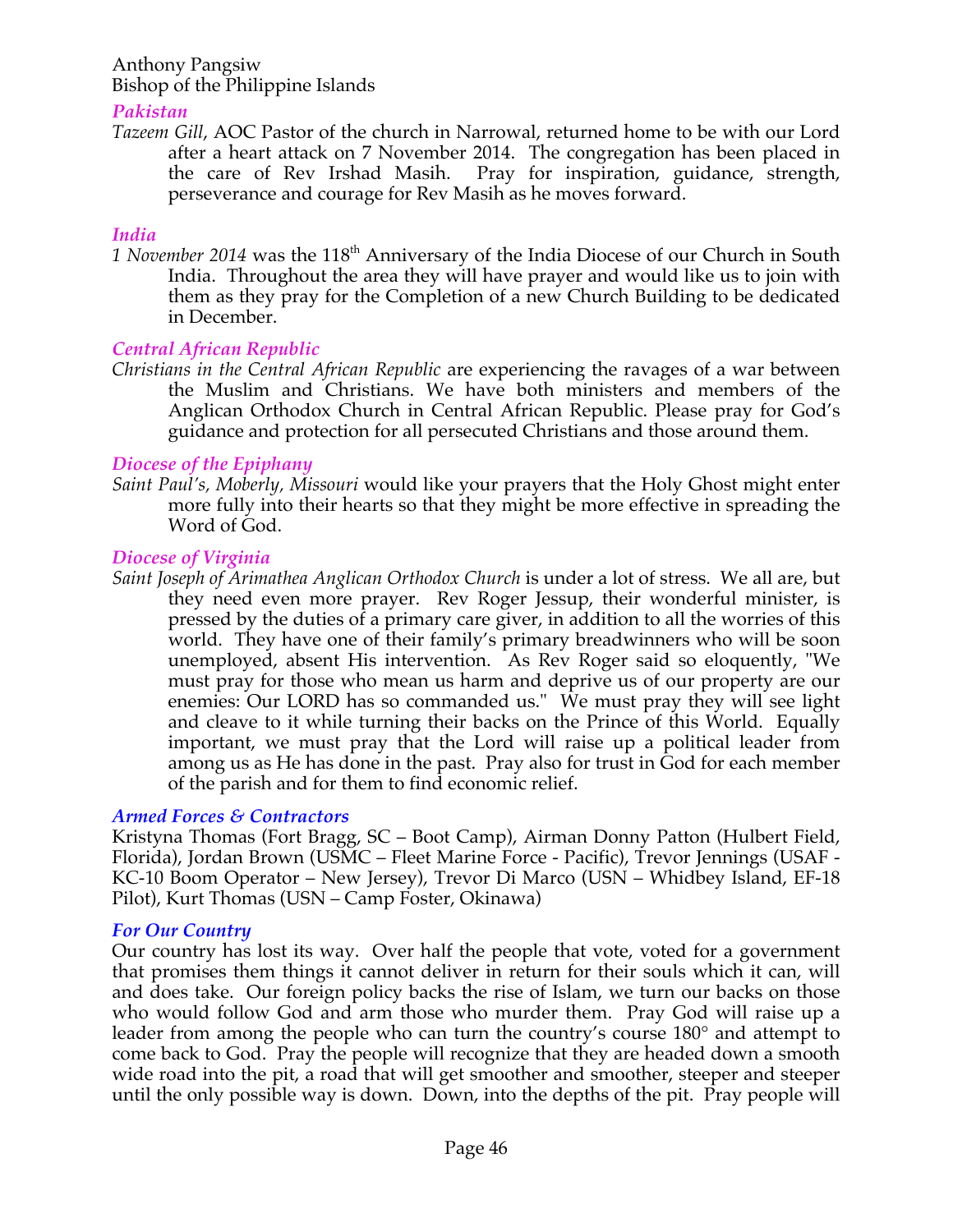Anthony Pangsiw
Bishop of the Philippine Islands

### *Pakistan*

*Tazeem Gill*, AOC Pastor of the church in Narrowal, returned home to be with our Lord after a heart attack on 7 November 2014. The congregation has been placed in the care of Rev Irshad Masih. Pray for inspiration, guidance, strength, perseverance and courage for Rev Masih as he moves forward.

### *India*

*1 November 2014* was the 118th Anniversary of the India Diocese of our Church in South India. Throughout the area they will have prayer and would like us to join with them as they pray for the Completion of a new Church Building to be dedicated in December.

### *Central African Republic*

*Christians in the Central African Republic* are experiencing the ravages of a war between the Muslim and Christians. We have both ministers and members of the Anglican Orthodox Church in Central African Republic. Please pray for God's guidance and protection for all persecuted Christians and those around them.

### *Diocese of the Epiphany*

*Saint Paul's, Moberly, Missouri* would like your prayers that the Holy Ghost might enter more fully into their hearts so that they might be more effective in spreading the Word of God.

### *Diocese of Virginia*

*Saint Joseph of Arimathea Anglican Orthodox Church* is under a lot of stress. We all are, but they need even more prayer. Rev Roger Jessup, their wonderful minister, is pressed by the duties of a primary care giver, in addition to all the worries of this world. They have one of their family's primary breadwinners who will be soon unemployed, absent His intervention. As Rev Roger said so eloquently, "We must pray for those who mean us harm and deprive us of our property are our enemies: Our LORD has so commanded us." We must pray they will see light and cleave to it while turning their backs on the Prince of this World. Equally important, we must pray that the Lord will raise up a political leader from among us as He has done in the past. Pray also for trust in God for each member of the parish and for them to find economic relief.

### *Armed Forces & Contractors*

Kristyna Thomas (Fort Bragg, SC – Boot Camp), Airman Donny Patton (Hulbert Field, Florida), Jordan Brown (USMC – Fleet Marine Force - Pacific), Trevor Jennings (USAF - KC-10 Boom Operator – New Jersey), Trevor Di Marco (USN – Whidbey Island, EF-18 Pilot), Kurt Thomas (USN – Camp Foster, Okinawa)

### *For Our Country*

Our country has lost its way. Over half the people that vote, voted for a government that promises them things it cannot deliver in return for their souls which it can, will and does take. Our foreign policy backs the rise of Islam, we turn our backs on those who would follow God and arm those who murder them. Pray God will raise up a leader from among the people who can turn the country's course 180° and attempt to come back to God. Pray the people will recognize that they are headed down a smooth wide road into the pit, a road that will get smoother and smoother, steeper and steeper until the only possible way is down. Down, into the depths of the pit. Pray people will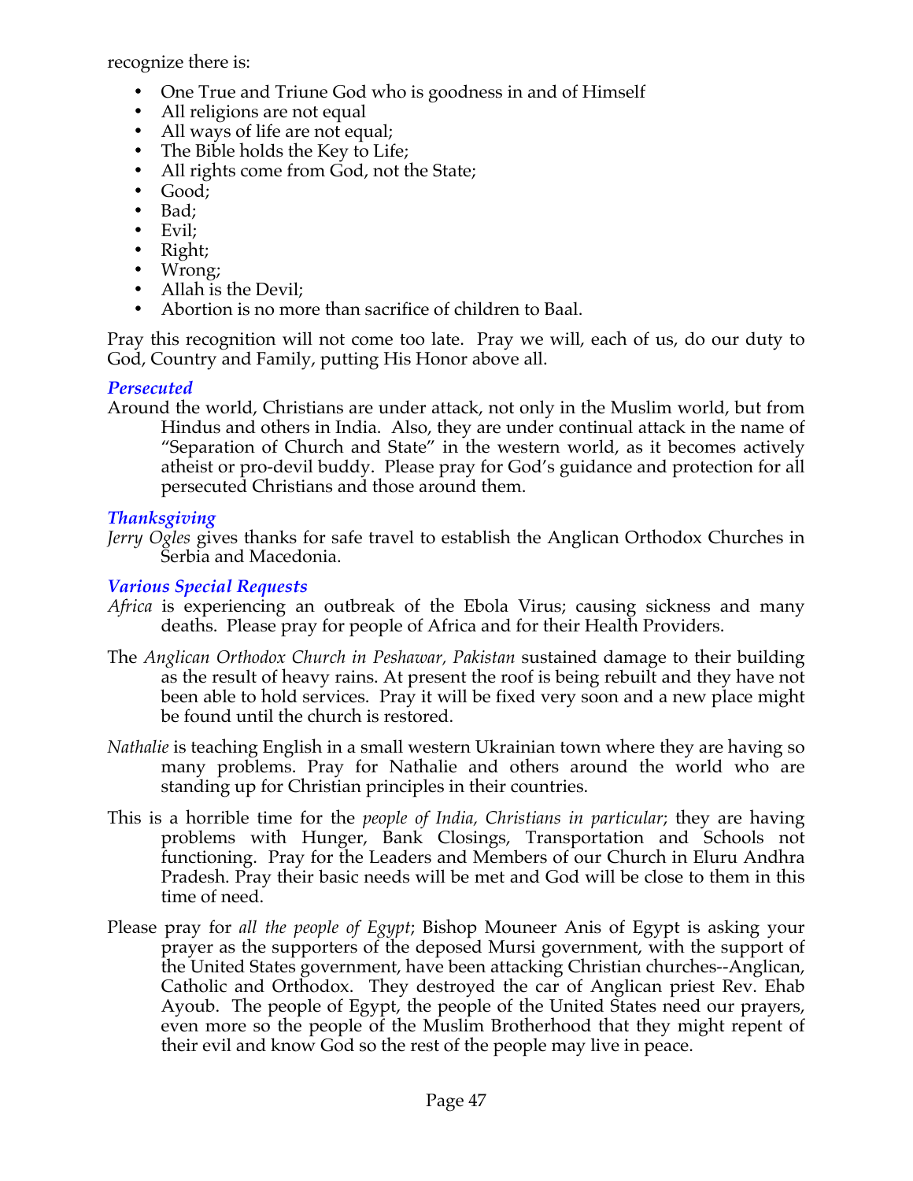recognize there is:

- One True and Triune God who is goodness in and of Himself
- All religions are not equal
- All ways of life are not equal;
- The Bible holds the Key to Life;
- All rights come from God, not the State;
- Good;
- Bad;
- Evil;
- Right;
- Wrong;
- Allah is the Devil;
- Abortion is no more than sacrifice of children to Baal.

Pray this recognition will not come too late. Pray we will, each of us, do our duty to God, Country and Family, putting His Honor above all.

### *Persecuted*

Around the world, Christians are under attack, not only in the Muslim world, but from Hindus and others in India. Also, they are under continual attack in the name of "Separation of Church and State" in the western world, as it becomes actively atheist or pro-devil buddy. Please pray for God's guidance and protection for all persecuted Christians and those around them.

### *Thanksgiving*

*Jerry Ogles* gives thanks for safe travel to establish the Anglican Orthodox Churches in Serbia and Macedonia.

### *Various Special Requests*

*Africa* is experiencing an outbreak of the Ebola Virus; causing sickness and many deaths. Please pray for people of Africa and for their Health Providers.

The *Anglican Orthodox Church in Peshawar, Pakistan* sustained damage to their building as the result of heavy rains. At present the roof is being rebuilt and they have not been able to hold services. Pray it will be fixed very soon and a new place might be found until the church is restored.

*Nathalie* is teaching English in a small western Ukrainian town where they are having so many problems. Pray for Nathalie and others around the world who are standing up for Christian principles in their countries.

This is a horrible time for the *people of India, Christians in particular*; they are having problems with Hunger, Bank Closings, Transportation and Schools not functioning. Pray for the Leaders and Members of our Church in Eluru Andhra Pradesh. Pray their basic needs will be met and God will be close to them in this time of need.

Please pray for *all the people of Egypt*; Bishop Mouneer Anis of Egypt is asking your prayer as the supporters of the deposed Mursi government, with the support of the United States government, have been attacking Christian churches--Anglican, Catholic and Orthodox. They destroyed the car of Anglican priest Rev. Ehab Ayoub. The people of Egypt, the people of the United States need our prayers, even more so the people of the Muslim Brotherhood that they might repent of their evil and know God so the rest of the people may live in peace.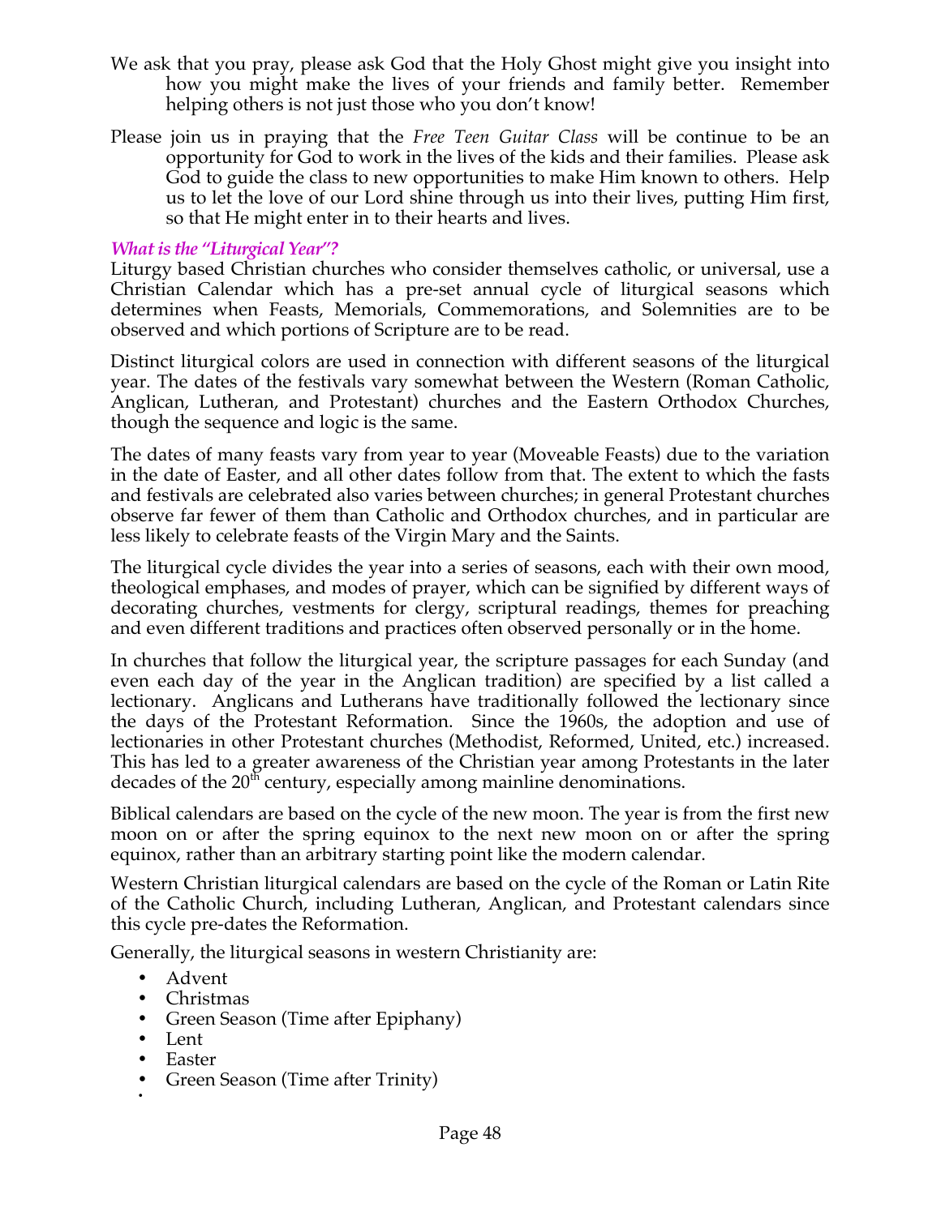We ask that you pray, please ask God that the Holy Ghost might give you insight into how you might make the lives of your friends and family better. Remember helping others is not just those who you don't know!

Please join us in praying that the *Free Teen Guitar Class* will be continue to be an opportunity for God to work in the lives of the kids and their families. Please ask God to guide the class to new opportunities to make Him known to others. Help us to let the love of our Lord shine through us into their lives, putting Him first, so that He might enter in to their hearts and lives.

### *What is the "Liturgical Year"?*

Liturgy based Christian churches who consider themselves catholic, or universal, use a Christian Calendar which has a pre-set annual cycle of liturgical seasons which determines when Feasts, Memorials, Commemorations, and Solemnities are to be observed and which portions of Scripture are to be read.

Distinct liturgical colors are used in connection with different seasons of the liturgical year. The dates of the festivals vary somewhat between the Western (Roman Catholic, Anglican, Lutheran, and Protestant) churches and the Eastern Orthodox Churches, though the sequence and logic is the same.

The dates of many feasts vary from year to year (Moveable Feasts) due to the variation in the date of Easter, and all other dates follow from that. The extent to which the fasts and festivals are celebrated also varies between churches; in general Protestant churches observe far fewer of them than Catholic and Orthodox churches, and in particular are less likely to celebrate feasts of the Virgin Mary and the Saints.

The liturgical cycle divides the year into a series of seasons, each with their own mood, theological emphases, and modes of prayer, which can be signified by different ways of decorating churches, vestments for clergy, scriptural readings, themes for preaching and even different traditions and practices often observed personally or in the home.

In churches that follow the liturgical year, the scripture passages for each Sunday (and even each day of the year in the Anglican tradition) are specified by a list called a lectionary. Anglicans and Lutherans have traditionally followed the lectionary since the days of the Protestant Reformation. Since the 1960s, the adoption and use of lectionaries in other Protestant churches (Methodist, Reformed, United, etc.) increased. This has led to a greater awareness of the Christian year among Protestants in the later decades of the 20th century, especially among mainline denominations.

Biblical calendars are based on the cycle of the new moon. The year is from the first new moon on or after the spring equinox to the next new moon on or after the spring equinox, rather than an arbitrary starting point like the modern calendar.

Western Christian liturgical calendars are based on the cycle of the Roman or Latin Rite of the Catholic Church, including Lutheran, Anglican, and Protestant calendars since this cycle pre-dates the Reformation.

Generally, the liturgical seasons in western Christianity are:

- Advent
- Christmas
- Green Season (Time after Epiphany)
- Lent
- Easter
- Green Season (Time after Trinity)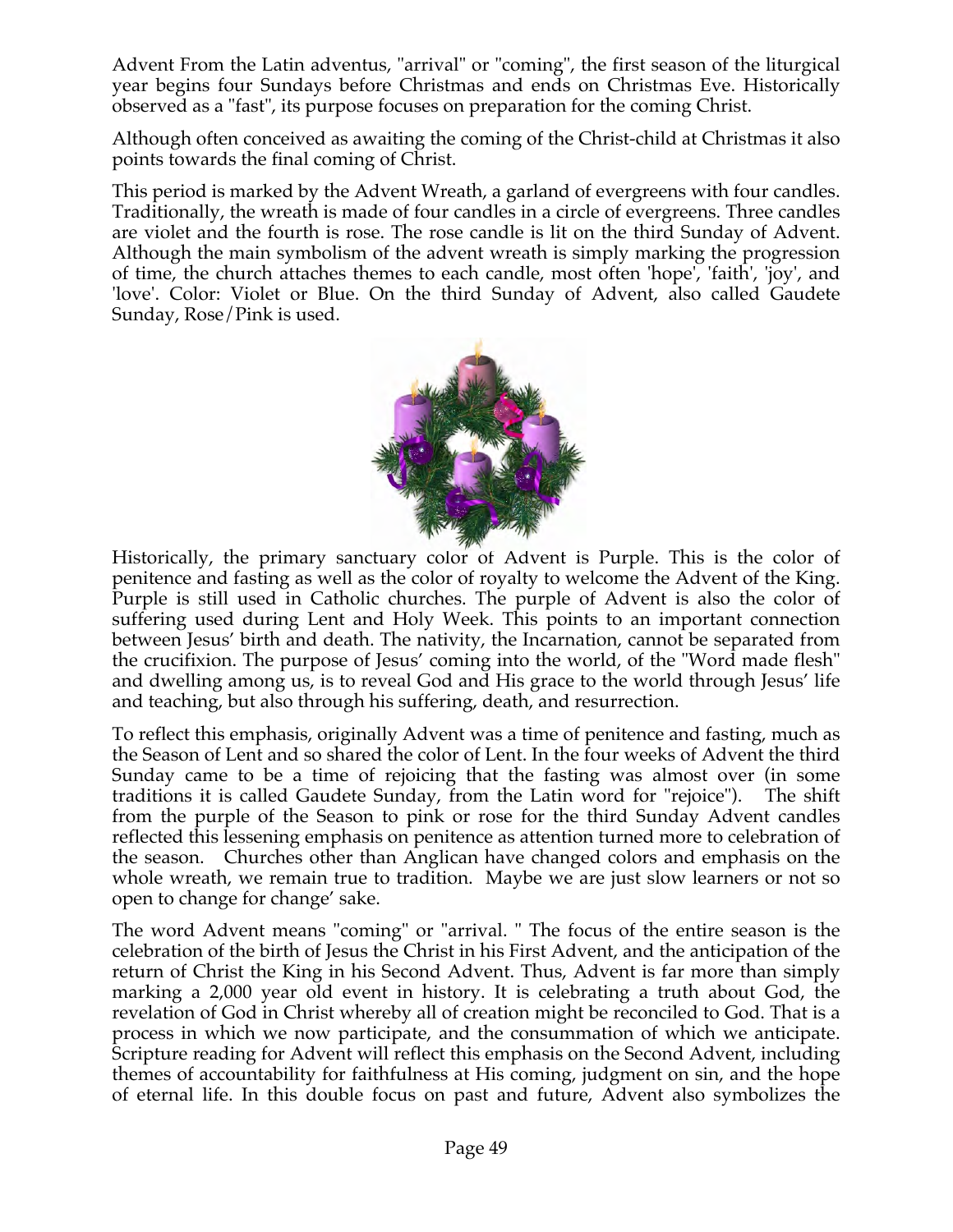Advent From the Latin adventus, "arrival" or "coming", the first season of the liturgical year begins four Sundays before Christmas and ends on Christmas Eve. Historically observed as a "fast", its purpose focuses on preparation for the coming Christ.

Although often conceived as awaiting the coming of the Christ-child at Christmas it also points towards the final coming of Christ.

This period is marked by the Advent Wreath, a garland of evergreens with four candles. Traditionally, the wreath is made of four candles in a circle of evergreens. Three candles are violet and the fourth is rose. The rose candle is lit on the third Sunday of Advent. Although the main symbolism of the advent wreath is simply marking the progression of time, the church attaches themes to each candle, most often 'hope', 'faith', 'joy', and 'love'. Color: Violet or Blue. On the third Sunday of Advent, also called Gaudete Sunday, Rose/Pink is used.

Historically, the primary sanctuary color of Advent is Purple. This is the color of penitence and fasting as well as the color of royalty to welcome the Advent of the King. Purple is still used in Catholic churches. The purple of Advent is also the color of suffering used during Lent and Holy Week. This points to an important connection between Jesus' birth and death. The nativity, the Incarnation, cannot be separated from the crucifixion. The purpose of Jesus' coming into the world, of the "Word made flesh" and dwelling among us, is to reveal God and His grace to the world through Jesus' life and teaching, but also through his suffering, death, and resurrection.

To reflect this emphasis, originally Advent was a time of penitence and fasting, much as the Season of Lent and so shared the color of Lent. In the four weeks of Advent the third Sunday came to be a time of rejoicing that the fasting was almost over (in some traditions it is called Gaudete Sunday, from the Latin word for "rejoice"). The shift from the purple of the Season to pink or rose for the third Sunday Advent candles reflected this lessening emphasis on penitence as attention turned more to celebration of the season. Churches other than Anglican have changed colors and emphasis on the whole wreath, we remain true to tradition. Maybe we are just slow learners or not so open to change for change' sake.

The word Advent means "coming" or "arrival. " The focus of the entire season is the celebration of the birth of Jesus the Christ in his First Advent, and the anticipation of the return of Christ the King in his Second Advent. Thus, Advent is far more than simply marking a 2,000 year old event in history. It is celebrating a truth about God, the revelation of God in Christ whereby all of creation might be reconciled to God. That is a process in which we now participate, and the consummation of which we anticipate. Scripture reading for Advent will reflect this emphasis on the Second Advent, including themes of accountability for faithfulness at His coming, judgment on sin, and the hope of eternal life. In this double focus on past and future, Advent also symbolizes the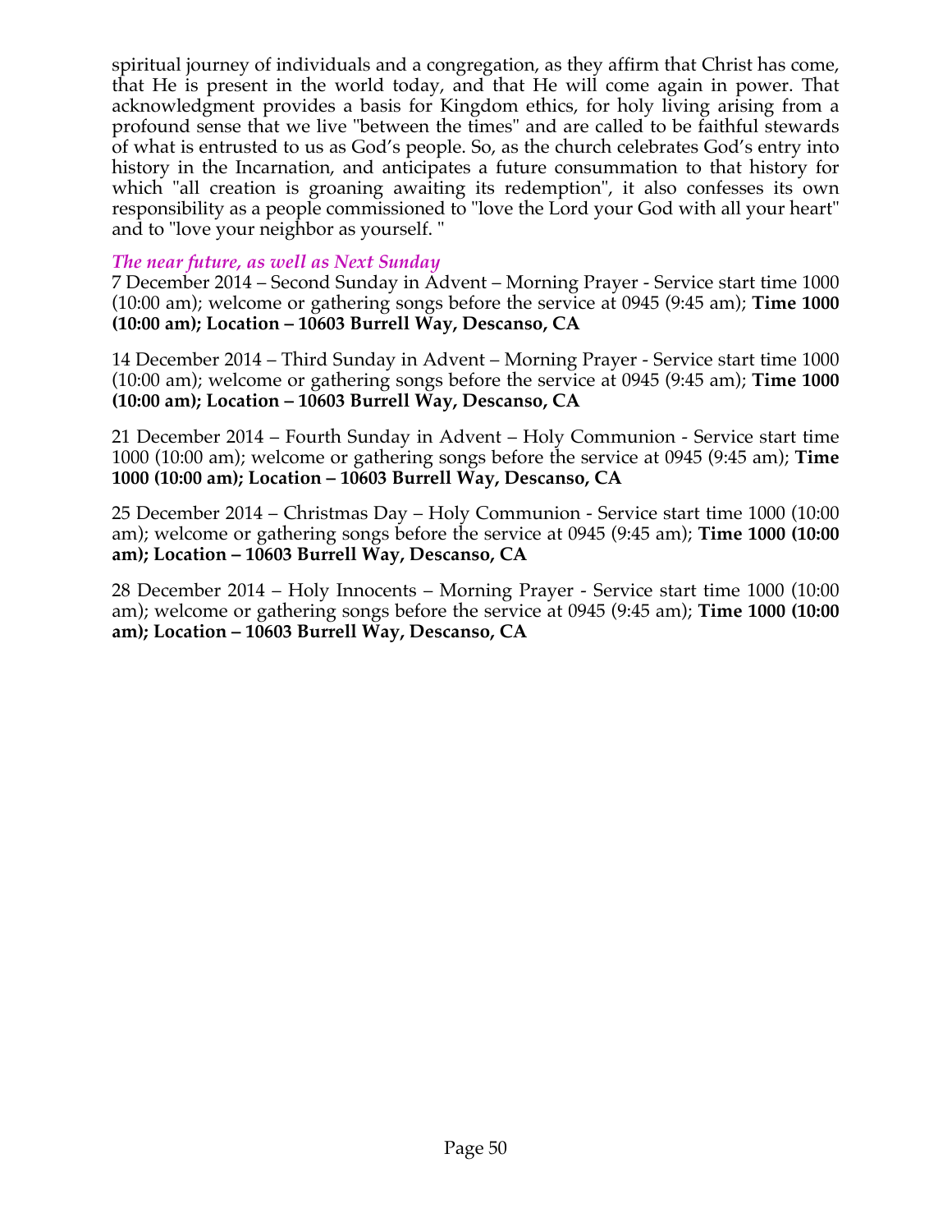spiritual journey of individuals and a congregation, as they affirm that Christ has come, that He is present in the world today, and that He will come again in power. That acknowledgment provides a basis for Kingdom ethics, for holy living arising from a profound sense that we live "between the times" and are called to be faithful stewards of what is entrusted to us as God's people. So, as the church celebrates God's entry into history in the Incarnation, and anticipates a future consummation to that history for which "all creation is groaning awaiting its redemption", it also confesses its own responsibility as a people commissioned to "love the Lord your God with all your heart" and to "love your neighbor as yourself. "

*The near future, as well as Next Sunday*

7 December 2014 – Second Sunday in Advent – Morning Prayer - Service start time 1000 (10:00 am); welcome or gathering songs before the service at 0945 (9:45 am); **Time 1000 (10:00 am); Location – 10603 Burrell Way, Descanso, CA**

14 December 2014 – Third Sunday in Advent – Morning Prayer - Service start time 1000 (10:00 am); welcome or gathering songs before the service at 0945 (9:45 am); **Time 1000 (10:00 am); Location – 10603 Burrell Way, Descanso, CA**

21 December 2014 – Fourth Sunday in Advent – Holy Communion - Service start time 1000 (10:00 am); welcome or gathering songs before the service at 0945 (9:45 am); **Time 1000 (10:00 am); Location – 10603 Burrell Way, Descanso, CA**

25 December 2014 – Christmas Day – Holy Communion - Service start time 1000 (10:00 am); welcome or gathering songs before the service at 0945 (9:45 am); **Time 1000 (10:00 am); Location – 10603 Burrell Way, Descanso, CA**

28 December 2014 – Holy Innocents – Morning Prayer - Service start time 1000 (10:00 am); welcome or gathering songs before the service at 0945 (9:45 am); **Time 1000 (10:00 am); Location – 10603 Burrell Way, Descanso, CA**